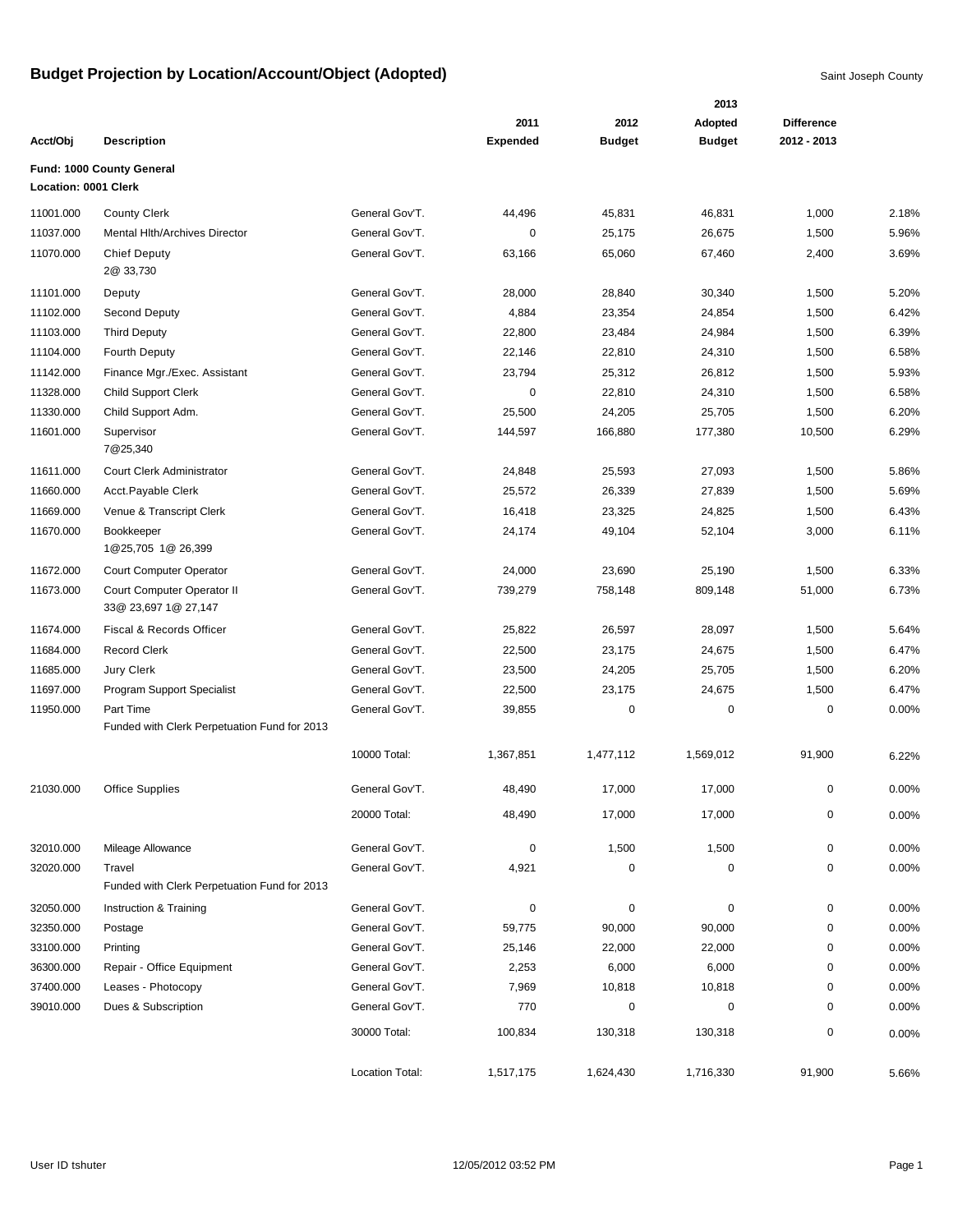# Budget Projection by Location/Account/Object (Adopted)

Saint Joseph County

| Acct/Obj | Description | | 2011 Expended | 2012 Budget | 2013 Adopted Budget | Difference 2012 - 2013 | |
|---|---|---|---|---|---|---|---|
| **Fund: 1000 County General** | | | | | | | |
| **Location: 0001 Clerk** | | | | | | | |
| 11001.000 | County Clerk | General Gov'T. | 44,496 | 45,831 | 46,831 | 1,000 | 2.18% |
| 11037.000 | Mental Hlth/Archives Director | General Gov'T. | 0 | 25,175 | 26,675 | 1,500 | 5.96% |
| 11070.000 | Chief Deputy<br>2@ 33,730 | General Gov'T. | 63,166 | 65,060 | 67,460 | 2,400 | 3.69% |
| 11101.000 | Deputy | General Gov'T. | 28,000 | 28,840 | 30,340 | 1,500 | 5.20% |
| 11102.000 | Second Deputy | General Gov'T. | 4,884 | 23,354 | 24,854 | 1,500 | 6.42% |
| 11103.000 | Third Deputy | General Gov'T. | 22,800 | 23,484 | 24,984 | 1,500 | 6.39% |
| 11104.000 | Fourth Deputy | General Gov'T. | 22,146 | 22,810 | 24,310 | 1,500 | 6.58% |
| 11142.000 | Finance Mgr./Exec. Assistant | General Gov'T. | 23,794 | 25,312 | 26,812 | 1,500 | 5.93% |
| 11328.000 | Child Support Clerk | General Gov'T. | 0 | 22,810 | 24,310 | 1,500 | 6.58% |
| 11330.000 | Child Support Adm. | General Gov'T. | 25,500 | 24,205 | 25,705 | 1,500 | 6.20% |
| 11601.000 | Supervisor<br>7@25,340 | General Gov'T. | 144,597 | 166,880 | 177,380 | 10,500 | 6.29% |
| 11611.000 | Court Clerk Administrator | General Gov'T. | 24,848 | 25,593 | 27,093 | 1,500 | 5.86% |
| 11660.000 | Acct.Payable Clerk | General Gov'T. | 25,572 | 26,339 | 27,839 | 1,500 | 5.69% |
| 11669.000 | Venue & Transcript Clerk | General Gov'T. | 16,418 | 23,325 | 24,825 | 1,500 | 6.43% |
| 11670.000 | Bookkeeper<br>1@25,705 1@ 26,399 | General Gov'T. | 24,174 | 49,104 | 52,104 | 3,000 | 6.11% |
| 11672.000 | Court Computer Operator | General Gov'T. | 24,000 | 23,690 | 25,190 | 1,500 | 6.33% |
| 11673.000 | Court Computer Operator II<br>33@ 23,697 1@ 27,147 | General Gov'T. | 739,279 | 758,148 | 809,148 | 51,000 | 6.73% |
| 11674.000 | Fiscal & Records Officer | General Gov'T. | 25,822 | 26,597 | 28,097 | 1,500 | 5.64% |
| 11684.000 | Record Clerk | General Gov'T. | 22,500 | 23,175 | 24,675 | 1,500 | 6.47% |
| 11685.000 | Jury Clerk | General Gov'T. | 23,500 | 24,205 | 25,705 | 1,500 | 6.20% |
| 11697.000 | Program Support Specialist | General Gov'T. | 22,500 | 23,175 | 24,675 | 1,500 | 6.47% |
| 11950.000 | Part Time<br>Funded with Clerk Perpetuation Fund for 2013 | General Gov'T. | 39,855 | 0 | 0 | 0 | 0.00% |
| | | 10000 Total: | 1,367,851 | 1,477,112 | 1,569,012 | 91,900 | 6.22% |
| 21030.000 | Office Supplies | General Gov'T. | 48,490 | 17,000 | 17,000 | 0 | 0.00% |
| | | 20000 Total: | 48,490 | 17,000 | 17,000 | 0 | 0.00% |
| 32010.000 | Mileage Allowance | General Gov'T. | 0 | 1,500 | 1,500 | 0 | 0.00% |
| 32020.000 | Travel<br>Funded with Clerk Perpetuation Fund for 2013 | General Gov'T. | 4,921 | 0 | 0 | 0 | 0.00% |
| 32050.000 | Instruction & Training | General Gov'T. | 0 | 0 | 0 | 0 | 0.00% |
| 32350.000 | Postage | General Gov'T. | 59,775 | 90,000 | 90,000 | 0 | 0.00% |
| 33100.000 | Printing | General Gov'T. | 25,146 | 22,000 | 22,000 | 0 | 0.00% |
| 36300.000 | Repair - Office Equipment | General Gov'T. | 2,253 | 6,000 | 6,000 | 0 | 0.00% |
| 37400.000 | Leases - Photocopy | General Gov'T. | 7,969 | 10,818 | 10,818 | 0 | 0.00% |
| 39010.000 | Dues & Subscription | General Gov'T. | 770 | 0 | 0 | 0 | 0.00% |
| | | 30000 Total: | 100,834 | 130,318 | 130,318 | 0 | 0.00% |
| | | Location Total: | 1,517,175 | 1,624,430 | 1,716,330 | 91,900 | 5.66% |

User ID tshuter 12/05/2012 03:52 PM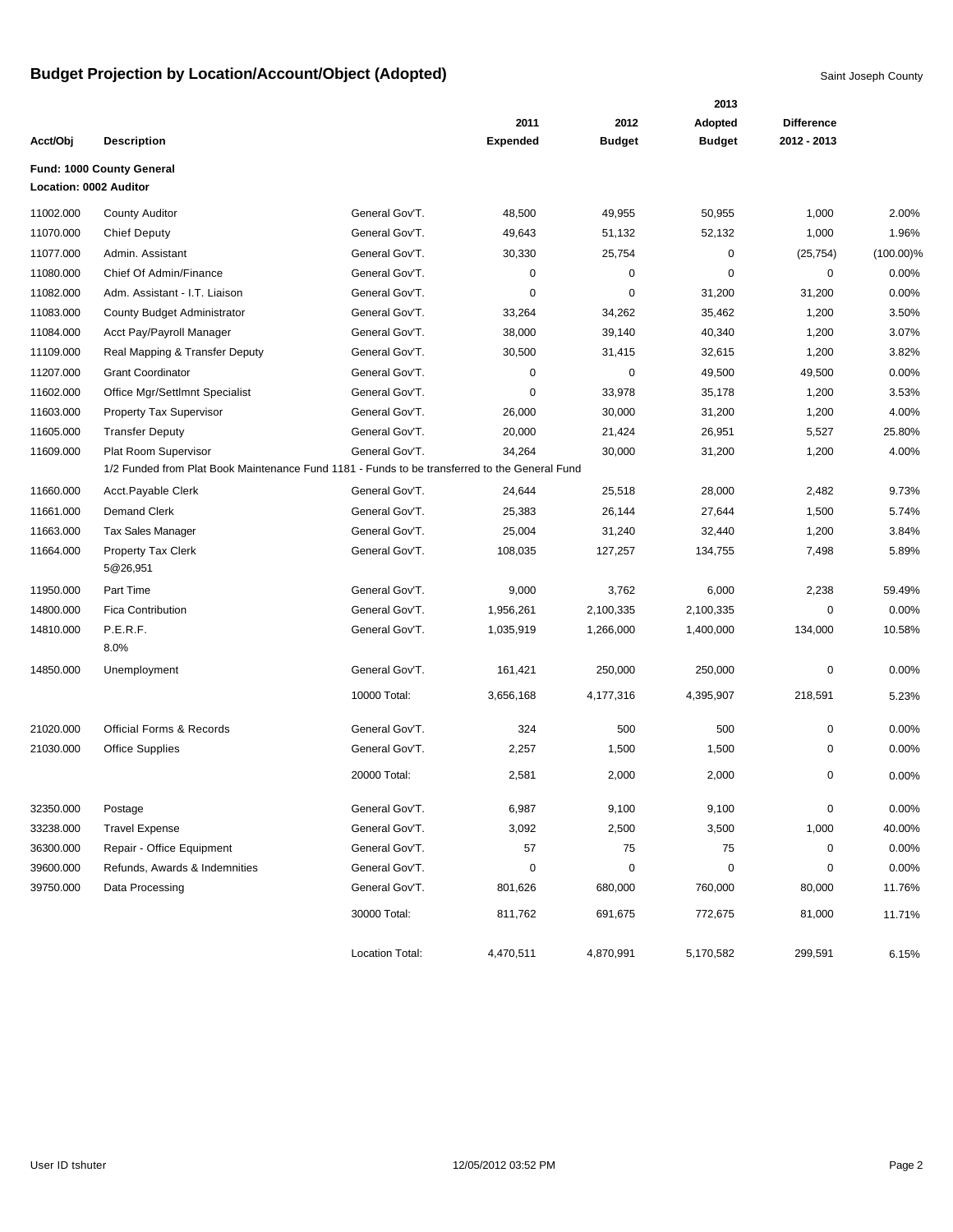# Budget Projection by Location/Account/Object (Adopted)

Saint Joseph County

| Acct/Obj | Description | | 2011 Expended | 2012 Budget | 2013 Adopted Budget | Difference 2012 - 2013 | |
|---|---|---|---|---|---|---|---|
| **Fund: 1000 County General** | | | | | | | |
| **Location: 0002 Auditor** | | | | | | | |
| 11002.000 | County Auditor | General Gov'T. | 48,500 | 49,955 | 50,955 | 1,000 | 2.00% |
| 11070.000 | Chief Deputy | General Gov'T. | 49,643 | 51,132 | 52,132 | 1,000 | 1.96% |
| 11077.000 | Admin. Assistant | General Gov'T. | 30,330 | 25,754 | 0 | (25,754) | (100.00)% |
| 11080.000 | Chief Of Admin/Finance | General Gov'T. | 0 | 0 | 0 | 0 | 0.00% |
| 11082.000 | Adm. Assistant - I.T. Liaison | General Gov'T. | 0 | 0 | 31,200 | 31,200 | 0.00% |
| 11083.000 | County Budget Administrator | General Gov'T. | 33,264 | 34,262 | 35,462 | 1,200 | 3.50% |
| 11084.000 | Acct Pay/Payroll Manager | General Gov'T. | 38,000 | 39,140 | 40,340 | 1,200 | 3.07% |
| 11109.000 | Real Mapping & Transfer Deputy | General Gov'T. | 30,500 | 31,415 | 32,615 | 1,200 | 3.82% |
| 11207.000 | Grant Coordinator | General Gov'T. | 0 | 0 | 49,500 | 49,500 | 0.00% |
| 11602.000 | Office Mgr/Settlmnt Specialist | General Gov'T. | 0 | 33,978 | 35,178 | 1,200 | 3.53% |
| 11603.000 | Property Tax Supervisor | General Gov'T. | 26,000 | 30,000 | 31,200 | 1,200 | 4.00% |
| 11605.000 | Transfer Deputy | General Gov'T. | 20,000 | 21,424 | 26,951 | 5,527 | 25.80% |
| 11609.000 | Plat Room Supervisor<br>1/2 Funded from Plat Book Maintenance Fund 1181 - Funds to be transferred to the General Fund | General Gov'T. | 34,264 | 30,000 | 31,200 | 1,200 | 4.00% |
| 11660.000 | Acct.Payable Clerk | General Gov'T. | 24,644 | 25,518 | 28,000 | 2,482 | 9.73% |
| 11661.000 | Demand Clerk | General Gov'T. | 25,383 | 26,144 | 27,644 | 1,500 | 5.74% |
| 11663.000 | Tax Sales Manager | General Gov'T. | 25,004 | 31,240 | 32,440 | 1,200 | 3.84% |
| 11664.000 | Property Tax Clerk<br>5@26,951 | General Gov'T. | 108,035 | 127,257 | 134,755 | 7,498 | 5.89% |
| 11950.000 | Part Time | General Gov'T. | 9,000 | 3,762 | 6,000 | 2,238 | 59.49% |
| 14800.000 | Fica Contribution | General Gov'T. | 1,956,261 | 2,100,335 | 2,100,335 | 0 | 0.00% |
| 14810.000 | P.E.R.F.<br>8.0% | General Gov'T. | 1,035,919 | 1,266,000 | 1,400,000 | 134,000 | 10.58% |
| 14850.000 | Unemployment | General Gov'T. | 161,421 | 250,000 | 250,000 | 0 | 0.00% |
| | | 10000 Total: | 3,656,168 | 4,177,316 | 4,395,907 | 218,591 | 5.23% |
| 21020.000 | Official Forms & Records | General Gov'T. | 324 | 500 | 500 | 0 | 0.00% |
| 21030.000 | Office Supplies | General Gov'T. | 2,257 | 1,500 | 1,500 | 0 | 0.00% |
| | | 20000 Total: | 2,581 | 2,000 | 2,000 | 0 | 0.00% |
| 32350.000 | Postage | General Gov'T. | 6,987 | 9,100 | 9,100 | 0 | 0.00% |
| 33238.000 | Travel Expense | General Gov'T. | 3,092 | 2,500 | 3,500 | 1,000 | 40.00% |
| 36300.000 | Repair - Office Equipment | General Gov'T. | 57 | 75 | 75 | 0 | 0.00% |
| 39600.000 | Refunds, Awards & Indemnities | General Gov'T. | 0 | 0 | 0 | 0 | 0.00% |
| 39750.000 | Data Processing | General Gov'T. | 801,626 | 680,000 | 760,000 | 80,000 | 11.76% |
| | | 30000 Total: | 811,762 | 691,675 | 772,675 | 81,000 | 11.71% |
| | | Location Total: | 4,470,511 | 4,870,991 | 5,170,582 | 299,591 | 6.15% |

User ID tshuter 12/05/2012 03:52 PM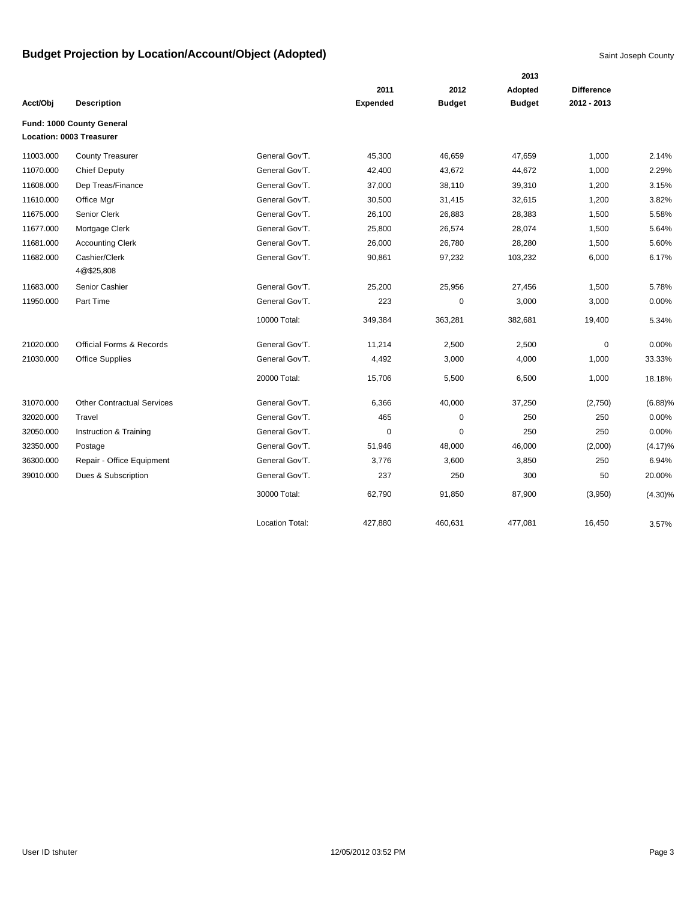# Budget Projection by Location/Account/Object (Adopted)

Saint Joseph County

| Acct/Obj | Description | | 2011 Expended | 2012 Budget | 2013 Adopted Budget | Difference 2012 - 2013 | |
|---|---|---|---|---|---|---|---|
| **Fund: 1000 County General** | | | | | | | |
| **Location: 0003 Treasurer** | | | | | | | |
| 11003.000 | County Treasurer | General Gov'T. | 45,300 | 46,659 | 47,659 | 1,000 | 2.14% |
| 11070.000 | Chief Deputy | General Gov'T. | 42,400 | 43,672 | 44,672 | 1,000 | 2.29% |
| 11608.000 | Dep Treas/Finance | General Gov'T. | 37,000 | 38,110 | 39,310 | 1,200 | 3.15% |
| 11610.000 | Office Mgr | General Gov'T. | 30,500 | 31,415 | 32,615 | 1,200 | 3.82% |
| 11675.000 | Senior Clerk | General Gov'T. | 26,100 | 26,883 | 28,383 | 1,500 | 5.58% |
| 11677.000 | Mortgage Clerk | General Gov'T. | 25,800 | 26,574 | 28,074 | 1,500 | 5.64% |
| 11681.000 | Accounting Clerk | General Gov'T. | 26,000 | 26,780 | 28,280 | 1,500 | 5.60% |
| 11682.000 | Cashier/Clerk 4@$25,808 | General Gov'T. | 90,861 | 97,232 | 103,232 | 6,000 | 6.17% |
| 11683.000 | Senior Cashier | General Gov'T. | 25,200 | 25,956 | 27,456 | 1,500 | 5.78% |
| 11950.000 | Part Time | General Gov'T. | 223 | 0 | 3,000 | 3,000 | 0.00% |
| | | 10000 Total: | 349,384 | 363,281 | 382,681 | 19,400 | 5.34% |
| 21020.000 | Official Forms & Records | General Gov'T. | 11,214 | 2,500 | 2,500 | 0 | 0.00% |
| 21030.000 | Office Supplies | General Gov'T. | 4,492 | 3,000 | 4,000 | 1,000 | 33.33% |
| | | 20000 Total: | 15,706 | 5,500 | 6,500 | 1,000 | 18.18% |
| 31070.000 | Other Contractual Services | General Gov'T. | 6,366 | 40,000 | 37,250 | (2,750) | (6.88)% |
| 32020.000 | Travel | General Gov'T. | 465 | 0 | 250 | 250 | 0.00% |
| 32050.000 | Instruction & Training | General Gov'T. | 0 | 0 | 250 | 250 | 0.00% |
| 32350.000 | Postage | General Gov'T. | 51,946 | 48,000 | 46,000 | (2,000) | (4.17)% |
| 36300.000 | Repair - Office Equipment | General Gov'T. | 3,776 | 3,600 | 3,850 | 250 | 6.94% |
| 39010.000 | Dues & Subscription | General Gov'T. | 237 | 250 | 300 | 50 | 20.00% |
| | | 30000 Total: | 62,790 | 91,850 | 87,900 | (3,950) | (4.30)% |
| | | Location Total: | 427,880 | 460,631 | 477,081 | 16,450 | 3.57% |

User ID tshuter    12/05/2012 03:52 PM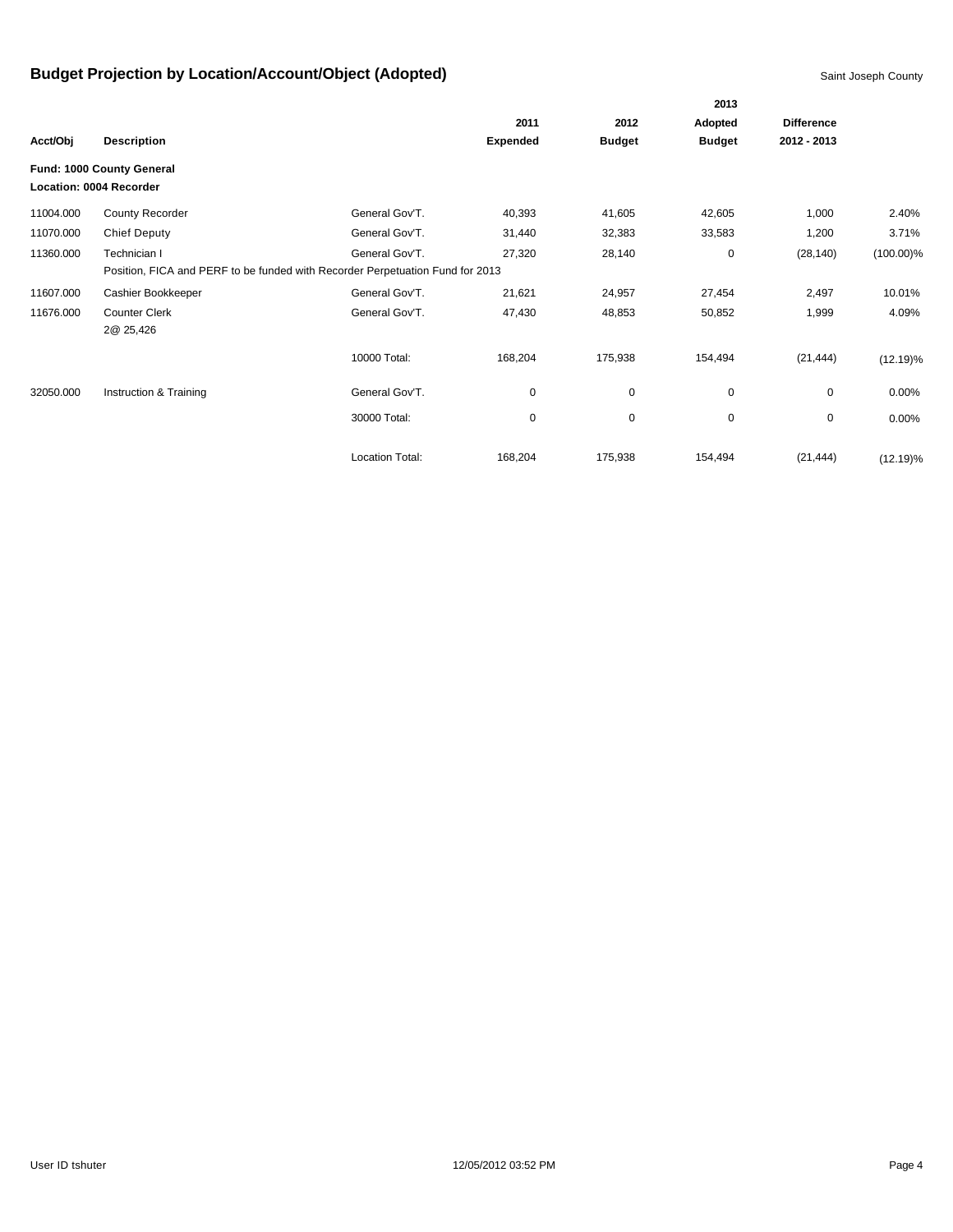# Budget Projection by Location/Account/Object (Adopted)

Saint Joseph County

| Acct/Obj | Description | | 2011 Expended | 2012 Budget | 2013 Adopted Budget | Difference 2012 - 2013 | |
|---|---|---|---|---|---|---|---|
| **Fund: 1000 County General** | | | | | | | |
| **Location: 0004 Recorder** | | | | | | | |
| 11004.000 | County Recorder | General Gov'T. | 40,393 | 41,605 | 42,605 | 1,000 | 2.40% |
| 11070.000 | Chief Deputy | General Gov'T. | 31,440 | 32,383 | 33,583 | 1,200 | 3.71% |
| 11360.000 | Technician I | General Gov'T. | 27,320 | 28,140 | 0 | (28,140) | (100.00)% |
| | Position, FICA and PERF to be funded with Recorder Perpetuation Fund for 2013 | | | | | | |
| 11607.000 | Cashier Bookkeeper | General Gov'T. | 21,621 | 24,957 | 27,454 | 2,497 | 10.01% |
| 11676.000 | Counter Clerk 2@ 25,426 | General Gov'T. | 47,430 | 48,853 | 50,852 | 1,999 | 4.09% |
| | | 10000 Total: | 168,204 | 175,938 | 154,494 | (21,444) | (12.19)% |
| 32050.000 | Instruction & Training | General Gov'T. | 0 | 0 | 0 | 0 | 0.00% |
| | | 30000 Total: | 0 | 0 | 0 | 0 | 0.00% |
| | | Location Total: | 168,204 | 175,938 | 154,494 | (21,444) | (12.19)% |

User ID tshuter 12/05/2012 03:52 PM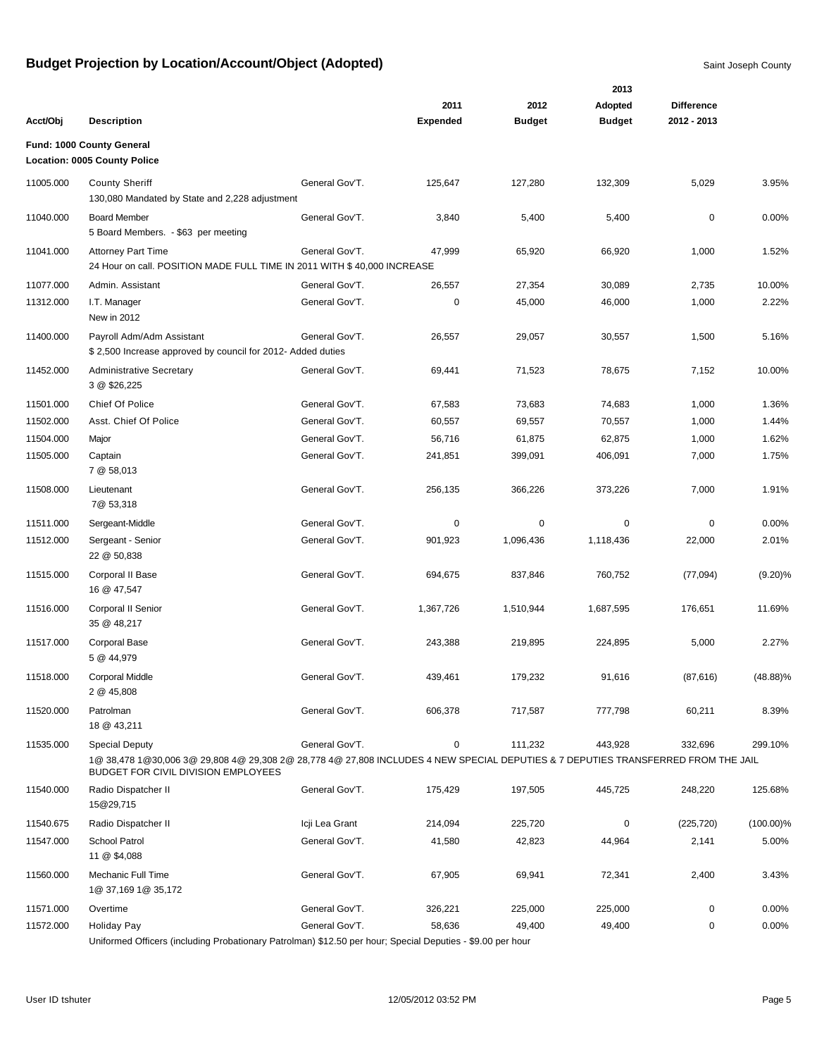# Budget Projection by Location/Account/Object (Adopted)

Saint Joseph County

| Acct/Obj | Description | | 2011 Expended | 2012 Budget | 2013 Adopted Budget | Difference 2012 - 2013 | |
|---|---|---|---|---|---|---|---|
| **Fund: 1000 County General** | | | | | | | |
| **Location: 0005 County Police** | | | | | | | |
| 11005.000 | County Sheriff<br>130,080 Mandated by State and 2,228 adjustment | General Gov'T. | 125,647 | 127,280 | 132,309 | 5,029 | 3.95% |
| 11040.000 | Board Member<br>5 Board Members. - $63 per meeting | General Gov'T. | 3,840 | 5,400 | 5,400 | 0 | 0.00% |
| 11041.000 | Attorney Part Time<br>24 Hour on call. POSITION MADE FULL TIME IN 2011 WITH $ 40,000 INCREASE | General Gov'T. | 47,999 | 65,920 | 66,920 | 1,000 | 1.52% |
| 11077.000 | Admin. Assistant | General Gov'T. | 26,557 | 27,354 | 30,089 | 2,735 | 10.00% |
| 11312.000 | I.T. Manager<br>New in 2012 | General Gov'T. | 0 | 45,000 | 46,000 | 1,000 | 2.22% |
| 11400.000 | Payroll Adm/Adm Assistant<br>$ 2,500 Increase approved by council for 2012- Added duties | General Gov'T. | 26,557 | 29,057 | 30,557 | 1,500 | 5.16% |
| 11452.000 | Administrative Secretary<br>3 @ $26,225 | General Gov'T. | 69,441 | 71,523 | 78,675 | 7,152 | 10.00% |
| 11501.000 | Chief Of Police | General Gov'T. | 67,583 | 73,683 | 74,683 | 1,000 | 1.36% |
| 11502.000 | Asst. Chief Of Police | General Gov'T. | 60,557 | 69,557 | 70,557 | 1,000 | 1.44% |
| 11504.000 | Major | General Gov'T. | 56,716 | 61,875 | 62,875 | 1,000 | 1.62% |
| 11505.000 | Captain<br>7 @ 58,013 | General Gov'T. | 241,851 | 399,091 | 406,091 | 7,000 | 1.75% |
| 11508.000 | Lieutenant<br>7@ 53,318 | General Gov'T. | 256,135 | 366,226 | 373,226 | 7,000 | 1.91% |
| 11511.000 | Sergeant-Middle | General Gov'T. | 0 | 0 | 0 | 0 | 0.00% |
| 11512.000 | Sergeant - Senior<br>22 @ 50,838 | General Gov'T. | 901,923 | 1,096,436 | 1,118,436 | 22,000 | 2.01% |
| 11515.000 | Corporal II Base<br>16 @ 47,547 | General Gov'T. | 694,675 | 837,846 | 760,752 | (77,094) | (9.20)% |
| 11516.000 | Corporal II Senior<br>35 @ 48,217 | General Gov'T. | 1,367,726 | 1,510,944 | 1,687,595 | 176,651 | 11.69% |
| 11517.000 | Corporal Base<br>5 @ 44,979 | General Gov'T. | 243,388 | 219,895 | 224,895 | 5,000 | 2.27% |
| 11518.000 | Corporal Middle<br>2 @ 45,808 | General Gov'T. | 439,461 | 179,232 | 91,616 | (87,616) | (48.88)% |
| 11520.000 | Patrolman<br>18 @ 43,211 | General Gov'T. | 606,378 | 717,587 | 777,798 | 60,211 | 8.39% |
| 11535.000 | Special Deputy<br>1@ 38,478 1@30,006 3@ 29,808 4@ 29,308 2@ 28,778 4@ 27,808 INCLUDES 4 NEW SPECIAL DEPUTIES & 7 DEPUTIES TRANSFERRED FROM THE JAIL BUDGET FOR CIVIL DIVISION EMPLOYEES | General Gov'T. | 0 | 111,232 | 443,928 | 332,696 | 299.10% |
| 11540.000 | Radio Dispatcher II<br>15@29,715 | General Gov'T. | 175,429 | 197,505 | 445,725 | 248,220 | 125.68% |
| 11540.675 | Radio Dispatcher II | Icji Lea Grant | 214,094 | 225,720 | 0 | (225,720) | (100.00)% |
| 11547.000 | School Patrol<br>11 @ $4,088 | General Gov'T. | 41,580 | 42,823 | 44,964 | 2,141 | 5.00% |
| 11560.000 | Mechanic Full Time<br>1@ 37,169 1@ 35,172 | General Gov'T. | 67,905 | 69,941 | 72,341 | 2,400 | 3.43% |
| 11571.000 | Overtime | General Gov'T. | 326,221 | 225,000 | 225,000 | 0 | 0.00% |
| 11572.000 | Holiday Pay<br>Uniformed Officers (including Probationary Patrolman) $12.50 per hour; Special Deputies - $9.00 per hour | General Gov'T. | 58,636 | 49,400 | 49,400 | 0 | 0.00% |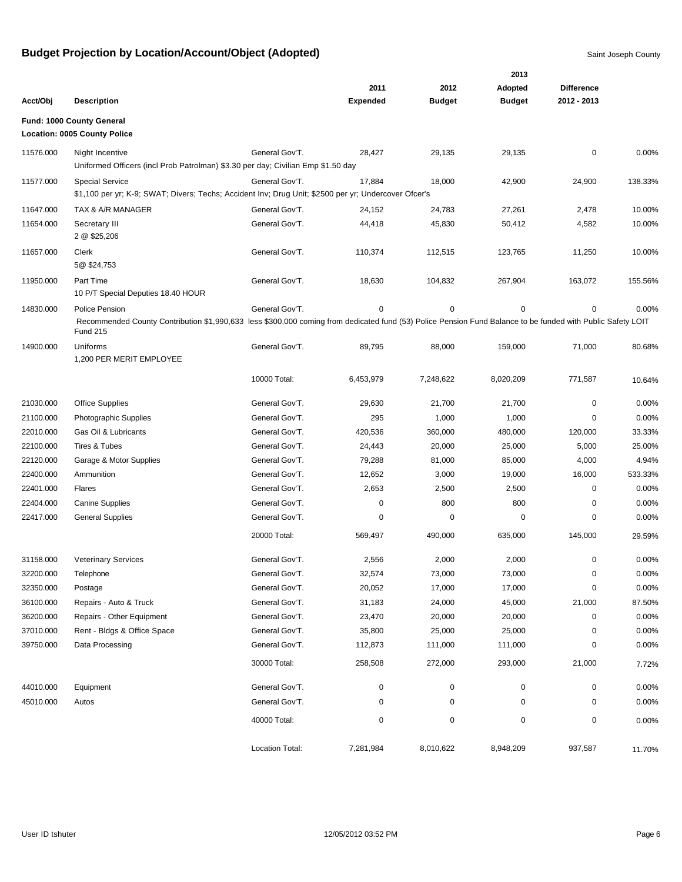# Budget Projection by Location/Account/Object (Adopted)

Saint Joseph County

| Acct/Obj | Description | | 2011 Expended | 2012 Budget | 2013 Adopted Budget | Difference 2012 - 2013 | |
|---|---|---|---|---|---|---|---|
| **Fund: 1000 County General** | | | | | | | |
| **Location: 0005 County Police** | | | | | | | |
| 11576.000 | Night Incentive<br>Uniformed Officers (incl Prob Patrolman) $3.30 per day; Civilian Emp $1.50 day | General Gov'T. | 28,427 | 29,135 | 29,135 | 0 | 0.00% |
| 11577.000 | Special Service<br>$1,100 per yr; K-9; SWAT; Divers; Techs; Accident Inv; Drug Unit; $2500 per yr; Undercover Ofcer's | General Gov'T. | 17,884 | 18,000 | 42,900 | 24,900 | 138.33% |
| 11647.000 | TAX & A/R MANAGER | General Gov'T. | 24,152 | 24,783 | 27,261 | 2,478 | 10.00% |
| 11654.000 | Secretary III<br>2 @ $25,206 | General Gov'T. | 44,418 | 45,830 | 50,412 | 4,582 | 10.00% |
| 11657.000 | Clerk<br>5@ $24,753 | General Gov'T. | 110,374 | 112,515 | 123,765 | 11,250 | 10.00% |
| 11950.000 | Part Time<br>10 P/T Special Deputies 18.40 HOUR | General Gov'T. | 18,630 | 104,832 | 267,904 | 163,072 | 155.56% |
| 14830.000 | Police Pension<br>Recommended County Contribution $1,990,633 less $300,000 coming from dedicated fund (53) Police Pension Fund Balance to be funded with Public Safety LOIT Fund 215 | General Gov'T. | 0 | 0 | 0 | 0 | 0.00% |
| 14900.000 | Uniforms<br>1,200 PER MERIT EMPLOYEE | General Gov'T. | 89,795 | 88,000 | 159,000 | 71,000 | 80.68% |
| | | 10000 Total: | 6,453,979 | 7,248,622 | 8,020,209 | 771,587 | 10.64% |
| 21030.000 | Office Supplies | General Gov'T. | 29,630 | 21,700 | 21,700 | 0 | 0.00% |
| 21100.000 | Photographic Supplies | General Gov'T. | 295 | 1,000 | 1,000 | 0 | 0.00% |
| 22010.000 | Gas Oil & Lubricants | General Gov'T. | 420,536 | 360,000 | 480,000 | 120,000 | 33.33% |
| 22100.000 | Tires & Tubes | General Gov'T. | 24,443 | 20,000 | 25,000 | 5,000 | 25.00% |
| 22120.000 | Garage & Motor Supplies | General Gov'T. | 79,288 | 81,000 | 85,000 | 4,000 | 4.94% |
| 22400.000 | Ammunition | General Gov'T. | 12,652 | 3,000 | 19,000 | 16,000 | 533.33% |
| 22401.000 | Flares | General Gov'T. | 2,653 | 2,500 | 2,500 | 0 | 0.00% |
| 22404.000 | Canine Supplies | General Gov'T. | 0 | 800 | 800 | 0 | 0.00% |
| 22417.000 | General Supplies | General Gov'T. | 0 | 0 | 0 | 0 | 0.00% |
| | | 20000 Total: | 569,497 | 490,000 | 635,000 | 145,000 | 29.59% |
| 31158.000 | Veterinary Services | General Gov'T. | 2,556 | 2,000 | 2,000 | 0 | 0.00% |
| 32200.000 | Telephone | General Gov'T. | 32,574 | 73,000 | 73,000 | 0 | 0.00% |
| 32350.000 | Postage | General Gov'T. | 20,052 | 17,000 | 17,000 | 0 | 0.00% |
| 36100.000 | Repairs - Auto & Truck | General Gov'T. | 31,183 | 24,000 | 45,000 | 21,000 | 87.50% |
| 36200.000 | Repairs - Other Equipment | General Gov'T. | 23,470 | 20,000 | 20,000 | 0 | 0.00% |
| 37010.000 | Rent - Bldgs & Office Space | General Gov'T. | 35,800 | 25,000 | 25,000 | 0 | 0.00% |
| 39750.000 | Data Processing | General Gov'T. | 112,873 | 111,000 | 111,000 | 0 | 0.00% |
| | | 30000 Total: | 258,508 | 272,000 | 293,000 | 21,000 | 7.72% |
| 44010.000 | Equipment | General Gov'T. | 0 | 0 | 0 | 0 | 0.00% |
| 45010.000 | Autos | General Gov'T. | 0 | 0 | 0 | 0 | 0.00% |
| | | 40000 Total: | 0 | 0 | 0 | 0 | 0.00% |
| | | Location Total: | 7,281,984 | 8,010,622 | 8,948,209 | 937,587 | 11.70% |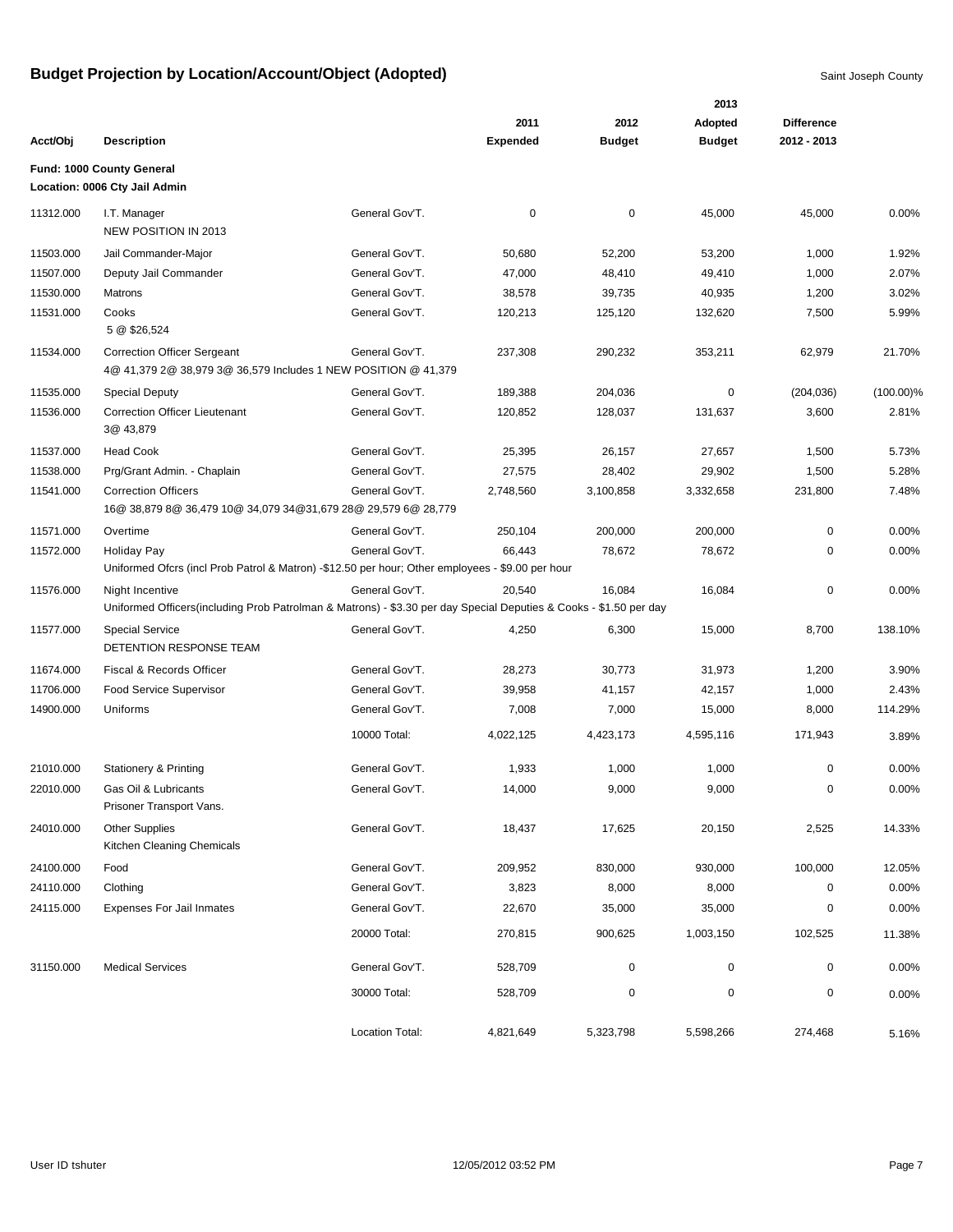# Budget Projection by Location/Account/Object (Adopted)

Saint Joseph County

**Fund: 1000 County General**
**Location: 0006 Cty Jail Admin**

| Acct/Obj | Description | | 2011 Expended | 2012 Budget | 2013 Adopted Budget | Difference 2012 - 2013 | |
|---|---|---|---|---|---|---|---|
| 11312.000 | I.T. Manager<br>NEW POSITION IN 2013 | General Gov'T. | 0 | 0 | 45,000 | 45,000 | 0.00% |
| 11503.000 | Jail Commander-Major | General Gov'T. | 50,680 | 52,200 | 53,200 | 1,000 | 1.92% |
| 11507.000 | Deputy Jail Commander | General Gov'T. | 47,000 | 48,410 | 49,410 | 1,000 | 2.07% |
| 11530.000 | Matrons | General Gov'T. | 38,578 | 39,735 | 40,935 | 1,200 | 3.02% |
| 11531.000 | Cooks<br>5 @ $26,524 | General Gov'T. | 120,213 | 125,120 | 132,620 | 7,500 | 5.99% |
| 11534.000 | Correction Officer Sergeant<br>4@ 41,379 2@ 38,979 3@ 36,579 Includes 1 NEW POSITION @ 41,379 | General Gov'T. | 237,308 | 290,232 | 353,211 | 62,979 | 21.70% |
| 11535.000 | Special Deputy | General Gov'T. | 189,388 | 204,036 | 0 | (204,036) | (100.00)% |
| 11536.000 | Correction Officer Lieutenant<br>3@ 43,879 | General Gov'T. | 120,852 | 128,037 | 131,637 | 3,600 | 2.81% |
| 11537.000 | Head Cook | General Gov'T. | 25,395 | 26,157 | 27,657 | 1,500 | 5.73% |
| 11538.000 | Prg/Grant Admin. - Chaplain | General Gov'T. | 27,575 | 28,402 | 29,902 | 1,500 | 5.28% |
| 11541.000 | Correction Officers<br>16@ 38,879 8@ 36,479 10@ 34,079 34@31,679 28@ 29,579 6@ 28,779 | General Gov'T. | 2,748,560 | 3,100,858 | 3,332,658 | 231,800 | 7.48% |
| 11571.000 | Overtime | General Gov'T. | 250,104 | 200,000 | 200,000 | 0 | 0.00% |
| 11572.000 | Holiday Pay<br>Uniformed Ofcrs (incl Prob Patrol & Matron) -$12.50 per hour; Other employees - $9.00 per hour | General Gov'T. | 66,443 | 78,672 | 78,672 | 0 | 0.00% |
| 11576.000 | Night Incentive<br>Uniformed Officers(including Prob Patrolman & Matrons) - $3.30 per day Special Deputies & Cooks - $1.50 per day | General Gov'T. | 20,540 | 16,084 | 16,084 | 0 | 0.00% |
| 11577.000 | Special Service<br>DETENTION RESPONSE TEAM | General Gov'T. | 4,250 | 6,300 | 15,000 | 8,700 | 138.10% |
| 11674.000 | Fiscal & Records Officer | General Gov'T. | 28,273 | 30,773 | 31,973 | 1,200 | 3.90% |
| 11706.000 | Food Service Supervisor | General Gov'T. | 39,958 | 41,157 | 42,157 | 1,000 | 2.43% |
| 14900.000 | Uniforms | General Gov'T. | 7,008 | 7,000 | 15,000 | 8,000 | 114.29% |
| | | 10000 Total: | 4,022,125 | 4,423,173 | 4,595,116 | 171,943 | 3.89% |
| 21010.000 | Stationery & Printing | General Gov'T. | 1,933 | 1,000 | 1,000 | 0 | 0.00% |
| 22010.000 | Gas Oil & Lubricants<br>Prisoner Transport Vans. | General Gov'T. | 14,000 | 9,000 | 9,000 | 0 | 0.00% |
| 24010.000 | Other Supplies<br>Kitchen Cleaning Chemicals | General Gov'T. | 18,437 | 17,625 | 20,150 | 2,525 | 14.33% |
| 24100.000 | Food | General Gov'T. | 209,952 | 830,000 | 930,000 | 100,000 | 12.05% |
| 24110.000 | Clothing | General Gov'T. | 3,823 | 8,000 | 8,000 | 0 | 0.00% |
| 24115.000 | Expenses For Jail Inmates | General Gov'T. | 22,670 | 35,000 | 35,000 | 0 | 0.00% |
| | | 20000 Total: | 270,815 | 900,625 | 1,003,150 | 102,525 | 11.38% |
| 31150.000 | Medical Services | General Gov'T. | 528,709 | 0 | 0 | 0 | 0.00% |
| | | 30000 Total: | 528,709 | 0 | 0 | 0 | 0.00% |
| | | Location Total: | 4,821,649 | 5,323,798 | 5,598,266 | 274,468 | 5.16% |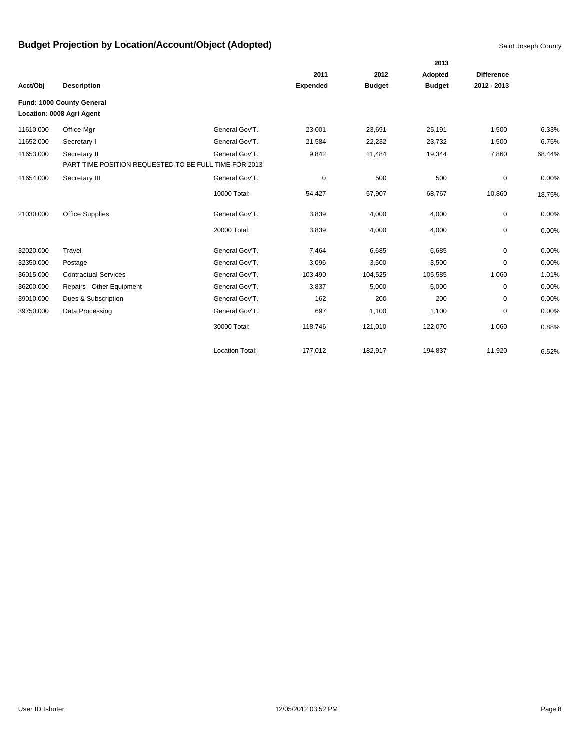# Budget Projection by Location/Account/Object (Adopted)

Saint Joseph County

| Acct/Obj | Description | | 2011 Expended | 2012 Budget | 2013 Adopted Budget | Difference 2012 - 2013 | |
|---|---|---|---|---|---|---|---|
| **Fund: 1000 County General** | | | | | | | |
| **Location: 0008 Agri Agent** | | | | | | | |
| 11610.000 | Office Mgr | General Gov'T. | 23,001 | 23,691 | 25,191 | 1,500 | 6.33% |
| 11652.000 | Secretary I | General Gov'T. | 21,584 | 22,232 | 23,732 | 1,500 | 6.75% |
| 11653.000 | Secretary II | General Gov'T. | 9,842 | 11,484 | 19,344 | 7,860 | 68.44% |
| | PART TIME POSITION REQUESTED TO BE FULL TIME FOR 2013 | | | | | | |
| 11654.000 | Secretary III | General Gov'T. | 0 | 500 | 500 | 0 | 0.00% |
| | | 10000 Total: | 54,427 | 57,907 | 68,767 | 10,860 | 18.75% |
| 21030.000 | Office Supplies | General Gov'T. | 3,839 | 4,000 | 4,000 | 0 | 0.00% |
| | | 20000 Total: | 3,839 | 4,000 | 4,000 | 0 | 0.00% |
| 32020.000 | Travel | General Gov'T. | 7,464 | 6,685 | 6,685 | 0 | 0.00% |
| 32350.000 | Postage | General Gov'T. | 3,096 | 3,500 | 3,500 | 0 | 0.00% |
| 36015.000 | Contractual Services | General Gov'T. | 103,490 | 104,525 | 105,585 | 1,060 | 1.01% |
| 36200.000 | Repairs - Other Equipment | General Gov'T. | 3,837 | 5,000 | 5,000 | 0 | 0.00% |
| 39010.000 | Dues & Subscription | General Gov'T. | 162 | 200 | 200 | 0 | 0.00% |
| 39750.000 | Data Processing | General Gov'T. | 697 | 1,100 | 1,100 | 0 | 0.00% |
| | | 30000 Total: | 118,746 | 121,010 | 122,070 | 1,060 | 0.88% |
| | | Location Total: | 177,012 | 182,917 | 194,837 | 11,920 | 6.52% |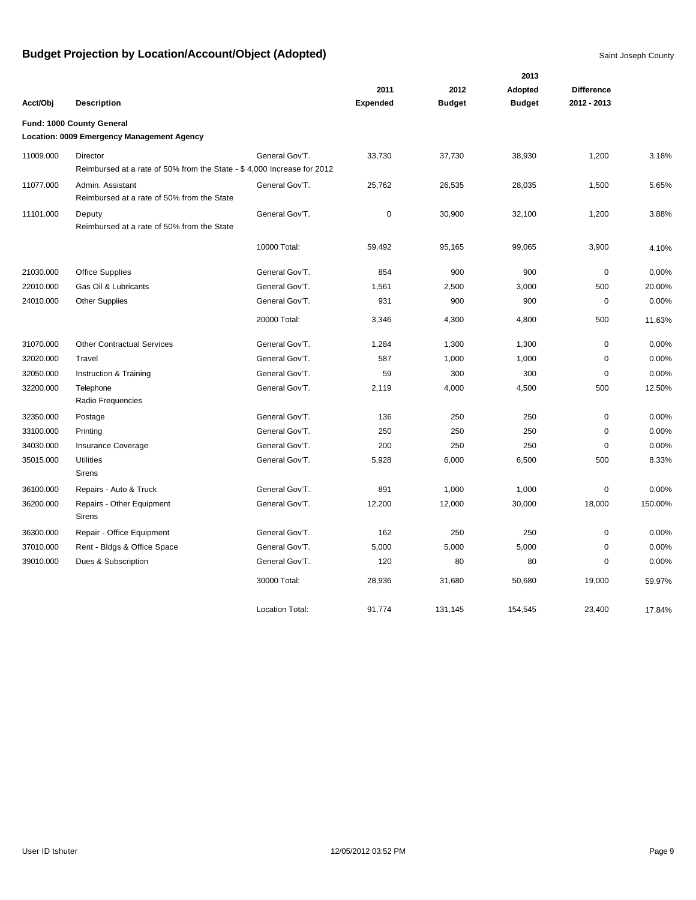# Budget Projection by Location/Account/Object (Adopted)

Saint Joseph County

| Acct/Obj | Description | | 2011 Expended | 2012 Budget | 2013 Adopted Budget | Difference 2012 - 2013 | |
|---|---|---|---|---|---|---|---|
| **Fund: 1000 County General** | | | | | | | |
| **Location: 0009 Emergency Management Agency** | | | | | | | |
| 11009.000 | Director<br>Reimbursed at a rate of 50% from the State - $ 4,000 Increase for 2012 | General Gov'T. | 33,730 | 37,730 | 38,930 | 1,200 | 3.18% |
| 11077.000 | Admin. Assistant<br>Reimbursed at a rate of 50% from the State | General Gov'T. | 25,762 | 26,535 | 28,035 | 1,500 | 5.65% |
| 11101.000 | Deputy<br>Reimbursed at a rate of 50% from the State | General Gov'T. | 0 | 30,900 | 32,100 | 1,200 | 3.88% |
| | | 10000 Total: | 59,492 | 95,165 | 99,065 | 3,900 | 4.10% |
| 21030.000 | Office Supplies | General Gov'T. | 854 | 900 | 900 | 0 | 0.00% |
| 22010.000 | Gas Oil & Lubricants | General Gov'T. | 1,561 | 2,500 | 3,000 | 500 | 20.00% |
| 24010.000 | Other Supplies | General Gov'T. | 931 | 900 | 900 | 0 | 0.00% |
| | | 20000 Total: | 3,346 | 4,300 | 4,800 | 500 | 11.63% |
| 31070.000 | Other Contractual Services | General Gov'T. | 1,284 | 1,300 | 1,300 | 0 | 0.00% |
| 32020.000 | Travel | General Gov'T. | 587 | 1,000 | 1,000 | 0 | 0.00% |
| 32050.000 | Instruction & Training | General Gov'T. | 59 | 300 | 300 | 0 | 0.00% |
| 32200.000 | Telephone<br>Radio Frequencies | General Gov'T. | 2,119 | 4,000 | 4,500 | 500 | 12.50% |
| 32350.000 | Postage | General Gov'T. | 136 | 250 | 250 | 0 | 0.00% |
| 33100.000 | Printing | General Gov'T. | 250 | 250 | 250 | 0 | 0.00% |
| 34030.000 | Insurance Coverage | General Gov'T. | 200 | 250 | 250 | 0 | 0.00% |
| 35015.000 | Utilities<br>Sirens | General Gov'T. | 5,928 | 6,000 | 6,500 | 500 | 8.33% |
| 36100.000 | Repairs - Auto & Truck | General Gov'T. | 891 | 1,000 | 1,000 | 0 | 0.00% |
| 36200.000 | Repairs - Other Equipment<br>Sirens | General Gov'T. | 12,200 | 12,000 | 30,000 | 18,000 | 150.00% |
| 36300.000 | Repair - Office Equipment | General Gov'T. | 162 | 250 | 250 | 0 | 0.00% |
| 37010.000 | Rent - Bldgs & Office Space | General Gov'T. | 5,000 | 5,000 | 5,000 | 0 | 0.00% |
| 39010.000 | Dues & Subscription | General Gov'T. | 120 | 80 | 80 | 0 | 0.00% |
| | | 30000 Total: | 28,936 | 31,680 | 50,680 | 19,000 | 59.97% |
| | | Location Total: | 91,774 | 131,145 | 154,545 | 23,400 | 17.84% |

User ID tshuter 12/05/2012 03:52 PM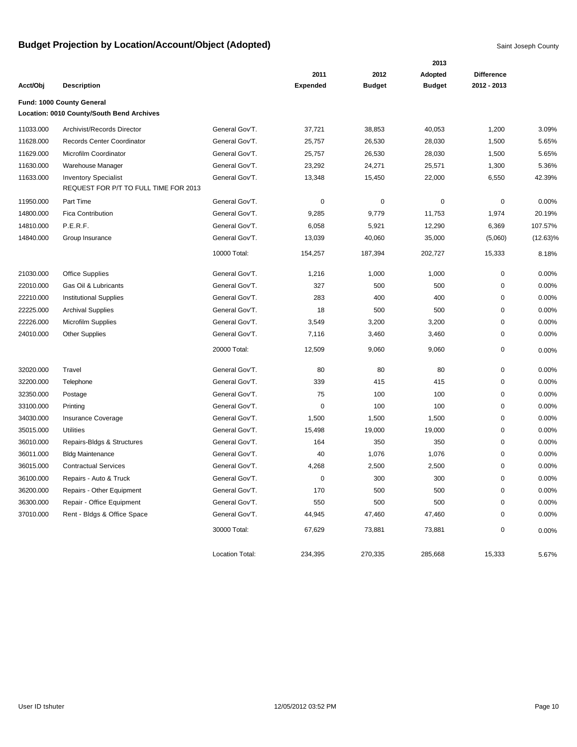# Budget Projection by Location/Account/Object (Adopted)

Saint Joseph County

| Acct/Obj | Description | | 2011 Expended | 2012 Budget | 2013 Adopted Budget | Difference 2012 - 2013 | |
|---|---|---|---|---|---|---|---|
| **Fund: 1000 County General** | | | | | | | |
| **Location: 0010 County/South Bend Archives** | | | | | | | |
| 11033.000 | Archivist/Records Director | General Gov'T. | 37,721 | 38,853 | 40,053 | 1,200 | 3.09% |
| 11628.000 | Records Center Coordinator | General Gov'T. | 25,757 | 26,530 | 28,030 | 1,500 | 5.65% |
| 11629.000 | Microfilm Coordinator | General Gov'T. | 25,757 | 26,530 | 28,030 | 1,500 | 5.65% |
| 11630.000 | Warehouse Manager | General Gov'T. | 23,292 | 24,271 | 25,571 | 1,300 | 5.36% |
| 11633.000 | Inventory Specialist<br>REQUEST FOR P/T TO FULL TIME FOR 2013 | General Gov'T. | 13,348 | 15,450 | 22,000 | 6,550 | 42.39% |
| 11950.000 | Part Time | General Gov'T. | 0 | 0 | 0 | 0 | 0.00% |
| 14800.000 | Fica Contribution | General Gov'T. | 9,285 | 9,779 | 11,753 | 1,974 | 20.19% |
| 14810.000 | P.E.R.F. | General Gov'T. | 6,058 | 5,921 | 12,290 | 6,369 | 107.57% |
| 14840.000 | Group Insurance | General Gov'T. | 13,039 | 40,060 | 35,000 | (5,060) | (12.63)% |
| | | 10000 Total: | 154,257 | 187,394 | 202,727 | 15,333 | 8.18% |
| 21030.000 | Office Supplies | General Gov'T. | 1,216 | 1,000 | 1,000 | 0 | 0.00% |
| 22010.000 | Gas Oil & Lubricants | General Gov'T. | 327 | 500 | 500 | 0 | 0.00% |
| 22210.000 | Institutional Supplies | General Gov'T. | 283 | 400 | 400 | 0 | 0.00% |
| 22225.000 | Archival Supplies | General Gov'T. | 18 | 500 | 500 | 0 | 0.00% |
| 22226.000 | Microfilm Supplies | General Gov'T. | 3,549 | 3,200 | 3,200 | 0 | 0.00% |
| 24010.000 | Other Supplies | General Gov'T. | 7,116 | 3,460 | 3,460 | 0 | 0.00% |
| | | 20000 Total: | 12,509 | 9,060 | 9,060 | 0 | 0.00% |
| 32020.000 | Travel | General Gov'T. | 80 | 80 | 80 | 0 | 0.00% |
| 32200.000 | Telephone | General Gov'T. | 339 | 415 | 415 | 0 | 0.00% |
| 32350.000 | Postage | General Gov'T. | 75 | 100 | 100 | 0 | 0.00% |
| 33100.000 | Printing | General Gov'T. | 0 | 100 | 100 | 0 | 0.00% |
| 34030.000 | Insurance Coverage | General Gov'T. | 1,500 | 1,500 | 1,500 | 0 | 0.00% |
| 35015.000 | Utilities | General Gov'T. | 15,498 | 19,000 | 19,000 | 0 | 0.00% |
| 36010.000 | Repairs-Bldgs & Structures | General Gov'T. | 164 | 350 | 350 | 0 | 0.00% |
| 36011.000 | Bldg Maintenance | General Gov'T. | 40 | 1,076 | 1,076 | 0 | 0.00% |
| 36015.000 | Contractual Services | General Gov'T. | 4,268 | 2,500 | 2,500 | 0 | 0.00% |
| 36100.000 | Repairs - Auto & Truck | General Gov'T. | 0 | 300 | 300 | 0 | 0.00% |
| 36200.000 | Repairs - Other Equipment | General Gov'T. | 170 | 500 | 500 | 0 | 0.00% |
| 36300.000 | Repair - Office Equipment | General Gov'T. | 550 | 500 | 500 | 0 | 0.00% |
| 37010.000 | Rent - Bldgs & Office Space | General Gov'T. | 44,945 | 47,460 | 47,460 | 0 | 0.00% |
| | | 30000 Total: | 67,629 | 73,881 | 73,881 | 0 | 0.00% |
| | | Location Total: | 234,395 | 270,335 | 285,668 | 15,333 | 5.67% |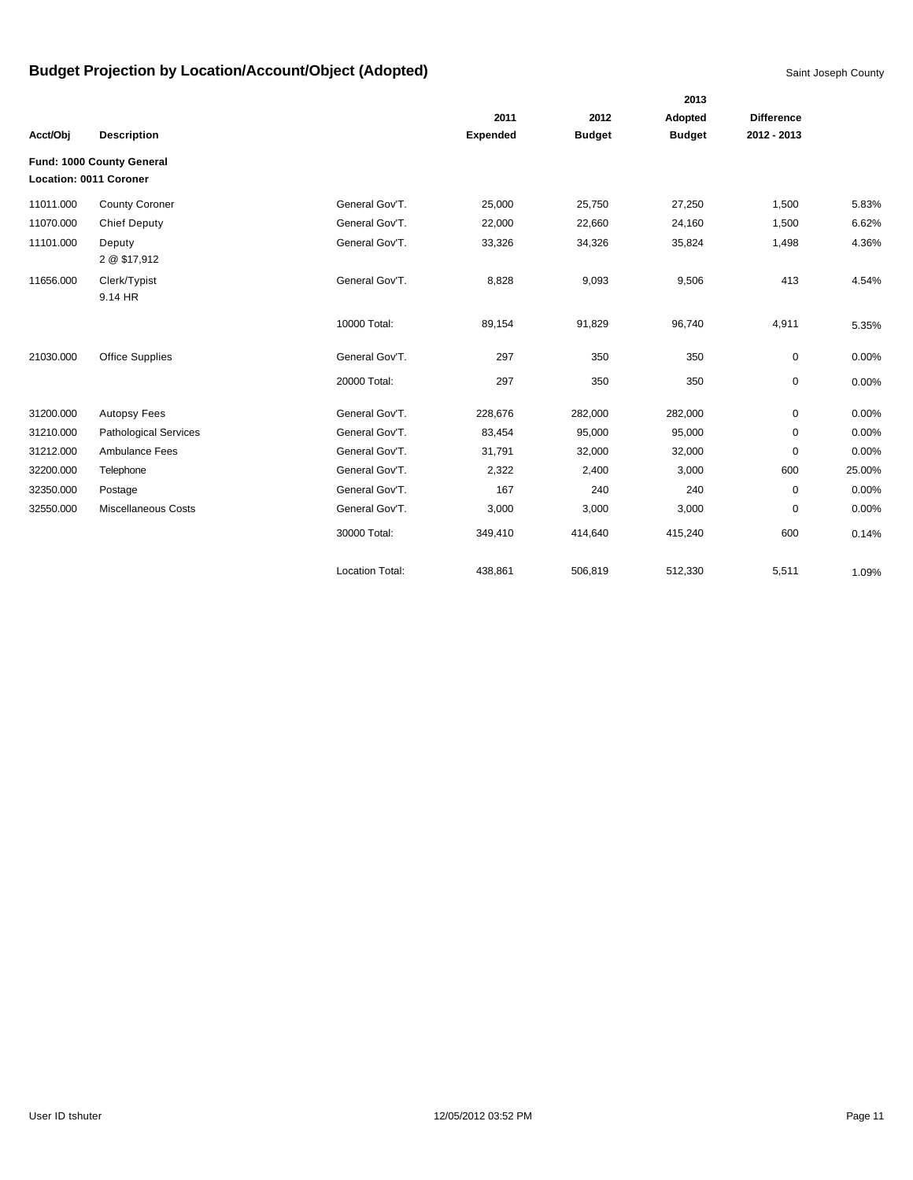# Budget Projection by Location/Account/Object (Adopted)

Saint Joseph County

| Acct/Obj | Description | | 2011 Expended | 2012 Budget | 2013 Adopted Budget | Difference 2012 - 2013 | |
|---|---|---|---|---|---|---|---|
| **Fund: 1000 County General** | | | | | | | |
| **Location: 0011 Coroner** | | | | | | | |
| 11011.000 | County Coroner | General Gov'T. | 25,000 | 25,750 | 27,250 | 1,500 | 5.83% |
| 11070.000 | Chief Deputy | General Gov'T. | 22,000 | 22,660 | 24,160 | 1,500 | 6.62% |
| 11101.000 | Deputy 2 @ $17,912 | General Gov'T. | 33,326 | 34,326 | 35,824 | 1,498 | 4.36% |
| 11656.000 | Clerk/Typist 9.14 HR | General Gov'T. | 8,828 | 9,093 | 9,506 | 413 | 4.54% |
| | | 10000 Total: | 89,154 | 91,829 | 96,740 | 4,911 | 5.35% |
| 21030.000 | Office Supplies | General Gov'T. | 297 | 350 | 350 | 0 | 0.00% |
| | | 20000 Total: | 297 | 350 | 350 | 0 | 0.00% |
| 31200.000 | Autopsy Fees | General Gov'T. | 228,676 | 282,000 | 282,000 | 0 | 0.00% |
| 31210.000 | Pathological Services | General Gov'T. | 83,454 | 95,000 | 95,000 | 0 | 0.00% |
| 31212.000 | Ambulance Fees | General Gov'T. | 31,791 | 32,000 | 32,000 | 0 | 0.00% |
| 32200.000 | Telephone | General Gov'T. | 2,322 | 2,400 | 3,000 | 600 | 25.00% |
| 32350.000 | Postage | General Gov'T. | 167 | 240 | 240 | 0 | 0.00% |
| 32550.000 | Miscellaneous Costs | General Gov'T. | 3,000 | 3,000 | 3,000 | 0 | 0.00% |
| | | 30000 Total: | 349,410 | 414,640 | 415,240 | 600 | 0.14% |
| | | Location Total: | 438,861 | 506,819 | 512,330 | 5,511 | 1.09% |

User ID tshuter 12/05/2012 03:52 PM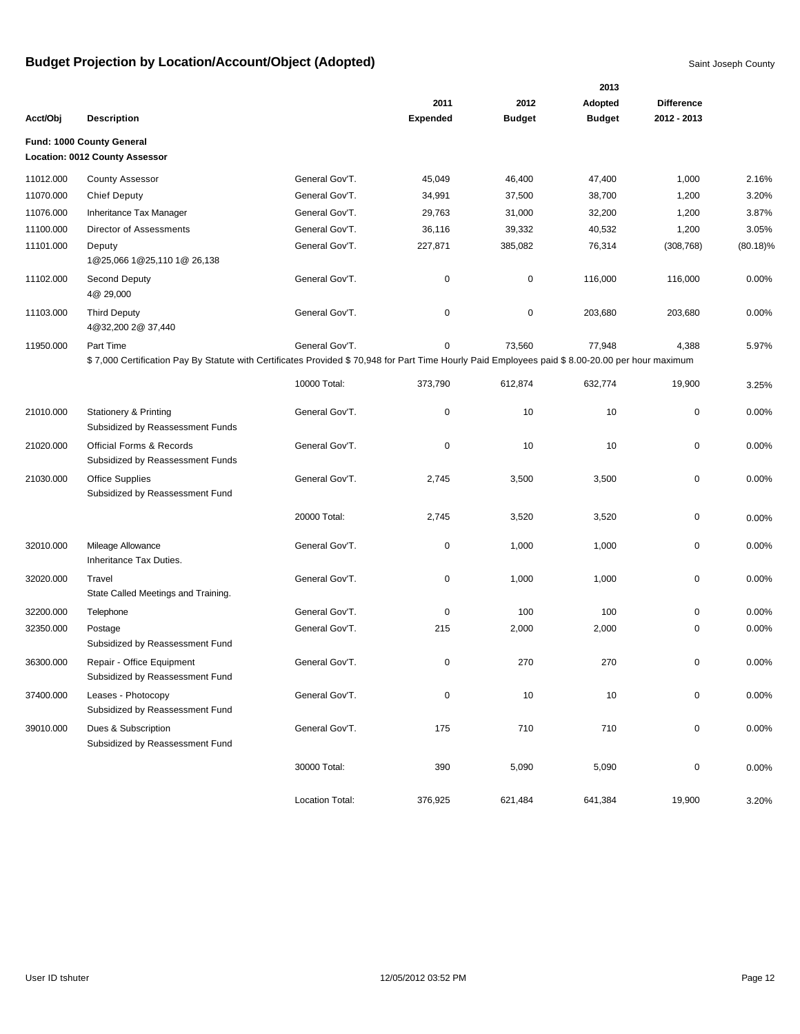# Budget Projection by Location/Account/Object (Adopted)

Saint Joseph County

**Fund: 1000 County General**
**Location: 0012 County Assessor**

| Acct/Obj | Description | | 2011 Expended | 2012 Budget | 2013 Adopted Budget | Difference 2012 - 2013 | |
|---|---|---|---|---|---|---|---|
| 11012.000 | County Assessor | General Gov'T. | 45,049 | 46,400 | 47,400 | 1,000 | 2.16% |
| 11070.000 | Chief Deputy | General Gov'T. | 34,991 | 37,500 | 38,700 | 1,200 | 3.20% |
| 11076.000 | Inheritance Tax Manager | General Gov'T. | 29,763 | 31,000 | 32,200 | 1,200 | 3.87% |
| 11100.000 | Director of Assessments | General Gov'T. | 36,116 | 39,332 | 40,532 | 1,200 | 3.05% |
| 11101.000 | Deputy<br>1@25,066 1@25,110 1@ 26,138 | General Gov'T. | 227,871 | 385,082 | 76,314 | (308,768) | (80.18)% |
| 11102.000 | Second Deputy<br>4@ 29,000 | General Gov'T. | 0 | 0 | 116,000 | 116,000 | 0.00% |
| 11103.000 | Third Deputy<br>4@32,200 2@ 37,440 | General Gov'T. | 0 | 0 | 203,680 | 203,680 | 0.00% |
| 11950.000 | Part Time<br>$ 7,000 Certification Pay By Statute with Certificates Provided $ 70,948 for Part Time Hourly Paid Employees paid $ 8.00-20.00 per hour maximum | General Gov'T. | 0 | 73,560 | 77,948 | 4,388 | 5.97% |
| | | 10000 Total: | 373,790 | 612,874 | 632,774 | 19,900 | 3.25% |
| 21010.000 | Stationery & Printing<br>Subsidized by Reassessment Funds | General Gov'T. | 0 | 10 | 10 | 0 | 0.00% |
| 21020.000 | Official Forms & Records<br>Subsidized by Reassessment Funds | General Gov'T. | 0 | 10 | 10 | 0 | 0.00% |
| 21030.000 | Office Supplies<br>Subsidized by Reassessment Fund | General Gov'T. | 2,745 | 3,500 | 3,500 | 0 | 0.00% |
| | | 20000 Total: | 2,745 | 3,520 | 3,520 | 0 | 0.00% |
| 32010.000 | Mileage Allowance<br>Inheritance Tax Duties. | General Gov'T. | 0 | 1,000 | 1,000 | 0 | 0.00% |
| 32020.000 | Travel<br>State Called Meetings and Training. | General Gov'T. | 0 | 1,000 | 1,000 | 0 | 0.00% |
| 32200.000 | Telephone | General Gov'T. | 0 | 100 | 100 | 0 | 0.00% |
| 32350.000 | Postage<br>Subsidized by Reassessment Fund | General Gov'T. | 215 | 2,000 | 2,000 | 0 | 0.00% |
| 36300.000 | Repair - Office Equipment<br>Subsidized by Reassessment Fund | General Gov'T. | 0 | 270 | 270 | 0 | 0.00% |
| 37400.000 | Leases - Photocopy<br>Subsidized by Reassessment Fund | General Gov'T. | 0 | 10 | 10 | 0 | 0.00% |
| 39010.000 | Dues & Subscription<br>Subsidized by Reassessment Fund | General Gov'T. | 175 | 710 | 710 | 0 | 0.00% |
| | | 30000 Total: | 390 | 5,090 | 5,090 | 0 | 0.00% |
| | | Location Total: | 376,925 | 621,484 | 641,384 | 19,900 | 3.20% |

User ID tshuter 12/05/2012 03:52 PM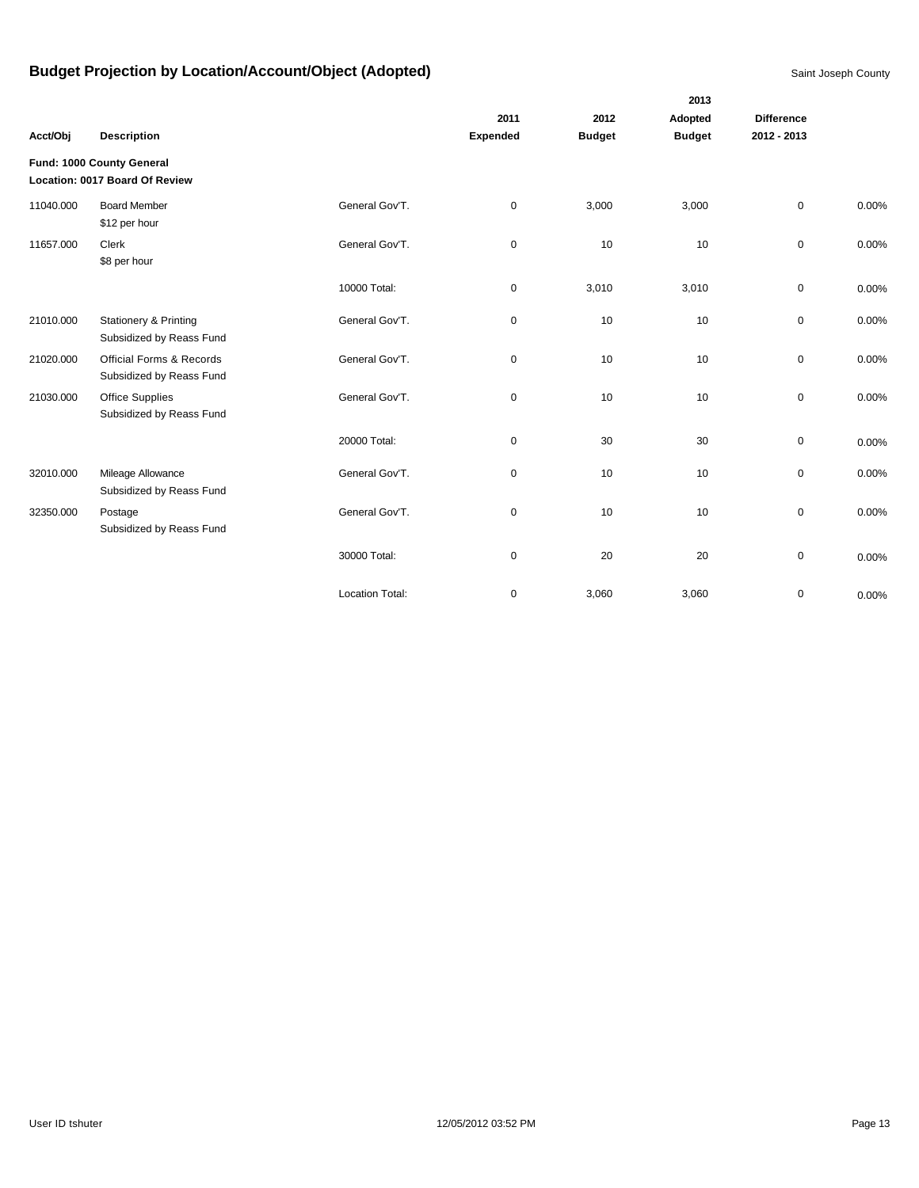# Budget Projection by Location/Account/Object (Adopted)

Saint Joseph County

| Acct/Obj | Description | | 2011 Expended | 2012 Budget | 2013 Adopted Budget | Difference 2012 - 2013 | |
|---|---|---|---|---|---|---|---|
| **Fund: 1000 County General** | | | | | | | |
| **Location: 0017 Board Of Review** | | | | | | | |
| 11040.000 | Board Member<br>$12 per hour | General Gov'T. | 0 | 3,000 | 3,000 | 0 | 0.00% |
| 11657.000 | Clerk<br>$8 per hour | General Gov'T. | 0 | 10 | 10 | 0 | 0.00% |
| | | 10000 Total: | 0 | 3,010 | 3,010 | 0 | 0.00% |
| 21010.000 | Stationery & Printing<br>Subsidized by Reass Fund | General Gov'T. | 0 | 10 | 10 | 0 | 0.00% |
| 21020.000 | Official Forms & Records<br>Subsidized by Reass Fund | General Gov'T. | 0 | 10 | 10 | 0 | 0.00% |
| 21030.000 | Office Supplies<br>Subsidized by Reass Fund | General Gov'T. | 0 | 10 | 10 | 0 | 0.00% |
| | | 20000 Total: | 0 | 30 | 30 | 0 | 0.00% |
| 32010.000 | Mileage Allowance<br>Subsidized by Reass Fund | General Gov'T. | 0 | 10 | 10 | 0 | 0.00% |
| 32350.000 | Postage<br>Subsidized by Reass Fund | General Gov'T. | 0 | 10 | 10 | 0 | 0.00% |
| | | 30000 Total: | 0 | 20 | 20 | 0 | 0.00% |
| | | Location Total: | 0 | 3,060 | 3,060 | 0 | 0.00% |

User ID tshuter 12/05/2012 03:52 PM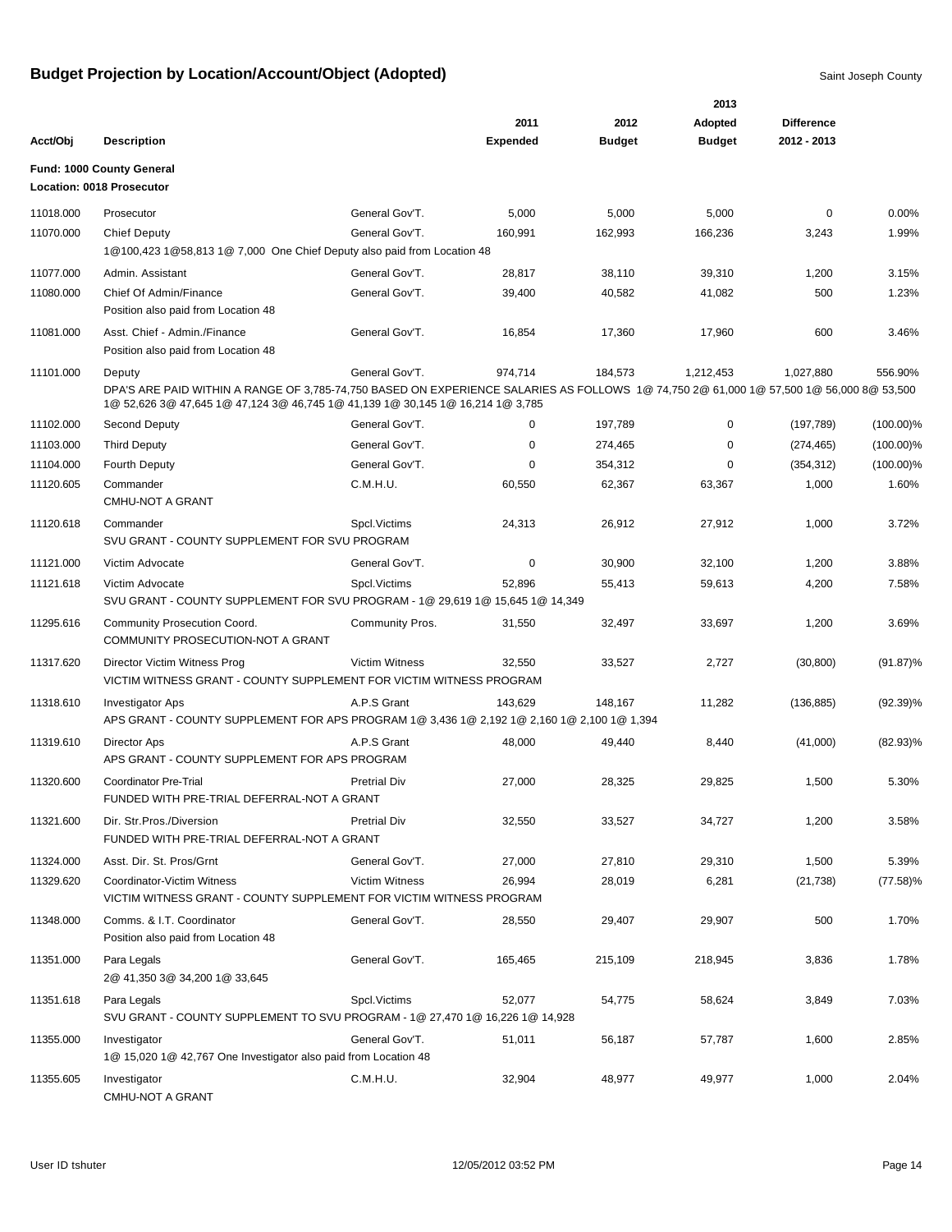# Budget Projection by Location/Account/Object (Adopted)

Saint Joseph County

**Fund: 1000 County General**
**Location: 0018 Prosecutor**

| Acct/Obj | Description | | 2011 Expended | 2012 Budget | 2013 Adopted Budget | Difference 2012 - 2013 | |
|---|---|---|---|---|---|---|---|
| 11018.000 | Prosecutor | General Gov'T. | 5,000 | 5,000 | 5,000 | 0 | 0.00% |
| 11070.000 | Chief Deputy<br>1@100,423 1@58,813 1@ 7,000 One Chief Deputy also paid from Location 48 | General Gov'T. | 160,991 | 162,993 | 166,236 | 3,243 | 1.99% |
| 11077.000 | Admin. Assistant | General Gov'T. | 28,817 | 38,110 | 39,310 | 1,200 | 3.15% |
| 11080.000 | Chief Of Admin/Finance<br>Position also paid from Location 48 | General Gov'T. | 39,400 | 40,582 | 41,082 | 500 | 1.23% |
| 11081.000 | Asst. Chief - Admin./Finance<br>Position also paid from Location 48 | General Gov'T. | 16,854 | 17,360 | 17,960 | 600 | 3.46% |
| 11101.000 | Deputy<br>DPA'S ARE PAID WITHIN A RANGE OF 3,785-74,750 BASED ON EXPERIENCE SALARIES AS FOLLOWS 1@ 74,750 2@ 61,000 1@ 57,500 1@ 56,000 8@ 53,500 1@ 52,626 3@ 47,645 1@ 47,124 3@ 46,745 1@ 41,139 1@ 30,145 1@ 16,214 1@ 3,785 | General Gov'T. | 974,714 | 184,573 | 1,212,453 | 1,027,880 | 556.90% |
| 11102.000 | Second Deputy | General Gov'T. | 0 | 197,789 | 0 | (197,789) | (100.00)% |
| 11103.000 | Third Deputy | General Gov'T. | 0 | 274,465 | 0 | (274,465) | (100.00)% |
| 11104.000 | Fourth Deputy | General Gov'T. | 0 | 354,312 | 0 | (354,312) | (100.00)% |
| 11120.605 | Commander<br>CMHU-NOT A GRANT | C.M.H.U. | 60,550 | 62,367 | 63,367 | 1,000 | 1.60% |
| 11120.618 | Commander<br>SVU GRANT - COUNTY SUPPLEMENT FOR SVU PROGRAM | Spcl.Victims | 24,313 | 26,912 | 27,912 | 1,000 | 3.72% |
| 11121.000 | Victim Advocate | General Gov'T. | 0 | 30,900 | 32,100 | 1,200 | 3.88% |
| 11121.618 | Victim Advocate<br>SVU GRANT - COUNTY SUPPLEMENT FOR SVU PROGRAM - 1@ 29,619 1@ 15,645 1@ 14,349 | Spcl.Victims | 52,896 | 55,413 | 59,613 | 4,200 | 7.58% |
| 11295.616 | Community Prosecution Coord.<br>COMMUNITY PROSECUTION-NOT A GRANT | Community Pros. | 31,550 | 32,497 | 33,697 | 1,200 | 3.69% |
| 11317.620 | Director Victim Witness Prog<br>VICTIM WITNESS GRANT - COUNTY SUPPLEMENT FOR VICTIM WITNESS PROGRAM | Victim Witness | 32,550 | 33,527 | 2,727 | (30,800) | (91.87)% |
| 11318.610 | Investigator Aps<br>APS GRANT - COUNTY SUPPLEMENT FOR APS PROGRAM 1@ 3,436 1@ 2,192 1@ 2,160 1@ 2,100 1@ 1,394 | A.P.S Grant | 143,629 | 148,167 | 11,282 | (136,885) | (92.39)% |
| 11319.610 | Director Aps<br>APS GRANT - COUNTY SUPPLEMENT FOR APS PROGRAM | A.P.S Grant | 48,000 | 49,440 | 8,440 | (41,000) | (82.93)% |
| 11320.600 | Coordinator Pre-Trial<br>FUNDED WITH PRE-TRIAL DEFERRAL-NOT A GRANT | Pretrial Div | 27,000 | 28,325 | 29,825 | 1,500 | 5.30% |
| 11321.600 | Dir. Str.Pros./Diversion<br>FUNDED WITH PRE-TRIAL DEFERRAL-NOT A GRANT | Pretrial Div | 32,550 | 33,527 | 34,727 | 1,200 | 3.58% |
| 11324.000 | Asst. Dir. St. Pros/Grnt | General Gov'T. | 27,000 | 27,810 | 29,310 | 1,500 | 5.39% |
| 11329.620 | Coordinator-Victim Witness<br>VICTIM WITNESS GRANT - COUNTY SUPPLEMENT FOR VICTIM WITNESS PROGRAM | Victim Witness | 26,994 | 28,019 | 6,281 | (21,738) | (77.58)% |
| 11348.000 | Comms. & I.T. Coordinator<br>Position also paid from Location 48 | General Gov'T. | 28,550 | 29,407 | 29,907 | 500 | 1.70% |
| 11351.000 | Para Legals<br>2@ 41,350 3@ 34,200 1@ 33,645 | General Gov'T. | 165,465 | 215,109 | 218,945 | 3,836 | 1.78% |
| 11351.618 | Para Legals<br>SVU GRANT - COUNTY SUPPLEMENT TO SVU PROGRAM - 1@ 27,470 1@ 16,226 1@ 14,928 | Spcl.Victims | 52,077 | 54,775 | 58,624 | 3,849 | 7.03% |
| 11355.000 | Investigator<br>1@ 15,020 1@ 42,767 One Investigator also paid from Location 48 | General Gov'T. | 51,011 | 56,187 | 57,787 | 1,600 | 2.85% |
| 11355.605 | Investigator<br>CMHU-NOT A GRANT | C.M.H.U. | 32,904 | 48,977 | 49,977 | 1,000 | 2.04% |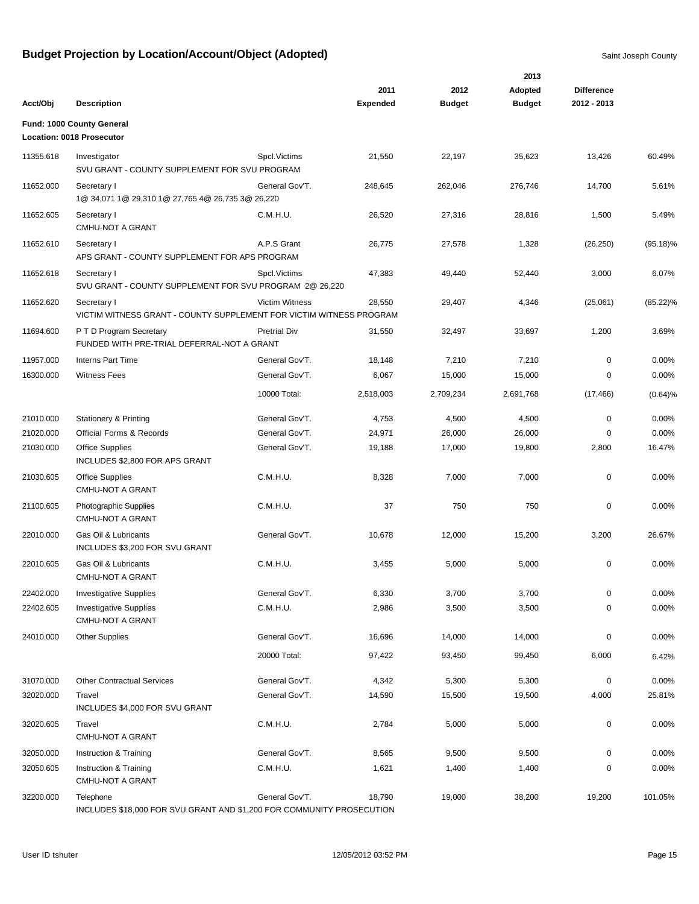# Budget Projection by Location/Account/Object (Adopted)

Saint Joseph County

**Fund: 1000 County General**
**Location: 0018 Prosecutor**

| Acct/Obj | Description | | 2011 Expended | 2012 Budget | 2013 Adopted Budget | Difference 2012 - 2013 | |
|---|---|---|---|---|---|---|---|
| 11355.618 | Investigator<br>SVU GRANT - COUNTY SUPPLEMENT FOR SVU PROGRAM | Spcl.Victims | 21,550 | 22,197 | 35,623 | 13,426 | 60.49% |
| 11652.000 | Secretary I<br>1@ 34,071 1@ 29,310 1@ 27,765 4@ 26,735 3@ 26,220 | General Gov'T. | 248,645 | 262,046 | 276,746 | 14,700 | 5.61% |
| 11652.605 | Secretary I<br>CMHU-NOT A GRANT | C.M.H.U. | 26,520 | 27,316 | 28,816 | 1,500 | 5.49% |
| 11652.610 | Secretary I<br>APS GRANT - COUNTY SUPPLEMENT FOR APS PROGRAM | A.P.S Grant | 26,775 | 27,578 | 1,328 | (26,250) | (95.18)% |
| 11652.618 | Secretary I<br>SVU GRANT - COUNTY SUPPLEMENT FOR SVU PROGRAM 2@ 26,220 | Spcl.Victims | 47,383 | 49,440 | 52,440 | 3,000 | 6.07% |
| 11652.620 | Secretary I<br>VICTIM WITNESS GRANT - COUNTY SUPPLEMENT FOR VICTIM WITNESS PROGRAM | Victim Witness | 28,550 | 29,407 | 4,346 | (25,061) | (85.22)% |
| 11694.600 | P T D Program Secretary<br>FUNDED WITH PRE-TRIAL DEFERRAL-NOT A GRANT | Pretrial Div | 31,550 | 32,497 | 33,697 | 1,200 | 3.69% |
| 11957.000 | Interns Part Time | General Gov'T. | 18,148 | 7,210 | 7,210 | 0 | 0.00% |
| 16300.000 | Witness Fees | General Gov'T. | 6,067 | 15,000 | 15,000 | 0 | 0.00% |
| | | 10000 Total: | 2,518,003 | 2,709,234 | 2,691,768 | (17,466) | (0.64)% |
| 21010.000 | Stationery & Printing | General Gov'T. | 4,753 | 4,500 | 4,500 | 0 | 0.00% |
| 21020.000 | Official Forms & Records | General Gov'T. | 24,971 | 26,000 | 26,000 | 0 | 0.00% |
| 21030.000 | Office Supplies<br>INCLUDES $2,800 FOR APS GRANT | General Gov'T. | 19,188 | 17,000 | 19,800 | 2,800 | 16.47% |
| 21030.605 | Office Supplies<br>CMHU-NOT A GRANT | C.M.H.U. | 8,328 | 7,000 | 7,000 | 0 | 0.00% |
| 21100.605 | Photographic Supplies<br>CMHU-NOT A GRANT | C.M.H.U. | 37 | 750 | 750 | 0 | 0.00% |
| 22010.000 | Gas Oil & Lubricants<br>INCLUDES $3,200 FOR SVU GRANT | General Gov'T. | 10,678 | 12,000 | 15,200 | 3,200 | 26.67% |
| 22010.605 | Gas Oil & Lubricants<br>CMHU-NOT A GRANT | C.M.H.U. | 3,455 | 5,000 | 5,000 | 0 | 0.00% |
| 22402.000 | Investigative Supplies | General Gov'T. | 6,330 | 3,700 | 3,700 | 0 | 0.00% |
| 22402.605 | Investigative Supplies<br>CMHU-NOT A GRANT | C.M.H.U. | 2,986 | 3,500 | 3,500 | 0 | 0.00% |
| 24010.000 | Other Supplies | General Gov'T. | 16,696 | 14,000 | 14,000 | 0 | 0.00% |
| | | 20000 Total: | 97,422 | 93,450 | 99,450 | 6,000 | 6.42% |
| 31070.000 | Other Contractual Services | General Gov'T. | 4,342 | 5,300 | 5,300 | 0 | 0.00% |
| 32020.000 | Travel<br>INCLUDES $4,000 FOR SVU GRANT | General Gov'T. | 14,590 | 15,500 | 19,500 | 4,000 | 25.81% |
| 32020.605 | Travel<br>CMHU-NOT A GRANT | C.M.H.U. | 2,784 | 5,000 | 5,000 | 0 | 0.00% |
| 32050.000 | Instruction & Training | General Gov'T. | 8,565 | 9,500 | 9,500 | 0 | 0.00% |
| 32050.605 | Instruction & Training<br>CMHU-NOT A GRANT | C.M.H.U. | 1,621 | 1,400 | 1,400 | 0 | 0.00% |
| 32200.000 | Telephone<br>INCLUDES $18,000 FOR SVU GRANT AND $1,200 FOR COMMUNITY PROSECUTION | General Gov'T. | 18,790 | 19,000 | 38,200 | 19,200 | 101.05% |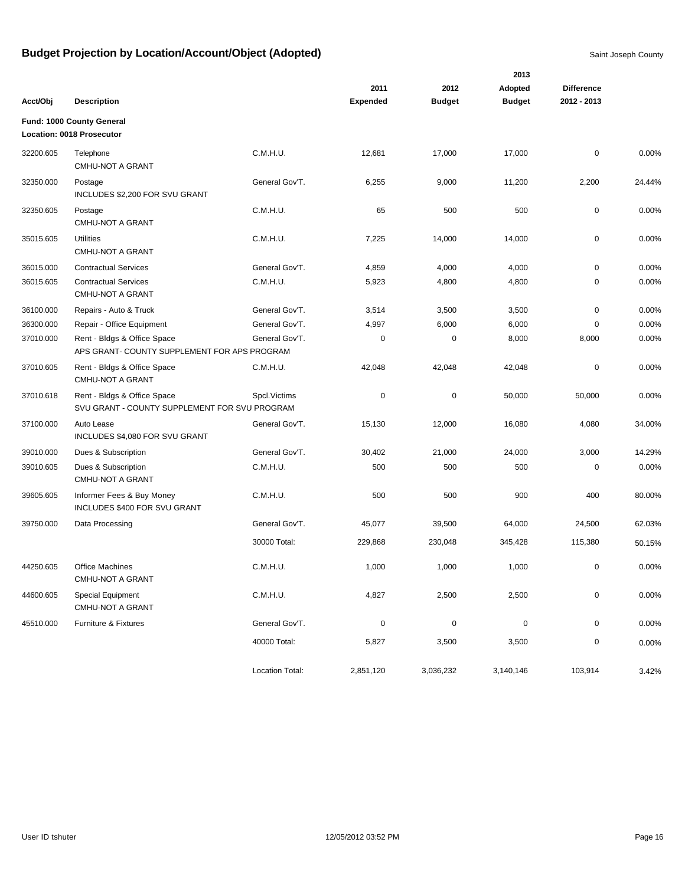# Budget Projection by Location/Account/Object (Adopted)

Saint Joseph County

| Acct/Obj | Description | | 2011 Expended | 2012 Budget | 2013 Adopted Budget | Difference 2012 - 2013 | |
|---|---|---|---|---|---|---|---|
| **Fund: 1000 County General** | | | | | | | |
| **Location: 0018 Prosecutor** | | | | | | | |
| 32200.605 | Telephone<br>CMHU-NOT A GRANT | C.M.H.U. | 12,681 | 17,000 | 17,000 | 0 | 0.00% |
| 32350.000 | Postage<br>INCLUDES $2,200 FOR SVU GRANT | General Gov'T. | 6,255 | 9,000 | 11,200 | 2,200 | 24.44% |
| 32350.605 | Postage<br>CMHU-NOT A GRANT | C.M.H.U. | 65 | 500 | 500 | 0 | 0.00% |
| 35015.605 | Utilities<br>CMHU-NOT A GRANT | C.M.H.U. | 7,225 | 14,000 | 14,000 | 0 | 0.00% |
| 36015.000 | Contractual Services | General Gov'T. | 4,859 | 4,000 | 4,000 | 0 | 0.00% |
| 36015.605 | Contractual Services<br>CMHU-NOT A GRANT | C.M.H.U. | 5,923 | 4,800 | 4,800 | 0 | 0.00% |
| 36100.000 | Repairs - Auto & Truck | General Gov'T. | 3,514 | 3,500 | 3,500 | 0 | 0.00% |
| 36300.000 | Repair - Office Equipment | General Gov'T. | 4,997 | 6,000 | 6,000 | 0 | 0.00% |
| 37010.000 | Rent - Bldgs & Office Space<br>APS GRANT- COUNTY SUPPLEMENT FOR APS PROGRAM | General Gov'T. | 0 | 0 | 8,000 | 8,000 | 0.00% |
| 37010.605 | Rent - Bldgs & Office Space<br>CMHU-NOT A GRANT | C.M.H.U. | 42,048 | 42,048 | 42,048 | 0 | 0.00% |
| 37010.618 | Rent - Bldgs & Office Space<br>SVU GRANT - COUNTY SUPPLEMENT FOR SVU PROGRAM | Spcl.Victims | 0 | 0 | 50,000 | 50,000 | 0.00% |
| 37100.000 | Auto Lease<br>INCLUDES $4,080 FOR SVU GRANT | General Gov'T. | 15,130 | 12,000 | 16,080 | 4,080 | 34.00% |
| 39010.000 | Dues & Subscription | General Gov'T. | 30,402 | 21,000 | 24,000 | 3,000 | 14.29% |
| 39010.605 | Dues & Subscription<br>CMHU-NOT A GRANT | C.M.H.U. | 500 | 500 | 500 | 0 | 0.00% |
| 39605.605 | Informer Fees & Buy Money<br>INCLUDES $400 FOR SVU GRANT | C.M.H.U. | 500 | 500 | 900 | 400 | 80.00% |
| 39750.000 | Data Processing | General Gov'T. | 45,077 | 39,500 | 64,000 | 24,500 | 62.03% |
| | | 30000 Total: | 229,868 | 230,048 | 345,428 | 115,380 | 50.15% |
| 44250.605 | Office Machines<br>CMHU-NOT A GRANT | C.M.H.U. | 1,000 | 1,000 | 1,000 | 0 | 0.00% |
| 44600.605 | Special Equipment<br>CMHU-NOT A GRANT | C.M.H.U. | 4,827 | 2,500 | 2,500 | 0 | 0.00% |
| 45510.000 | Furniture & Fixtures | General Gov'T. | 0 | 0 | 0 | 0 | 0.00% |
| | | 40000 Total: | 5,827 | 3,500 | 3,500 | 0 | 0.00% |
| | | Location Total: | 2,851,120 | 3,036,232 | 3,140,146 | 103,914 | 3.42% |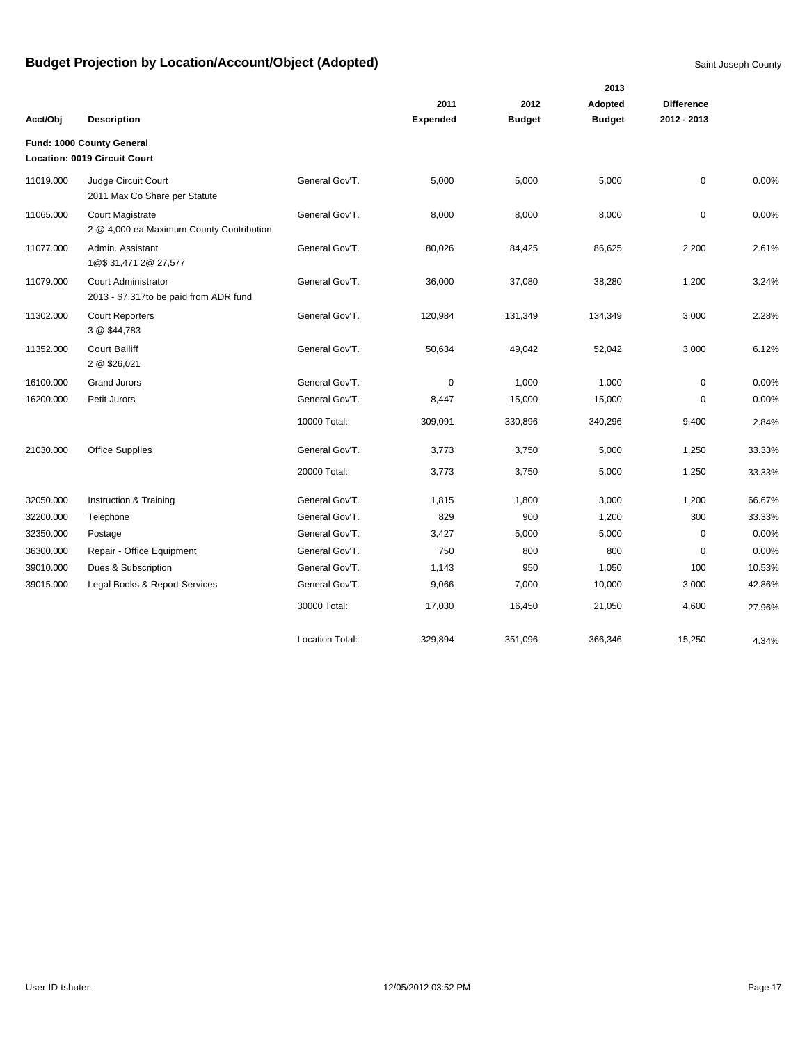# Budget Projection by Location/Account/Object (Adopted)

Saint Joseph County

| Acct/Obj | Description | | 2011 Expended | 2012 Budget | 2013 Adopted Budget | Difference 2012 - 2013 | |
|---|---|---|---|---|---|---|---|
| **Fund: 1000 County General** | | | | | | | |
| **Location: 0019 Circuit Court** | | | | | | | |
| 11019.000 | Judge Circuit Court<br>2011 Max Co Share per Statute | General Gov'T. | 5,000 | 5,000 | 5,000 | 0 | 0.00% |
| 11065.000 | Court Magistrate<br>2 @ 4,000 ea Maximum County Contribution | General Gov'T. | 8,000 | 8,000 | 8,000 | 0 | 0.00% |
| 11077.000 | Admin. Assistant<br>1@$ 31,471 2@ 27,577 | General Gov'T. | 80,026 | 84,425 | 86,625 | 2,200 | 2.61% |
| 11079.000 | Court Administrator<br>2013 - $7,317to be paid from ADR fund | General Gov'T. | 36,000 | 37,080 | 38,280 | 1,200 | 3.24% |
| 11302.000 | Court Reporters<br>3 @ $44,783 | General Gov'T. | 120,984 | 131,349 | 134,349 | 3,000 | 2.28% |
| 11352.000 | Court Bailiff<br>2 @ $26,021 | General Gov'T. | 50,634 | 49,042 | 52,042 | 3,000 | 6.12% |
| 16100.000 | Grand Jurors | General Gov'T. | 0 | 1,000 | 1,000 | 0 | 0.00% |
| 16200.000 | Petit Jurors | General Gov'T. | 8,447 | 15,000 | 15,000 | 0 | 0.00% |
| | | 10000 Total: | 309,091 | 330,896 | 340,296 | 9,400 | 2.84% |
| 21030.000 | Office Supplies | General Gov'T. | 3,773 | 3,750 | 5,000 | 1,250 | 33.33% |
| | | 20000 Total: | 3,773 | 3,750 | 5,000 | 1,250 | 33.33% |
| 32050.000 | Instruction & Training | General Gov'T. | 1,815 | 1,800 | 3,000 | 1,200 | 66.67% |
| 32200.000 | Telephone | General Gov'T. | 829 | 900 | 1,200 | 300 | 33.33% |
| 32350.000 | Postage | General Gov'T. | 3,427 | 5,000 | 5,000 | 0 | 0.00% |
| 36300.000 | Repair - Office Equipment | General Gov'T. | 750 | 800 | 800 | 0 | 0.00% |
| 39010.000 | Dues & Subscription | General Gov'T. | 1,143 | 950 | 1,050 | 100 | 10.53% |
| 39015.000 | Legal Books & Report Services | General Gov'T. | 9,066 | 7,000 | 10,000 | 3,000 | 42.86% |
| | | 30000 Total: | 17,030 | 16,450 | 21,050 | 4,600 | 27.96% |
| | | Location Total: | 329,894 | 351,096 | 366,346 | 15,250 | 4.34% |

User ID tshuter 12/05/2012 03:52 PM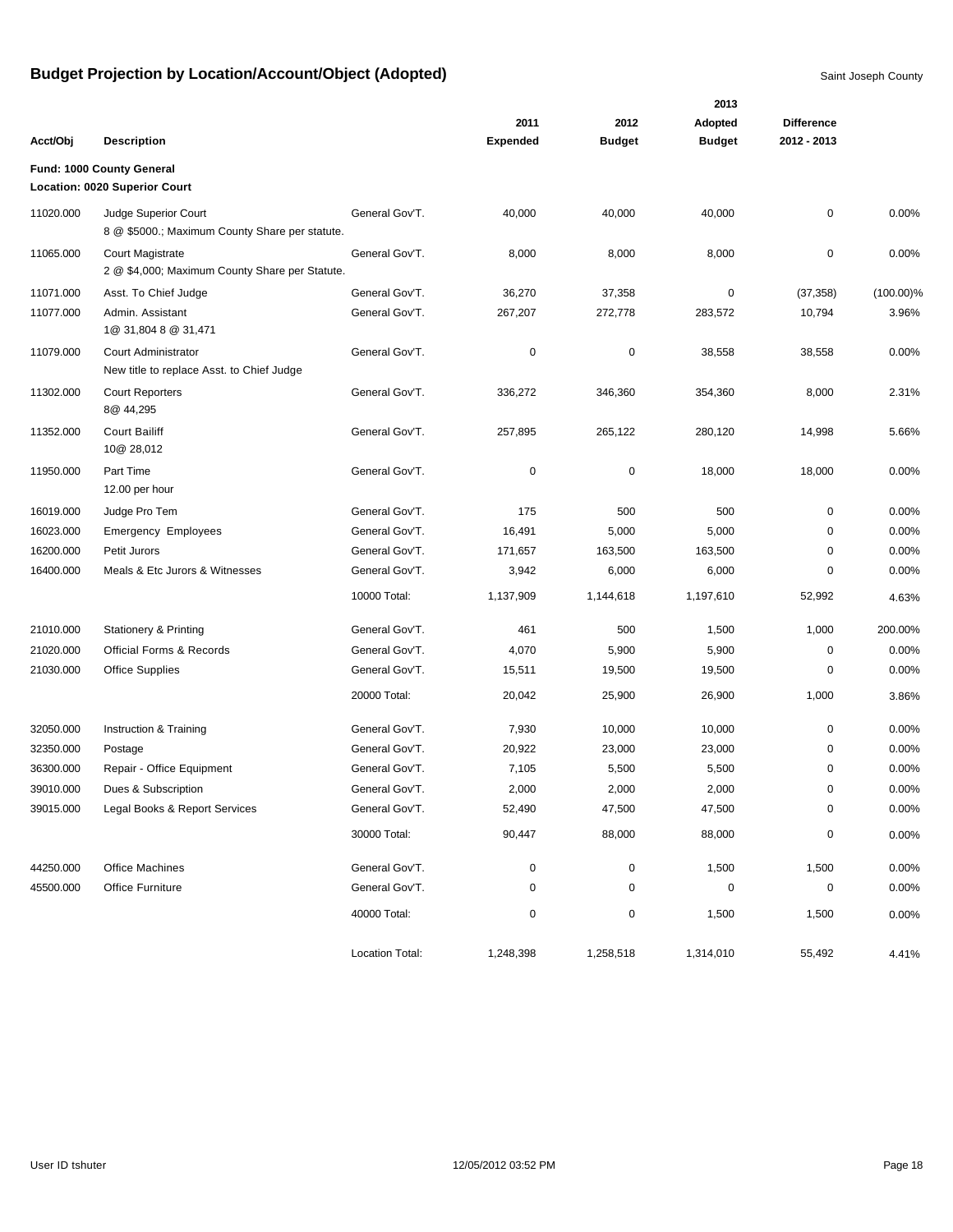# Budget Projection by Location/Account/Object (Adopted)

Saint Joseph County

| Acct/Obj | Description | | 2011 Expended | 2012 Budget | 2013 Adopted Budget | Difference 2012 - 2013 | |
|---|---|---|---|---|---|---|---|
| **Fund: 1000 County General** | | | | | | | |
| **Location: 0020 Superior Court** | | | | | | | |
| 11020.000 | Judge Superior Court<br>8 @ $5000.; Maximum County Share per statute. | General Gov'T. | 40,000 | 40,000 | 40,000 | 0 | 0.00% |
| 11065.000 | Court Magistrate<br>2 @ $4,000; Maximum County Share per Statute. | General Gov'T. | 8,000 | 8,000 | 8,000 | 0 | 0.00% |
| 11071.000 | Asst. To Chief Judge | General Gov'T. | 36,270 | 37,358 | 0 | (37,358) | (100.00)% |
| 11077.000 | Admin. Assistant<br>1@ 31,804 8 @ 31,471 | General Gov'T. | 267,207 | 272,778 | 283,572 | 10,794 | 3.96% |
| 11079.000 | Court Administrator<br>New title to replace Asst. to Chief Judge | General Gov'T. | 0 | 0 | 38,558 | 38,558 | 0.00% |
| 11302.000 | Court Reporters<br>8@ 44,295 | General Gov'T. | 336,272 | 346,360 | 354,360 | 8,000 | 2.31% |
| 11352.000 | Court Bailiff<br>10@ 28,012 | General Gov'T. | 257,895 | 265,122 | 280,120 | 14,998 | 5.66% |
| 11950.000 | Part Time<br>12.00 per hour | General Gov'T. | 0 | 0 | 18,000 | 18,000 | 0.00% |
| 16019.000 | Judge Pro Tem | General Gov'T. | 175 | 500 | 500 | 0 | 0.00% |
| 16023.000 | Emergency Employees | General Gov'T. | 16,491 | 5,000 | 5,000 | 0 | 0.00% |
| 16200.000 | Petit Jurors | General Gov'T. | 171,657 | 163,500 | 163,500 | 0 | 0.00% |
| 16400.000 | Meals & Etc Jurors & Witnesses | General Gov'T. | 3,942 | 6,000 | 6,000 | 0 | 0.00% |
| | | 10000 Total: | 1,137,909 | 1,144,618 | 1,197,610 | 52,992 | 4.63% |
| 21010.000 | Stationery & Printing | General Gov'T. | 461 | 500 | 1,500 | 1,000 | 200.00% |
| 21020.000 | Official Forms & Records | General Gov'T. | 4,070 | 5,900 | 5,900 | 0 | 0.00% |
| 21030.000 | Office Supplies | General Gov'T. | 15,511 | 19,500 | 19,500 | 0 | 0.00% |
| | | 20000 Total: | 20,042 | 25,900 | 26,900 | 1,000 | 3.86% |
| 32050.000 | Instruction & Training | General Gov'T. | 7,930 | 10,000 | 10,000 | 0 | 0.00% |
| 32350.000 | Postage | General Gov'T. | 20,922 | 23,000 | 23,000 | 0 | 0.00% |
| 36300.000 | Repair - Office Equipment | General Gov'T. | 7,105 | 5,500 | 5,500 | 0 | 0.00% |
| 39010.000 | Dues & Subscription | General Gov'T. | 2,000 | 2,000 | 2,000 | 0 | 0.00% |
| 39015.000 | Legal Books & Report Services | General Gov'T. | 52,490 | 47,500 | 47,500 | 0 | 0.00% |
| | | 30000 Total: | 90,447 | 88,000 | 88,000 | 0 | 0.00% |
| 44250.000 | Office Machines | General Gov'T. | 0 | 0 | 1,500 | 1,500 | 0.00% |
| 45500.000 | Office Furniture | General Gov'T. | 0 | 0 | 0 | 0 | 0.00% |
| | | 40000 Total: | 0 | 0 | 1,500 | 1,500 | 0.00% |
| | | Location Total: | 1,248,398 | 1,258,518 | 1,314,010 | 55,492 | 4.41% |

User ID tshuter 12/05/2012 03:52 PM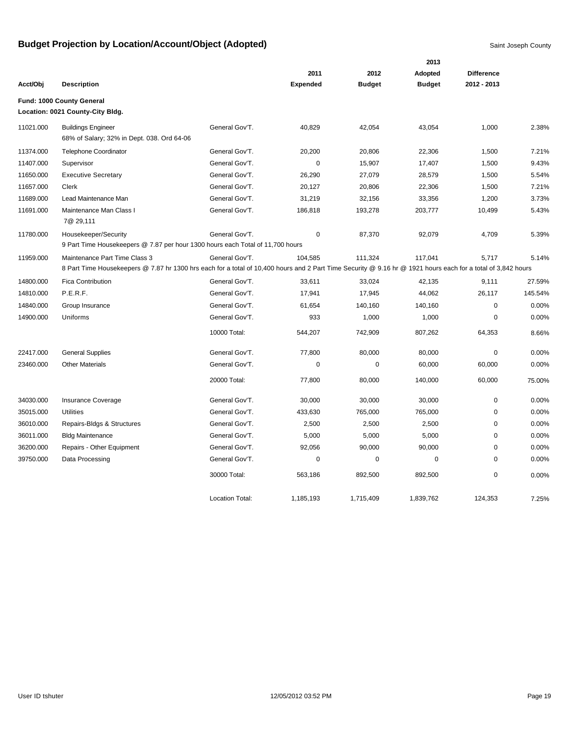# Budget Projection by Location/Account/Object (Adopted)

Saint Joseph County

| Acct/Obj | Description | | 2011 Expended | 2012 Budget | 2013 Adopted Budget | Difference 2012 - 2013 | |
|---|---|---|---|---|---|---|---|
| **Fund: 1000 County General** | | | | | | | |
| **Location: 0021 County-City Bldg.** | | | | | | | |
| 11021.000 | Buildings Engineer<br>68% of Salary; 32% in Dept. 038. Ord 64-06 | General Gov'T. | 40,829 | 42,054 | 43,054 | 1,000 | 2.38% |
| 11374.000 | Telephone Coordinator | General Gov'T. | 20,200 | 20,806 | 22,306 | 1,500 | 7.21% |
| 11407.000 | Supervisor | General Gov'T. | 0 | 15,907 | 17,407 | 1,500 | 9.43% |
| 11650.000 | Executive Secretary | General Gov'T. | 26,290 | 27,079 | 28,579 | 1,500 | 5.54% |
| 11657.000 | Clerk | General Gov'T. | 20,127 | 20,806 | 22,306 | 1,500 | 7.21% |
| 11689.000 | Lead Maintenance Man | General Gov'T. | 31,219 | 32,156 | 33,356 | 1,200 | 3.73% |
| 11691.000 | Maintenance Man Class I<br>7@ 29,111 | General Gov'T. | 186,818 | 193,278 | 203,777 | 10,499 | 5.43% |
| 11780.000 | Housekeeper/Security<br>9 Part Time Housekeepers @ 7.87 per hour 1300 hours each Total of 11,700 hours | General Gov'T. | 0 | 87,370 | 92,079 | 4,709 | 5.39% |
| 11959.000 | Maintenance Part Time Class 3<br>8 Part Time Housekeepers @ 7.87 hr 1300 hrs each for a total of 10,400 hours and 2 Part Time Security @ 9.16 hr @ 1921 hours each for a total of 3,842 hours | General Gov'T. | 104,585 | 111,324 | 117,041 | 5,717 | 5.14% |
| 14800.000 | Fica Contribution | General Gov'T. | 33,611 | 33,024 | 42,135 | 9,111 | 27.59% |
| 14810.000 | P.E.R.F. | General Gov'T. | 17,941 | 17,945 | 44,062 | 26,117 | 145.54% |
| 14840.000 | Group Insurance | General Gov'T. | 61,654 | 140,160 | 140,160 | 0 | 0.00% |
| 14900.000 | Uniforms | General Gov'T. | 933 | 1,000 | 1,000 | 0 | 0.00% |
| | | 10000 Total: | 544,207 | 742,909 | 807,262 | 64,353 | 8.66% |
| 22417.000 | General Supplies | General Gov'T. | 77,800 | 80,000 | 80,000 | 0 | 0.00% |
| 23460.000 | Other Materials | General Gov'T. | 0 | 0 | 60,000 | 60,000 | 0.00% |
| | | 20000 Total: | 77,800 | 80,000 | 140,000 | 60,000 | 75.00% |
| 34030.000 | Insurance Coverage | General Gov'T. | 30,000 | 30,000 | 30,000 | 0 | 0.00% |
| 35015.000 | Utilities | General Gov'T. | 433,630 | 765,000 | 765,000 | 0 | 0.00% |
| 36010.000 | Repairs-Bldgs & Structures | General Gov'T. | 2,500 | 2,500 | 2,500 | 0 | 0.00% |
| 36011.000 | Bldg Maintenance | General Gov'T. | 5,000 | 5,000 | 5,000 | 0 | 0.00% |
| 36200.000 | Repairs - Other Equipment | General Gov'T. | 92,056 | 90,000 | 90,000 | 0 | 0.00% |
| 39750.000 | Data Processing | General Gov'T. | 0 | 0 | 0 | 0 | 0.00% |
| | | 30000 Total: | 563,186 | 892,500 | 892,500 | 0 | 0.00% |
| | | Location Total: | 1,185,193 | 1,715,409 | 1,839,762 | 124,353 | 7.25% |

User ID tshuter 12/05/2012 03:52 PM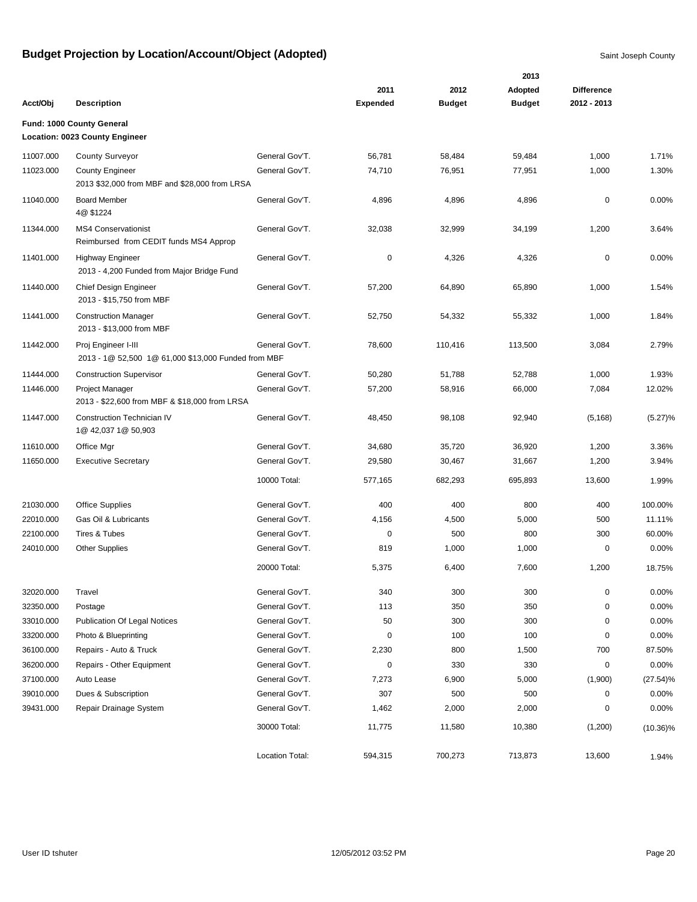# Budget Projection by Location/Account/Object (Adopted)

Saint Joseph County

| Acct/Obj | Description | | 2011 Expended | 2012 Budget | 2013 Adopted Budget | Difference 2012 - 2013 | |
|---|---|---|---|---|---|---|---|
| **Fund: 1000 County General** | | | | | | | |
| **Location: 0023 County Engineer** | | | | | | | |
| 11007.000 | County Surveyor | General Gov'T. | 56,781 | 58,484 | 59,484 | 1,000 | 1.71% |
| 11023.000 | County Engineer<br>2013 $32,000 from MBF and $28,000 from LRSA | General Gov'T. | 74,710 | 76,951 | 77,951 | 1,000 | 1.30% |
| 11040.000 | Board Member<br>4@ $1224 | General Gov'T. | 4,896 | 4,896 | 4,896 | 0 | 0.00% |
| 11344.000 | MS4 Conservationist<br>Reimbursed from CEDIT funds MS4 Approp | General Gov'T. | 32,038 | 32,999 | 34,199 | 1,200 | 3.64% |
| 11401.000 | Highway Engineer<br>2013 - 4,200 Funded from Major Bridge Fund | General Gov'T. | 0 | 4,326 | 4,326 | 0 | 0.00% |
| 11440.000 | Chief Design Engineer<br>2013 - $15,750 from MBF | General Gov'T. | 57,200 | 64,890 | 65,890 | 1,000 | 1.54% |
| 11441.000 | Construction Manager<br>2013 - $13,000 from MBF | General Gov'T. | 52,750 | 54,332 | 55,332 | 1,000 | 1.84% |
| 11442.000 | Proj Engineer I-III<br>2013 - 1@ 52,500 1@ 61,000 $13,000 Funded from MBF | General Gov'T. | 78,600 | 110,416 | 113,500 | 3,084 | 2.79% |
| 11444.000 | Construction Supervisor | General Gov'T. | 50,280 | 51,788 | 52,788 | 1,000 | 1.93% |
| 11446.000 | Project Manager<br>2013 - $22,600 from MBF & $18,000 from LRSA | General Gov'T. | 57,200 | 58,916 | 66,000 | 7,084 | 12.02% |
| 11447.000 | Construction Technician IV<br>1@ 42,037 1@ 50,903 | General Gov'T. | 48,450 | 98,108 | 92,940 | (5,168) | (5.27)% |
| 11610.000 | Office Mgr | General Gov'T. | 34,680 | 35,720 | 36,920 | 1,200 | 3.36% |
| 11650.000 | Executive Secretary | General Gov'T. | 29,580 | 30,467 | 31,667 | 1,200 | 3.94% |
| | | 10000 Total: | 577,165 | 682,293 | 695,893 | 13,600 | 1.99% |
| 21030.000 | Office Supplies | General Gov'T. | 400 | 400 | 800 | 400 | 100.00% |
| 22010.000 | Gas Oil & Lubricants | General Gov'T. | 4,156 | 4,500 | 5,000 | 500 | 11.11% |
| 22100.000 | Tires & Tubes | General Gov'T. | 0 | 500 | 800 | 300 | 60.00% |
| 24010.000 | Other Supplies | General Gov'T. | 819 | 1,000 | 1,000 | 0 | 0.00% |
| | | 20000 Total: | 5,375 | 6,400 | 7,600 | 1,200 | 18.75% |
| 32020.000 | Travel | General Gov'T. | 340 | 300 | 300 | 0 | 0.00% |
| 32350.000 | Postage | General Gov'T. | 113 | 350 | 350 | 0 | 0.00% |
| 33010.000 | Publication Of Legal Notices | General Gov'T. | 50 | 300 | 300 | 0 | 0.00% |
| 33200.000 | Photo & Blueprinting | General Gov'T. | 0 | 100 | 100 | 0 | 0.00% |
| 36100.000 | Repairs - Auto & Truck | General Gov'T. | 2,230 | 800 | 1,500 | 700 | 87.50% |
| 36200.000 | Repairs - Other Equipment | General Gov'T. | 0 | 330 | 330 | 0 | 0.00% |
| 37100.000 | Auto Lease | General Gov'T. | 7,273 | 6,900 | 5,000 | (1,900) | (27.54)% |
| 39010.000 | Dues & Subscription | General Gov'T. | 307 | 500 | 500 | 0 | 0.00% |
| 39431.000 | Repair Drainage System | General Gov'T. | 1,462 | 2,000 | 2,000 | 0 | 0.00% |
| | | 30000 Total: | 11,775 | 11,580 | 10,380 | (1,200) | (10.36)% |
| | | Location Total: | 594,315 | 700,273 | 713,873 | 13,600 | 1.94% |

User ID tshuter 12/05/2012 03:52 PM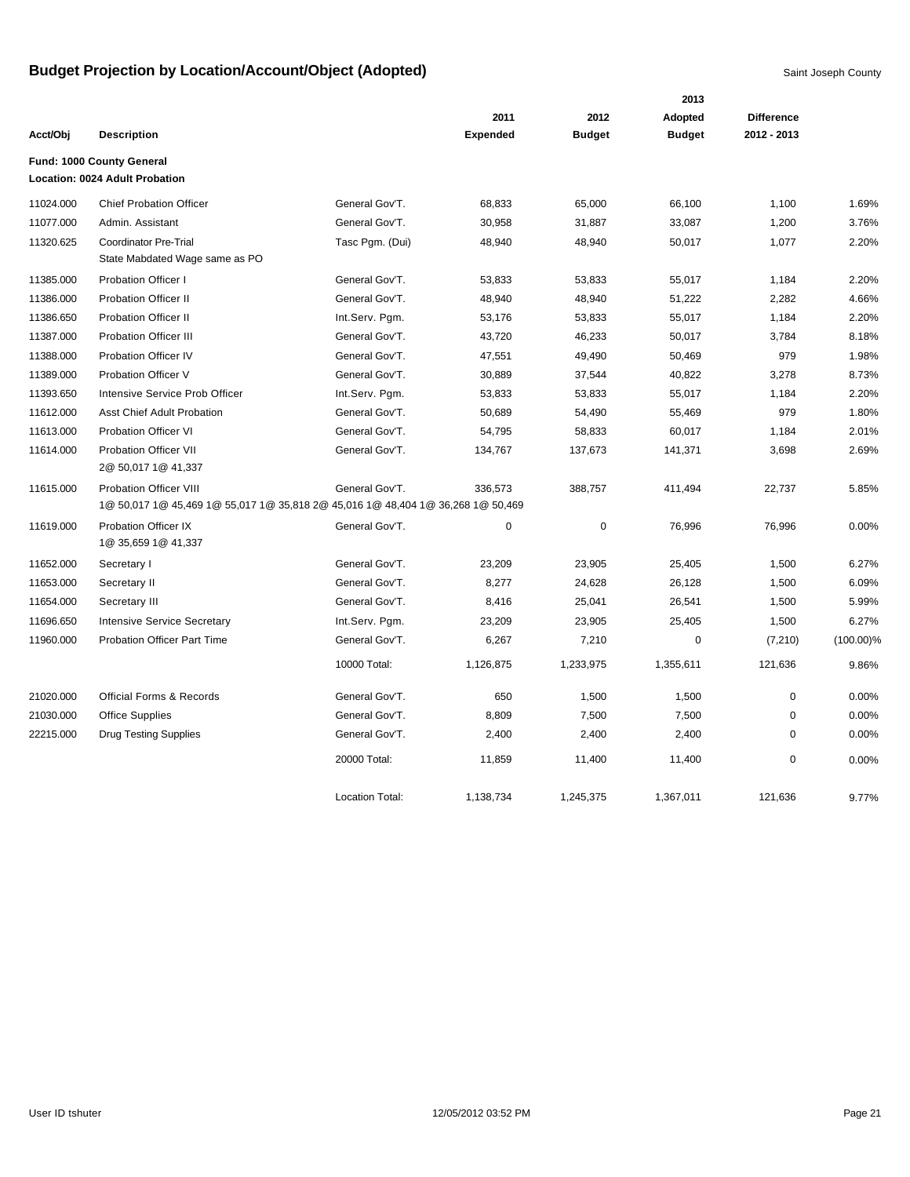# Budget Projection by Location/Account/Object (Adopted)

Saint Joseph County

| Acct/Obj | Description | | 2011 Expended | 2012 Budget | 2013 Adopted Budget | Difference 2012 - 2013 | |
|---|---|---|---|---|---|---|---|
| **Fund: 1000 County General** | | | | | | | |
| **Location: 0024 Adult Probation** | | | | | | | |
| 11024.000 | Chief Probation Officer | General Gov'T. | 68,833 | 65,000 | 66,100 | 1,100 | 1.69% |
| 11077.000 | Admin. Assistant | General Gov'T. | 30,958 | 31,887 | 33,087 | 1,200 | 3.76% |
| 11320.625 | Coordinator Pre-Trial<br>State Mabdated Wage same as PO | Tasc Pgm. (Dui) | 48,940 | 48,940 | 50,017 | 1,077 | 2.20% |
| 11385.000 | Probation Officer I | General Gov'T. | 53,833 | 53,833 | 55,017 | 1,184 | 2.20% |
| 11386.000 | Probation Officer II | General Gov'T. | 48,940 | 48,940 | 51,222 | 2,282 | 4.66% |
| 11386.650 | Probation Officer II | Int.Serv. Pgm. | 53,176 | 53,833 | 55,017 | 1,184 | 2.20% |
| 11387.000 | Probation Officer III | General Gov'T. | 43,720 | 46,233 | 50,017 | 3,784 | 8.18% |
| 11388.000 | Probation Officer IV | General Gov'T. | 47,551 | 49,490 | 50,469 | 979 | 1.98% |
| 11389.000 | Probation Officer V | General Gov'T. | 30,889 | 37,544 | 40,822 | 3,278 | 8.73% |
| 11393.650 | Intensive Service Prob Officer | Int.Serv. Pgm. | 53,833 | 53,833 | 55,017 | 1,184 | 2.20% |
| 11612.000 | Asst Chief Adult Probation | General Gov'T. | 50,689 | 54,490 | 55,469 | 979 | 1.80% |
| 11613.000 | Probation Officer VI | General Gov'T. | 54,795 | 58,833 | 60,017 | 1,184 | 2.01% |
| 11614.000 | Probation Officer VII<br>2@ 50,017 1@ 41,337 | General Gov'T. | 134,767 | 137,673 | 141,371 | 3,698 | 2.69% |
| 11615.000 | Probation Officer VIII<br>1@ 50,017 1@ 45,469 1@ 55,017 1@ 35,818 2@ 45,016 1@ 48,404 1@ 36,268 1@ 50,469 | General Gov'T. | 336,573 | 388,757 | 411,494 | 22,737 | 5.85% |
| 11619.000 | Probation Officer IX<br>1@ 35,659 1@ 41,337 | General Gov'T. | 0 | 0 | 76,996 | 76,996 | 0.00% |
| 11652.000 | Secretary I | General Gov'T. | 23,209 | 23,905 | 25,405 | 1,500 | 6.27% |
| 11653.000 | Secretary II | General Gov'T. | 8,277 | 24,628 | 26,128 | 1,500 | 6.09% |
| 11654.000 | Secretary III | General Gov'T. | 8,416 | 25,041 | 26,541 | 1,500 | 5.99% |
| 11696.650 | Intensive Service Secretary | Int.Serv. Pgm. | 23,209 | 23,905 | 25,405 | 1,500 | 6.27% |
| 11960.000 | Probation Officer Part Time | General Gov'T. | 6,267 | 7,210 | 0 | (7,210) | (100.00)% |
| | | 10000 Total: | 1,126,875 | 1,233,975 | 1,355,611 | 121,636 | 9.86% |
| 21020.000 | Official Forms & Records | General Gov'T. | 650 | 1,500 | 1,500 | 0 | 0.00% |
| 21030.000 | Office Supplies | General Gov'T. | 8,809 | 7,500 | 7,500 | 0 | 0.00% |
| 22215.000 | Drug Testing Supplies | General Gov'T. | 2,400 | 2,400 | 2,400 | 0 | 0.00% |
| | | 20000 Total: | 11,859 | 11,400 | 11,400 | 0 | 0.00% |
| | | Location Total: | 1,138,734 | 1,245,375 | 1,367,011 | 121,636 | 9.77% |

User ID tshuter 12/05/2012 03:52 PM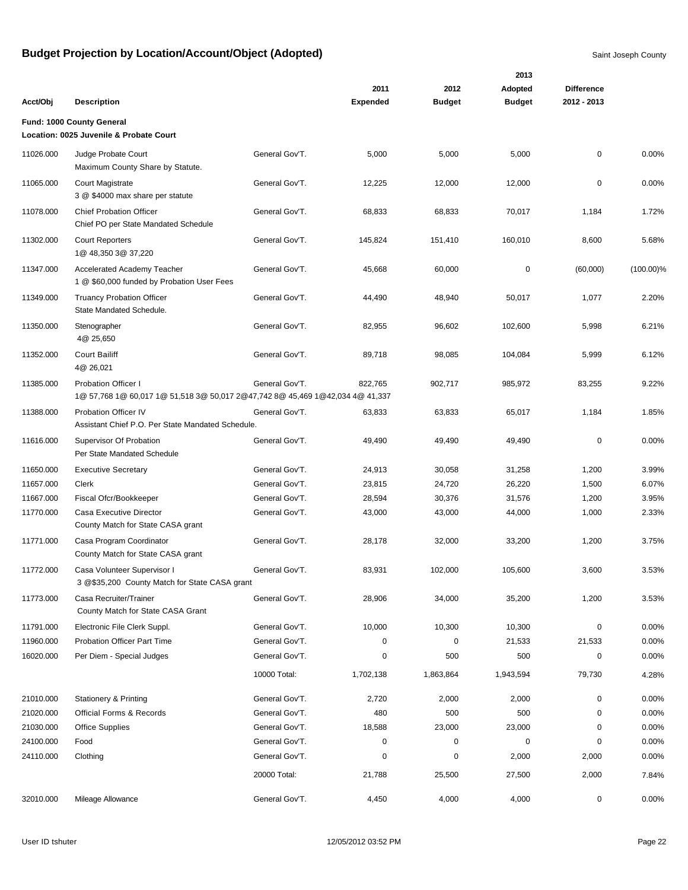# Budget Projection by Location/Account/Object (Adopted)

Saint Joseph County

| Acct/Obj | Description | | 2011 Expended | 2012 Budget | 2013 Adopted Budget | Difference 2012 - 2013 | |
|---|---|---|---|---|---|---|---|
| **Fund: 1000 County General** | | | | | | | |
| **Location: 0025 Juvenile & Probate Court** | | | | | | | |
| 11026.000 | Judge Probate Court<br>Maximum County Share by Statute. | General Gov'T. | 5,000 | 5,000 | 5,000 | 0 | 0.00% |
| 11065.000 | Court Magistrate<br>3 @ $4000 max share per statute | General Gov'T. | 12,225 | 12,000 | 12,000 | 0 | 0.00% |
| 11078.000 | Chief Probation Officer<br>Chief PO per State Mandated Schedule | General Gov'T. | 68,833 | 68,833 | 70,017 | 1,184 | 1.72% |
| 11302.000 | Court Reporters<br>1@ 48,350 3@ 37,220 | General Gov'T. | 145,824 | 151,410 | 160,010 | 8,600 | 5.68% |
| 11347.000 | Accelerated Academy Teacher<br>1 @ $60,000 funded by Probation User Fees | General Gov'T. | 45,668 | 60,000 | 0 | (60,000) | (100.00)% |
| 11349.000 | Truancy Probation Officer<br>State Mandated Schedule. | General Gov'T. | 44,490 | 48,940 | 50,017 | 1,077 | 2.20% |
| 11350.000 | Stenographer<br>4@ 25,650 | General Gov'T. | 82,955 | 96,602 | 102,600 | 5,998 | 6.21% |
| 11352.000 | Court Bailiff<br>4@ 26,021 | General Gov'T. | 89,718 | 98,085 | 104,084 | 5,999 | 6.12% |
| 11385.000 | Probation Officer I<br>1@ 57,768 1@ 60,017 1@ 51,518 3@ 50,017 2@47,742 8@ 45,469 1@42,034 4@ 41,337 | General Gov'T. | 822,765 | 902,717 | 985,972 | 83,255 | 9.22% |
| 11388.000 | Probation Officer IV<br>Assistant Chief P.O. Per State Mandated Schedule. | General Gov'T. | 63,833 | 63,833 | 65,017 | 1,184 | 1.85% |
| 11616.000 | Supervisor Of Probation<br>Per State Mandated Schedule | General Gov'T. | 49,490 | 49,490 | 49,490 | 0 | 0.00% |
| 11650.000 | Executive Secretary | General Gov'T. | 24,913 | 30,058 | 31,258 | 1,200 | 3.99% |
| 11657.000 | Clerk | General Gov'T. | 23,815 | 24,720 | 26,220 | 1,500 | 6.07% |
| 11667.000 | Fiscal Ofcr/Bookkeeper | General Gov'T. | 28,594 | 30,376 | 31,576 | 1,200 | 3.95% |
| 11770.000 | Casa Executive Director<br>County Match for State CASA grant | General Gov'T. | 43,000 | 43,000 | 44,000 | 1,000 | 2.33% |
| 11771.000 | Casa Program Coordinator<br>County Match for State CASA grant | General Gov'T. | 28,178 | 32,000 | 33,200 | 1,200 | 3.75% |
| 11772.000 | Casa Volunteer Supervisor I<br>3 @$35,200 County Match for State CASA grant | General Gov'T. | 83,931 | 102,000 | 105,600 | 3,600 | 3.53% |
| 11773.000 | Casa Recruiter/Trainer<br>County Match for State CASA Grant | General Gov'T. | 28,906 | 34,000 | 35,200 | 1,200 | 3.53% |
| 11791.000 | Electronic File Clerk Suppl. | General Gov'T. | 10,000 | 10,300 | 10,300 | 0 | 0.00% |
| 11960.000 | Probation Officer Part Time | General Gov'T. | 0 | 0 | 21,533 | 21,533 | 0.00% |
| 16020.000 | Per Diem - Special Judges | General Gov'T. | 0 | 500 | 500 | 0 | 0.00% |
| | | 10000 Total: | 1,702,138 | 1,863,864 | 1,943,594 | 79,730 | 4.28% |
| 21010.000 | Stationery & Printing | General Gov'T. | 2,720 | 2,000 | 2,000 | 0 | 0.00% |
| 21020.000 | Official Forms & Records | General Gov'T. | 480 | 500 | 500 | 0 | 0.00% |
| 21030.000 | Office Supplies | General Gov'T. | 18,588 | 23,000 | 23,000 | 0 | 0.00% |
| 24100.000 | Food | General Gov'T. | 0 | 0 | 0 | 0 | 0.00% |
| 24110.000 | Clothing | General Gov'T. | 0 | 0 | 2,000 | 2,000 | 0.00% |
| | | 20000 Total: | 21,788 | 25,500 | 27,500 | 2,000 | 7.84% |
| 32010.000 | Mileage Allowance | General Gov'T. | 4,450 | 4,000 | 4,000 | 0 | 0.00% |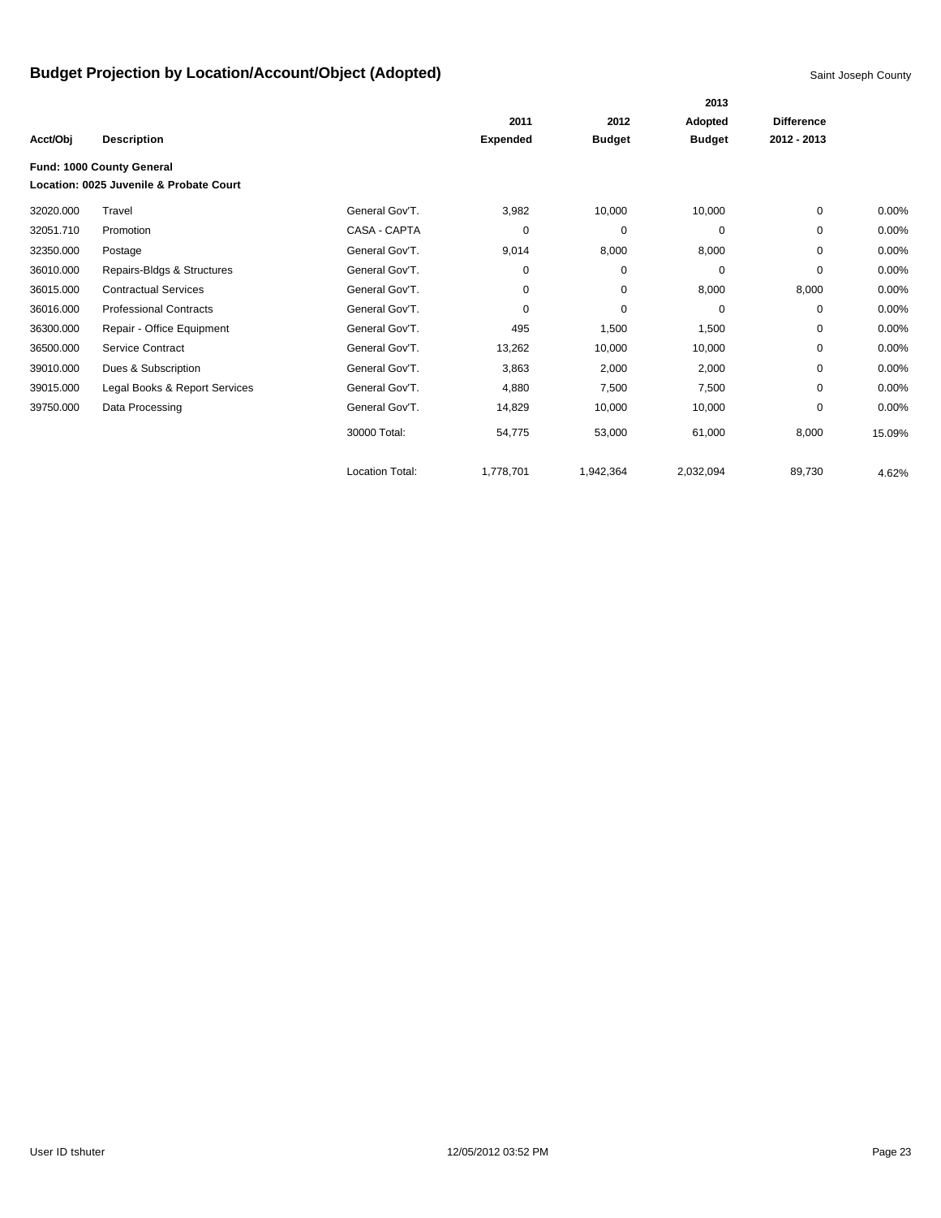# Budget Projection by Location/Account/Object (Adopted)

Saint Joseph County

| Acct/Obj | Description | | 2011 Expended | 2012 Budget | 2013 Adopted Budget | Difference 2012 - 2013 | |
|---|---|---|---|---|---|---|---|
| **Fund: 1000 County General** | | | | | | | |
| **Location: 0025 Juvenile & Probate Court** | | | | | | | |
| 32020.000 | Travel | General Gov'T. | 3,982 | 10,000 | 10,000 | 0 | 0.00% |
| 32051.710 | Promotion | CASA - CAPTA | 0 | 0 | 0 | 0 | 0.00% |
| 32350.000 | Postage | General Gov'T. | 9,014 | 8,000 | 8,000 | 0 | 0.00% |
| 36010.000 | Repairs-Bldgs & Structures | General Gov'T. | 0 | 0 | 0 | 0 | 0.00% |
| 36015.000 | Contractual Services | General Gov'T. | 0 | 0 | 8,000 | 8,000 | 0.00% |
| 36016.000 | Professional Contracts | General Gov'T. | 0 | 0 | 0 | 0 | 0.00% |
| 36300.000 | Repair - Office Equipment | General Gov'T. | 495 | 1,500 | 1,500 | 0 | 0.00% |
| 36500.000 | Service Contract | General Gov'T. | 13,262 | 10,000 | 10,000 | 0 | 0.00% |
| 39010.000 | Dues & Subscription | General Gov'T. | 3,863 | 2,000 | 2,000 | 0 | 0.00% |
| 39015.000 | Legal Books & Report Services | General Gov'T. | 4,880 | 7,500 | 7,500 | 0 | 0.00% |
| 39750.000 | Data Processing | General Gov'T. | 14,829 | 10,000 | 10,000 | 0 | 0.00% |
| | | 30000 Total: | 54,775 | 53,000 | 61,000 | 8,000 | 15.09% |
| | | Location Total: | 1,778,701 | 1,942,364 | 2,032,094 | 89,730 | 4.62% |

User ID tshuter 12/05/2012 03:52 PM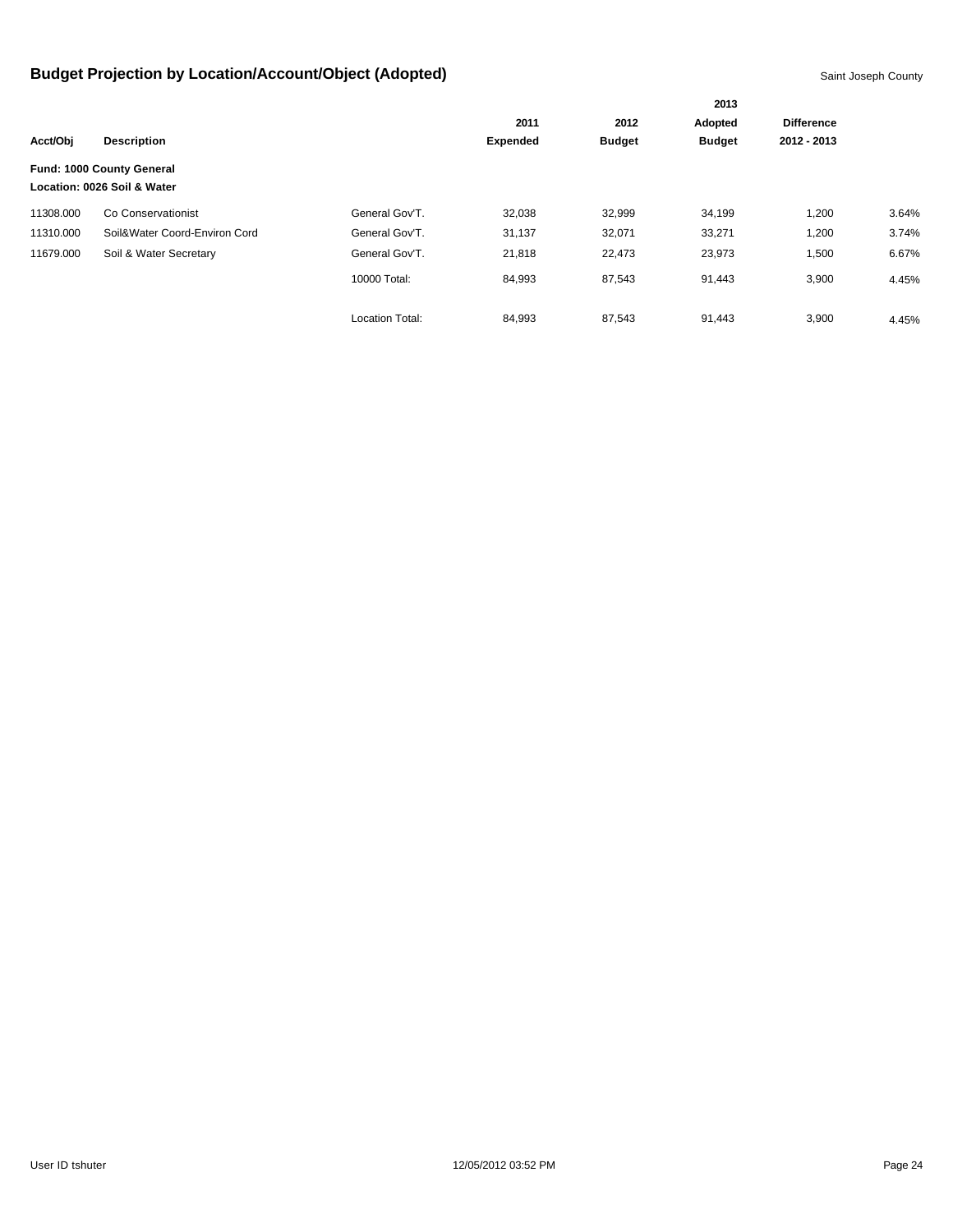# Budget Projection by Location/Account/Object (Adopted)

Saint Joseph County

| Acct/Obj | Description | | 2011 Expended | 2012 Budget | 2013 Adopted Budget | Difference 2012 - 2013 | |
|---|---|---|---|---|---|---|---|
| **Fund: 1000 County General** | | | | | | | |
| **Location: 0026 Soil & Water** | | | | | | | |
| 11308.000 | Co Conservationist | General Gov'T. | 32,038 | 32,999 | 34,199 | 1,200 | 3.64% |
| 11310.000 | Soil&Water Coord-Environ Cord | General Gov'T. | 31,137 | 32,071 | 33,271 | 1,200 | 3.74% |
| 11679.000 | Soil & Water Secretary | General Gov'T. | 21,818 | 22,473 | 23,973 | 1,500 | 6.67% |
| | | 10000 Total: | 84,993 | 87,543 | 91,443 | 3,900 | 4.45% |
| | | Location Total: | 84,993 | 87,543 | 91,443 | 3,900 | 4.45% |

User ID tshuter    12/05/2012 03:52 PM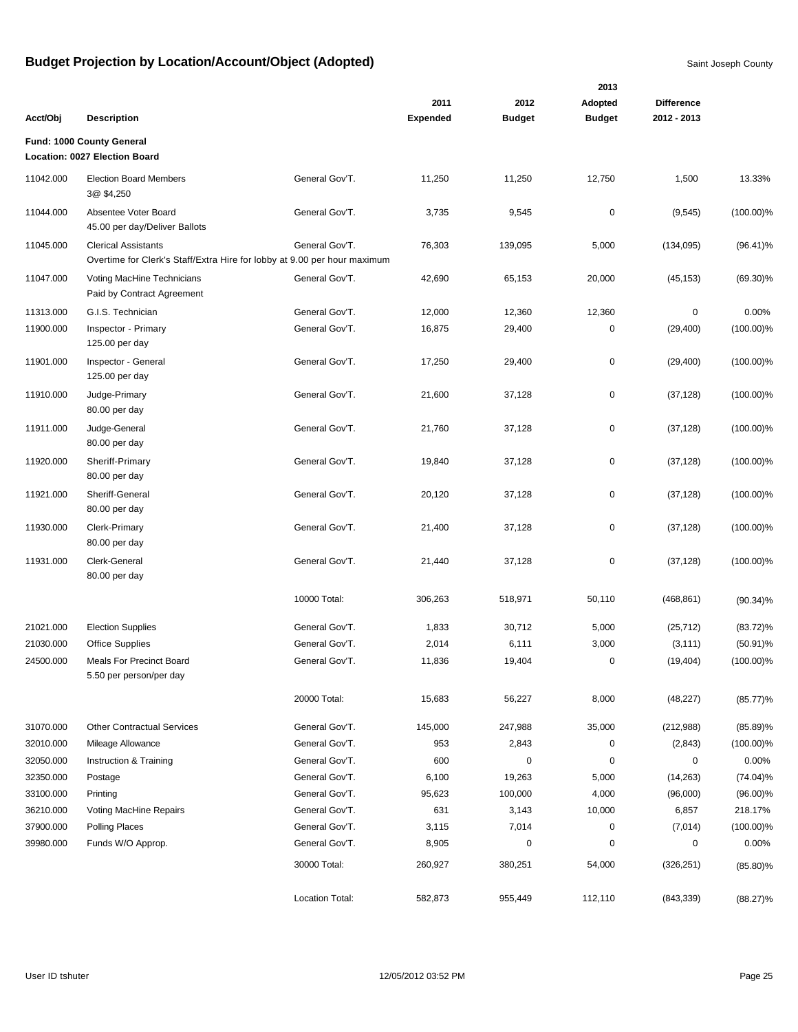# Budget Projection by Location/Account/Object (Adopted)

Saint Joseph County

| Acct/Obj | Description | | 2011 Expended | 2012 Budget | 2013 Adopted Budget | Difference 2012 - 2013 | |
|---|---|---|---|---|---|---|---|
| **Fund: 1000 County General** | | | | | | | |
| **Location: 0027 Election Board** | | | | | | | |
| 11042.000 | Election Board Members<br>3@ $4,250 | General Gov'T. | 11,250 | 11,250 | 12,750 | 1,500 | 13.33% |
| 11044.000 | Absentee Voter Board<br>45.00 per day/Deliver Ballots | General Gov'T. | 3,735 | 9,545 | 0 | (9,545) | (100.00)% |
| 11045.000 | Clerical Assistants<br>Overtime for Clerk's Staff/Extra Hire for lobby at 9.00 per hour maximum | General Gov'T. | 76,303 | 139,095 | 5,000 | (134,095) | (96.41)% |
| 11047.000 | Voting MacHine Technicians<br>Paid by Contract Agreement | General Gov'T. | 42,690 | 65,153 | 20,000 | (45,153) | (69.30)% |
| 11313.000 | G.I.S. Technician | General Gov'T. | 12,000 | 12,360 | 12,360 | 0 | 0.00% |
| 11900.000 | Inspector - Primary<br>125.00 per day | General Gov'T. | 16,875 | 29,400 | 0 | (29,400) | (100.00)% |
| 11901.000 | Inspector - General<br>125.00 per day | General Gov'T. | 17,250 | 29,400 | 0 | (29,400) | (100.00)% |
| 11910.000 | Judge-Primary<br>80.00 per day | General Gov'T. | 21,600 | 37,128 | 0 | (37,128) | (100.00)% |
| 11911.000 | Judge-General<br>80.00 per day | General Gov'T. | 21,760 | 37,128 | 0 | (37,128) | (100.00)% |
| 11920.000 | Sheriff-Primary<br>80.00 per day | General Gov'T. | 19,840 | 37,128 | 0 | (37,128) | (100.00)% |
| 11921.000 | Sheriff-General<br>80.00 per day | General Gov'T. | 20,120 | 37,128 | 0 | (37,128) | (100.00)% |
| 11930.000 | Clerk-Primary<br>80.00 per day | General Gov'T. | 21,400 | 37,128 | 0 | (37,128) | (100.00)% |
| 11931.000 | Clerk-General<br>80.00 per day | General Gov'T. | 21,440 | 37,128 | 0 | (37,128) | (100.00)% |
| | | 10000 Total: | 306,263 | 518,971 | 50,110 | (468,861) | (90.34)% |
| 21021.000 | Election Supplies | General Gov'T. | 1,833 | 30,712 | 5,000 | (25,712) | (83.72)% |
| 21030.000 | Office Supplies | General Gov'T. | 2,014 | 6,111 | 3,000 | (3,111) | (50.91)% |
| 24500.000 | Meals For Precinct Board<br>5.50 per person/per day | General Gov'T. | 11,836 | 19,404 | 0 | (19,404) | (100.00)% |
| | | 20000 Total: | 15,683 | 56,227 | 8,000 | (48,227) | (85.77)% |
| 31070.000 | Other Contractual Services | General Gov'T. | 145,000 | 247,988 | 35,000 | (212,988) | (85.89)% |
| 32010.000 | Mileage Allowance | General Gov'T. | 953 | 2,843 | 0 | (2,843) | (100.00)% |
| 32050.000 | Instruction & Training | General Gov'T. | 600 | 0 | 0 | 0 | 0.00% |
| 32350.000 | Postage | General Gov'T. | 6,100 | 19,263 | 5,000 | (14,263) | (74.04)% |
| 33100.000 | Printing | General Gov'T. | 95,623 | 100,000 | 4,000 | (96,000) | (96.00)% |
| 36210.000 | Voting MacHine Repairs | General Gov'T. | 631 | 3,143 | 10,000 | 6,857 | 218.17% |
| 37900.000 | Polling Places | General Gov'T. | 3,115 | 7,014 | 0 | (7,014) | (100.00)% |
| 39980.000 | Funds W/O Approp. | General Gov'T. | 8,905 | 0 | 0 | 0 | 0.00% |
| | | 30000 Total: | 260,927 | 380,251 | 54,000 | (326,251) | (85.80)% |
| | | Location Total: | 582,873 | 955,449 | 112,110 | (843,339) | (88.27)% |

User ID tshuter 12/05/2012 03:52 PM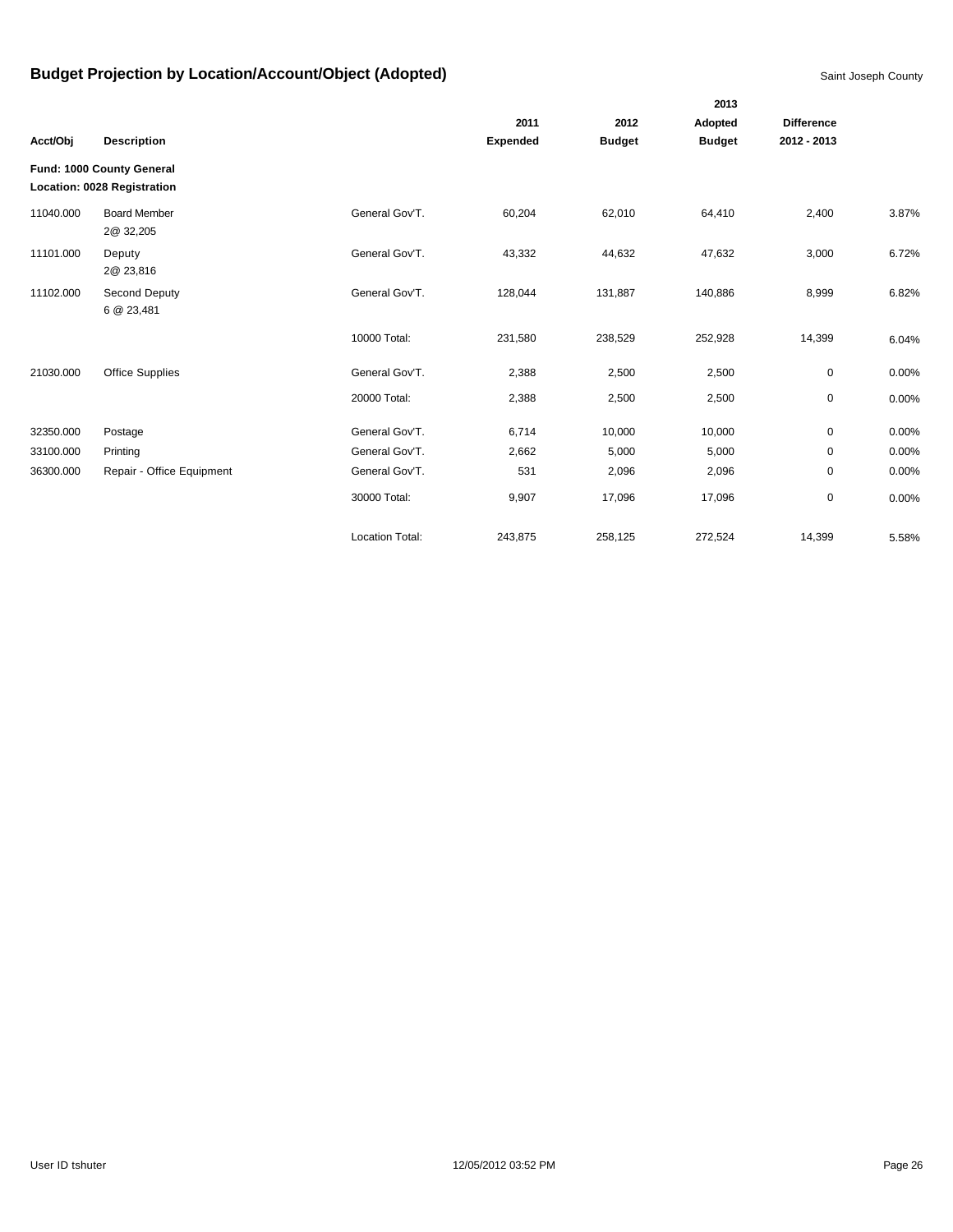## Budget Projection by Location/Account/Object (Adopted)

Saint Joseph County

| Acct/Obj | Description | | 2011 Expended | 2012 Budget | 2013 Adopted Budget | Difference 2012 - 2013 | |
|---|---|---|---|---|---|---|---|
| **Fund: 1000 County General** | | | | | | | |
| **Location: 0028 Registration** | | | | | | | |
| 11040.000 | Board Member 2@ 32,205 | General Gov'T. | 60,204 | 62,010 | 64,410 | 2,400 | 3.87% |
| 11101.000 | Deputy 2@ 23,816 | General Gov'T. | 43,332 | 44,632 | 47,632 | 3,000 | 6.72% |
| 11102.000 | Second Deputy 6 @ 23,481 | General Gov'T. | 128,044 | 131,887 | 140,886 | 8,999 | 6.82% |
| | | 10000 Total: | 231,580 | 238,529 | 252,928 | 14,399 | 6.04% |
| 21030.000 | Office Supplies | General Gov'T. | 2,388 | 2,500 | 2,500 | 0 | 0.00% |
| | | 20000 Total: | 2,388 | 2,500 | 2,500 | 0 | 0.00% |
| 32350.000 | Postage | General Gov'T. | 6,714 | 10,000 | 10,000 | 0 | 0.00% |
| 33100.000 | Printing | General Gov'T. | 2,662 | 5,000 | 5,000 | 0 | 0.00% |
| 36300.000 | Repair - Office Equipment | General Gov'T. | 531 | 2,096 | 2,096 | 0 | 0.00% |
| | | 30000 Total: | 9,907 | 17,096 | 17,096 | 0 | 0.00% |
| | | Location Total: | 243,875 | 258,125 | 272,524 | 14,399 | 5.58% |

User ID tshuter 12/05/2012 03:52 PM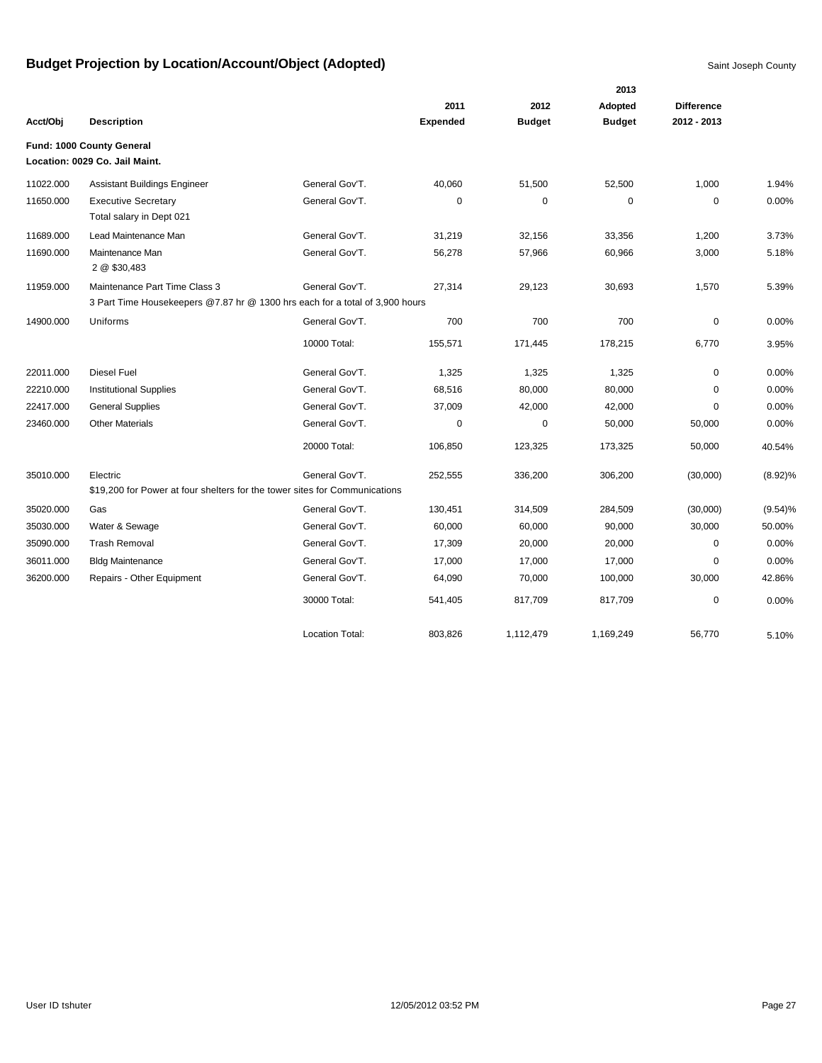# Budget Projection by Location/Account/Object (Adopted)

Saint Joseph County

| Acct/Obj | Description | | 2011 Expended | 2012 Budget | 2013 Adopted Budget | Difference 2012 - 2013 | |
|---|---|---|---|---|---|---|---|
| **Fund: 1000 County General** | | | | | | | |
| **Location: 0029 Co. Jail Maint.** | | | | | | | |
| 11022.000 | Assistant Buildings Engineer | General Gov'T. | 40,060 | 51,500 | 52,500 | 1,000 | 1.94% |
| 11650.000 | Executive Secretary<br>Total salary in Dept 021 | General Gov'T. | 0 | 0 | 0 | 0 | 0.00% |
| 11689.000 | Lead Maintenance Man | General Gov'T. | 31,219 | 32,156 | 33,356 | 1,200 | 3.73% |
| 11690.000 | Maintenance Man<br>2 @ $30,483 | General Gov'T. | 56,278 | 57,966 | 60,966 | 3,000 | 5.18% |
| 11959.000 | Maintenance Part Time Class 3<br>3 Part Time Housekeepers @7.87 hr @ 1300 hrs each for a total of 3,900 hours | General Gov'T. | 27,314 | 29,123 | 30,693 | 1,570 | 5.39% |
| 14900.000 | Uniforms | General Gov'T. | 700 | 700 | 700 | 0 | 0.00% |
| | | 10000 Total: | 155,571 | 171,445 | 178,215 | 6,770 | 3.95% |
| 22011.000 | Diesel Fuel | General Gov'T. | 1,325 | 1,325 | 1,325 | 0 | 0.00% |
| 22210.000 | Institutional Supplies | General Gov'T. | 68,516 | 80,000 | 80,000 | 0 | 0.00% |
| 22417.000 | General Supplies | General Gov'T. | 37,009 | 42,000 | 42,000 | 0 | 0.00% |
| 23460.000 | Other Materials | General Gov'T. | 0 | 0 | 50,000 | 50,000 | 0.00% |
| | | 20000 Total: | 106,850 | 123,325 | 173,325 | 50,000 | 40.54% |
| 35010.000 | Electric<br>$19,200 for Power at four shelters for the tower sites for Communications | General Gov'T. | 252,555 | 336,200 | 306,200 | (30,000) | (8.92)% |
| 35020.000 | Gas | General Gov'T. | 130,451 | 314,509 | 284,509 | (30,000) | (9.54)% |
| 35030.000 | Water & Sewage | General Gov'T. | 60,000 | 60,000 | 90,000 | 30,000 | 50.00% |
| 35090.000 | Trash Removal | General Gov'T. | 17,309 | 20,000 | 20,000 | 0 | 0.00% |
| 36011.000 | Bldg Maintenance | General Gov'T. | 17,000 | 17,000 | 17,000 | 0 | 0.00% |
| 36200.000 | Repairs - Other Equipment | General Gov'T. | 64,090 | 70,000 | 100,000 | 30,000 | 42.86% |
| | | 30000 Total: | 541,405 | 817,709 | 817,709 | 0 | 0.00% |
| | | Location Total: | 803,826 | 1,112,479 | 1,169,249 | 56,770 | 5.10% |

User ID tshuter 12/05/2012 03:52 PM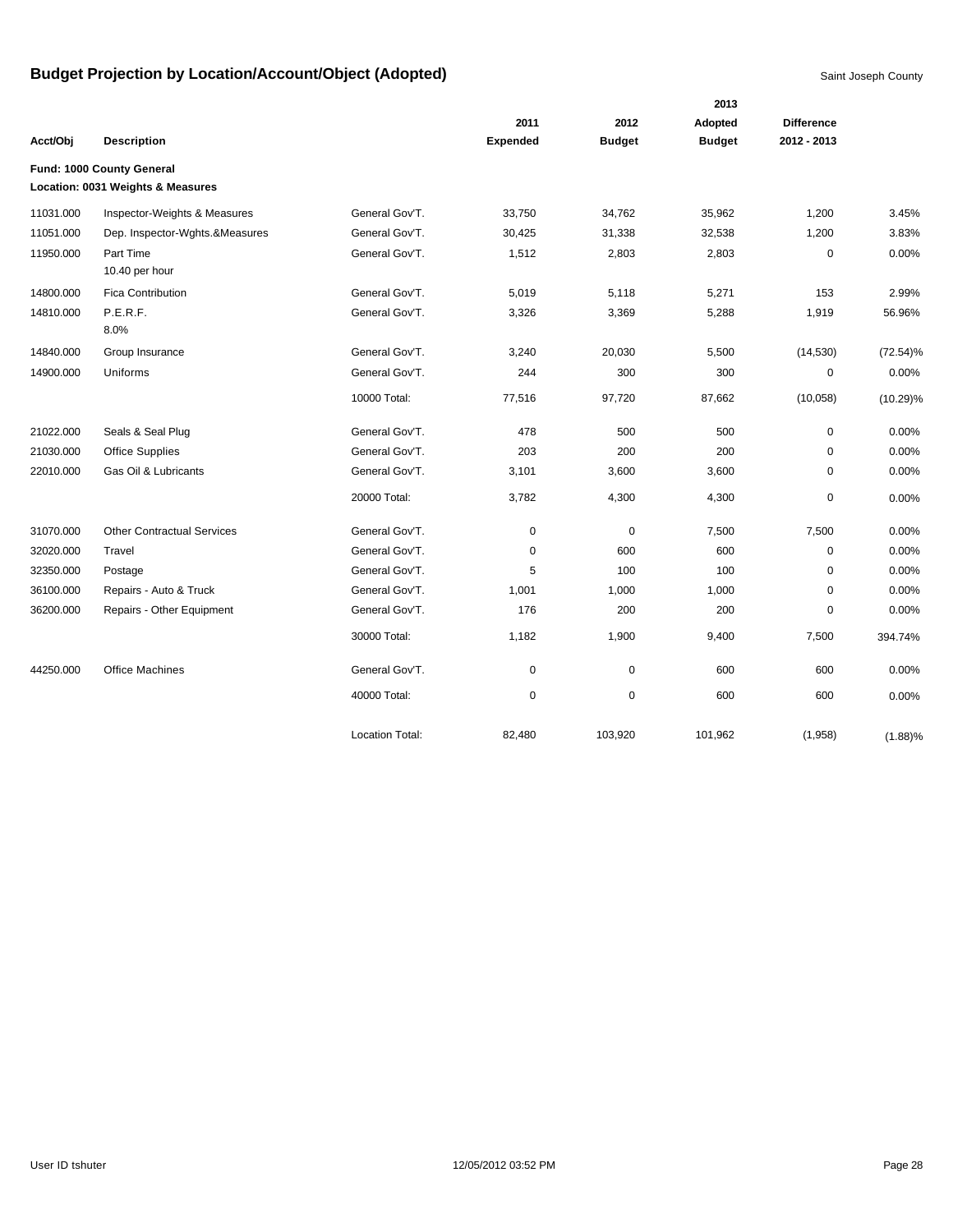# Budget Projection by Location/Account/Object (Adopted)

Saint Joseph County

**Fund: 1000 County General**
**Location: 0031 Weights & Measures**

| Acct/Obj | Description | | 2011 Expended | 2012 Budget | 2013 Adopted Budget | Difference 2012 - 2013 | |
|---|---|---|---|---|---|---|---|
| 11031.000 | Inspector-Weights & Measures | General Gov'T. | 33,750 | 34,762 | 35,962 | 1,200 | 3.45% |
| 11051.000 | Dep. Inspector-Wghts.&Measures | General Gov'T. | 30,425 | 31,338 | 32,538 | 1,200 | 3.83% |
| 11950.000 | Part Time<br>10.40 per hour | General Gov'T. | 1,512 | 2,803 | 2,803 | 0 | 0.00% |
| 14800.000 | Fica Contribution | General Gov'T. | 5,019 | 5,118 | 5,271 | 153 | 2.99% |
| 14810.000 | P.E.R.F.<br>8.0% | General Gov'T. | 3,326 | 3,369 | 5,288 | 1,919 | 56.96% |
| 14840.000 | Group Insurance | General Gov'T. | 3,240 | 20,030 | 5,500 | (14,530) | (72.54)% |
| 14900.000 | Uniforms | General Gov'T. | 244 | 300 | 300 | 0 | 0.00% |
| | | 10000 Total: | 77,516 | 97,720 | 87,662 | (10,058) | (10.29)% |
| 21022.000 | Seals & Seal Plug | General Gov'T. | 478 | 500 | 500 | 0 | 0.00% |
| 21030.000 | Office Supplies | General Gov'T. | 203 | 200 | 200 | 0 | 0.00% |
| 22010.000 | Gas Oil & Lubricants | General Gov'T. | 3,101 | 3,600 | 3,600 | 0 | 0.00% |
| | | 20000 Total: | 3,782 | 4,300 | 4,300 | 0 | 0.00% |
| 31070.000 | Other Contractual Services | General Gov'T. | 0 | 0 | 7,500 | 7,500 | 0.00% |
| 32020.000 | Travel | General Gov'T. | 0 | 600 | 600 | 0 | 0.00% |
| 32350.000 | Postage | General Gov'T. | 5 | 100 | 100 | 0 | 0.00% |
| 36100.000 | Repairs - Auto & Truck | General Gov'T. | 1,001 | 1,000 | 1,000 | 0 | 0.00% |
| 36200.000 | Repairs - Other Equipment | General Gov'T. | 176 | 200 | 200 | 0 | 0.00% |
| | | 30000 Total: | 1,182 | 1,900 | 9,400 | 7,500 | 394.74% |
| 44250.000 | Office Machines | General Gov'T. | 0 | 0 | 600 | 600 | 0.00% |
| | | 40000 Total: | 0 | 0 | 600 | 600 | 0.00% |
| | | Location Total: | 82,480 | 103,920 | 101,962 | (1,958) | (1.88)% |

User ID tshuter | 12/05/2012 03:52 PM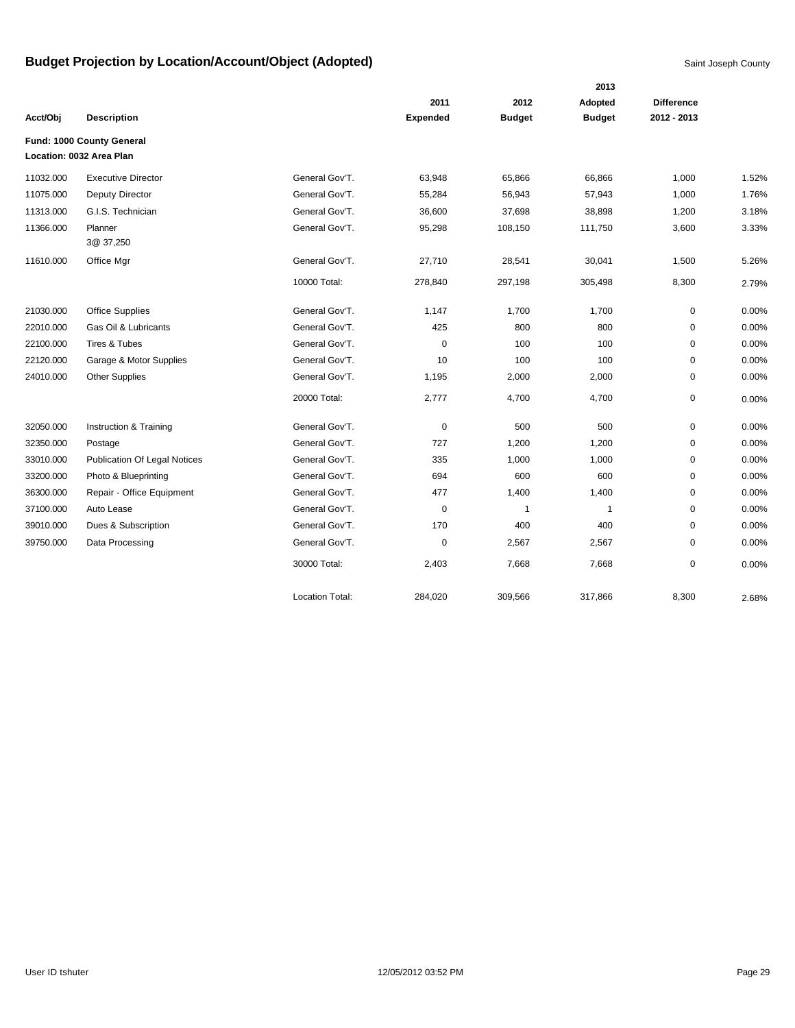# Budget Projection by Location/Account/Object (Adopted)

Saint Joseph County

| Acct/Obj | Description | | 2011 Expended | 2012 Budget | 2013 Adopted Budget | Difference 2012 - 2013 | |
|---|---|---|---|---|---|---|---|
| **Fund: 1000 County General** | | | | | | | |
| **Location: 0032 Area Plan** | | | | | | | |
| 11032.000 | Executive Director | General Gov'T. | 63,948 | 65,866 | 66,866 | 1,000 | 1.52% |
| 11075.000 | Deputy Director | General Gov'T. | 55,284 | 56,943 | 57,943 | 1,000 | 1.76% |
| 11313.000 | G.I.S. Technician | General Gov'T. | 36,600 | 37,698 | 38,898 | 1,200 | 3.18% |
| 11366.000 | Planner 3@ 37,250 | General Gov'T. | 95,298 | 108,150 | 111,750 | 3,600 | 3.33% |
| 11610.000 | Office Mgr | General Gov'T. | 27,710 | 28,541 | 30,041 | 1,500 | 5.26% |
| | | 10000 Total: | 278,840 | 297,198 | 305,498 | 8,300 | 2.79% |
| 21030.000 | Office Supplies | General Gov'T. | 1,147 | 1,700 | 1,700 | 0 | 0.00% |
| 22010.000 | Gas Oil & Lubricants | General Gov'T. | 425 | 800 | 800 | 0 | 0.00% |
| 22100.000 | Tires & Tubes | General Gov'T. | 0 | 100 | 100 | 0 | 0.00% |
| 22120.000 | Garage & Motor Supplies | General Gov'T. | 10 | 100 | 100 | 0 | 0.00% |
| 24010.000 | Other Supplies | General Gov'T. | 1,195 | 2,000 | 2,000 | 0 | 0.00% |
| | | 20000 Total: | 2,777 | 4,700 | 4,700 | 0 | 0.00% |
| 32050.000 | Instruction & Training | General Gov'T. | 0 | 500 | 500 | 0 | 0.00% |
| 32350.000 | Postage | General Gov'T. | 727 | 1,200 | 1,200 | 0 | 0.00% |
| 33010.000 | Publication Of Legal Notices | General Gov'T. | 335 | 1,000 | 1,000 | 0 | 0.00% |
| 33200.000 | Photo & Blueprinting | General Gov'T. | 694 | 600 | 600 | 0 | 0.00% |
| 36300.000 | Repair - Office Equipment | General Gov'T. | 477 | 1,400 | 1,400 | 0 | 0.00% |
| 37100.000 | Auto Lease | General Gov'T. | 0 | 1 | 1 | 0 | 0.00% |
| 39010.000 | Dues & Subscription | General Gov'T. | 170 | 400 | 400 | 0 | 0.00% |
| 39750.000 | Data Processing | General Gov'T. | 0 | 2,567 | 2,567 | 0 | 0.00% |
| | | 30000 Total: | 2,403 | 7,668 | 7,668 | 0 | 0.00% |
| | | Location Total: | 284,020 | 309,566 | 317,866 | 8,300 | 2.68% |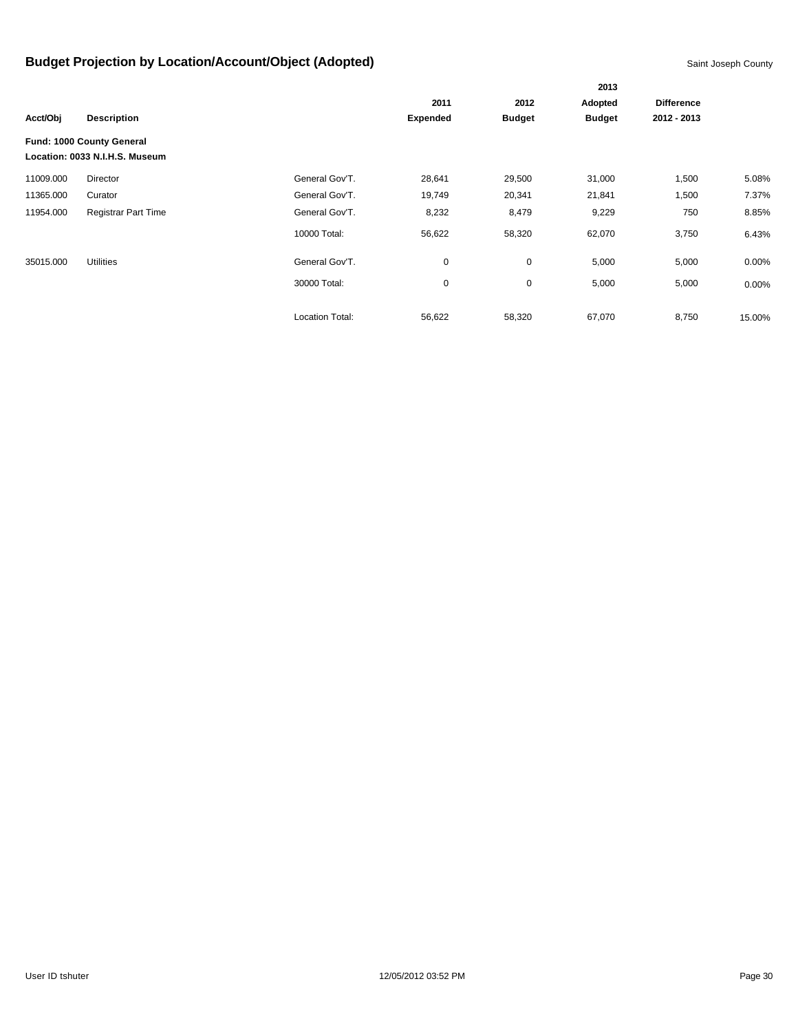# Budget Projection by Location/Account/Object (Adopted)

Saint Joseph County

| Acct/Obj | Description | | 2011 Expended | 2012 Budget | 2013 Adopted Budget | Difference 2012 - 2013 | |
|---|---|---|---|---|---|---|---|
| **Fund: 1000 County General** | | | | | | | |
| **Location: 0033 N.I.H.S. Museum** | | | | | | | |
| 11009.000 | Director | General Gov'T. | 28,641 | 29,500 | 31,000 | 1,500 | 5.08% |
| 11365.000 | Curator | General Gov'T. | 19,749 | 20,341 | 21,841 | 1,500 | 7.37% |
| 11954.000 | Registrar Part Time | General Gov'T. | 8,232 | 8,479 | 9,229 | 750 | 8.85% |
| | | 10000 Total: | 56,622 | 58,320 | 62,070 | 3,750 | 6.43% |
| 35015.000 | Utilities | General Gov'T. | 0 | 0 | 5,000 | 5,000 | 0.00% |
| | | 30000 Total: | 0 | 0 | 5,000 | 5,000 | 0.00% |
| | | Location Total: | 56,622 | 58,320 | 67,070 | 8,750 | 15.00% |

User ID tshuter 12/05/2012 03:52 PM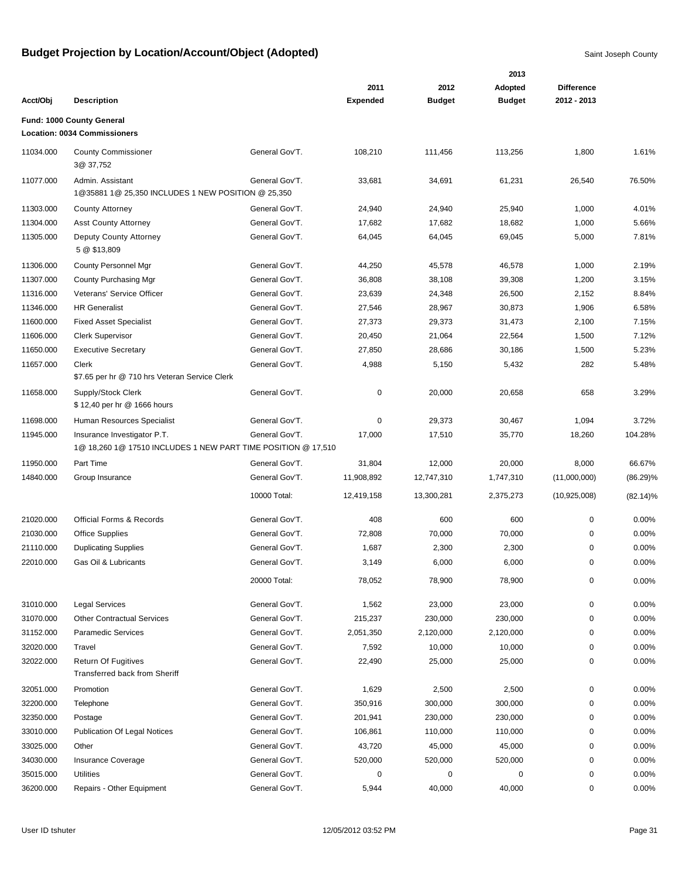# Budget Projection by Location/Account/Object (Adopted)

Saint Joseph County

**Fund: 1000 County General**
**Location: 0034 Commissioners**

| Acct/Obj | Description | | 2011 Expended | 2012 Budget | 2013 Adopted Budget | Difference 2012 - 2013 | |
|---|---|---|---|---|---|---|---|
| 11034.000 | County Commissioner<br>3@ 37,752 | General Gov'T. | 108,210 | 111,456 | 113,256 | 1,800 | 1.61% |
| 11077.000 | Admin. Assistant<br>1@35881 1@ 25,350 INCLUDES 1 NEW POSITION @ 25,350 | General Gov'T. | 33,681 | 34,691 | 61,231 | 26,540 | 76.50% |
| 11303.000 | County Attorney | General Gov'T. | 24,940 | 24,940 | 25,940 | 1,000 | 4.01% |
| 11304.000 | Asst County Attorney | General Gov'T. | 17,682 | 17,682 | 18,682 | 1,000 | 5.66% |
| 11305.000 | Deputy County Attorney<br>5 @ $13,809 | General Gov'T. | 64,045 | 64,045 | 69,045 | 5,000 | 7.81% |
| 11306.000 | County Personnel Mgr | General Gov'T. | 44,250 | 45,578 | 46,578 | 1,000 | 2.19% |
| 11307.000 | County Purchasing Mgr | General Gov'T. | 36,808 | 38,108 | 39,308 | 1,200 | 3.15% |
| 11316.000 | Veterans' Service Officer | General Gov'T. | 23,639 | 24,348 | 26,500 | 2,152 | 8.84% |
| 11346.000 | HR Generalist | General Gov'T. | 27,546 | 28,967 | 30,873 | 1,906 | 6.58% |
| 11600.000 | Fixed Asset Specialist | General Gov'T. | 27,373 | 29,373 | 31,473 | 2,100 | 7.15% |
| 11606.000 | Clerk Supervisor | General Gov'T. | 20,450 | 21,064 | 22,564 | 1,500 | 7.12% |
| 11650.000 | Executive Secretary | General Gov'T. | 27,850 | 28,686 | 30,186 | 1,500 | 5.23% |
| 11657.000 | Clerk<br>$7.65 per hr @ 710 hrs Veteran Service Clerk | General Gov'T. | 4,988 | 5,150 | 5,432 | 282 | 5.48% |
| 11658.000 | Supply/Stock Clerk<br>$ 12,40 per hr @ 1666 hours | General Gov'T. | 0 | 20,000 | 20,658 | 658 | 3.29% |
| 11698.000 | Human Resources Specialist | General Gov'T. | 0 | 29,373 | 30,467 | 1,094 | 3.72% |
| 11945.000 | Insurance Investigator P.T.<br>1@ 18,260 1@ 17510 INCLUDES 1 NEW PART TIME POSITION @ 17,510 | General Gov'T. | 17,000 | 17,510 | 35,770 | 18,260 | 104.28% |
| 11950.000 | Part Time | General Gov'T. | 31,804 | 12,000 | 20,000 | 8,000 | 66.67% |
| 14840.000 | Group Insurance | General Gov'T. | 11,908,892 | 12,747,310 | 1,747,310 | (11,000,000) | (86.29)% |
| | | 10000 Total: | 12,419,158 | 13,300,281 | 2,375,273 | (10,925,008) | (82.14)% |
| 21020.000 | Official Forms & Records | General Gov'T. | 408 | 600 | 600 | 0 | 0.00% |
| 21030.000 | Office Supplies | General Gov'T. | 72,808 | 70,000 | 70,000 | 0 | 0.00% |
| 21110.000 | Duplicating Supplies | General Gov'T. | 1,687 | 2,300 | 2,300 | 0 | 0.00% |
| 22010.000 | Gas Oil & Lubricants | General Gov'T. | 3,149 | 6,000 | 6,000 | 0 | 0.00% |
| | | 20000 Total: | 78,052 | 78,900 | 78,900 | 0 | 0.00% |
| 31010.000 | Legal Services | General Gov'T. | 1,562 | 23,000 | 23,000 | 0 | 0.00% |
| 31070.000 | Other Contractual Services | General Gov'T. | 215,237 | 230,000 | 230,000 | 0 | 0.00% |
| 31152.000 | Paramedic Services | General Gov'T. | 2,051,350 | 2,120,000 | 2,120,000 | 0 | 0.00% |
| 32020.000 | Travel | General Gov'T. | 7,592 | 10,000 | 10,000 | 0 | 0.00% |
| 32022.000 | Return Of Fugitives<br>Transferred back from Sheriff | General Gov'T. | 22,490 | 25,000 | 25,000 | 0 | 0.00% |
| 32051.000 | Promotion | General Gov'T. | 1,629 | 2,500 | 2,500 | 0 | 0.00% |
| 32200.000 | Telephone | General Gov'T. | 350,916 | 300,000 | 300,000 | 0 | 0.00% |
| 32350.000 | Postage | General Gov'T. | 201,941 | 230,000 | 230,000 | 0 | 0.00% |
| 33010.000 | Publication Of Legal Notices | General Gov'T. | 106,861 | 110,000 | 110,000 | 0 | 0.00% |
| 33025.000 | Other | General Gov'T. | 43,720 | 45,000 | 45,000 | 0 | 0.00% |
| 34030.000 | Insurance Coverage | General Gov'T. | 520,000 | 520,000 | 520,000 | 0 | 0.00% |
| 35015.000 | Utilities | General Gov'T. | 0 | 0 | 0 | 0 | 0.00% |
| 36200.000 | Repairs - Other Equipment | General Gov'T. | 5,944 | 40,000 | 40,000 | 0 | 0.00% |

User ID tshuter — 12/05/2012 03:52 PM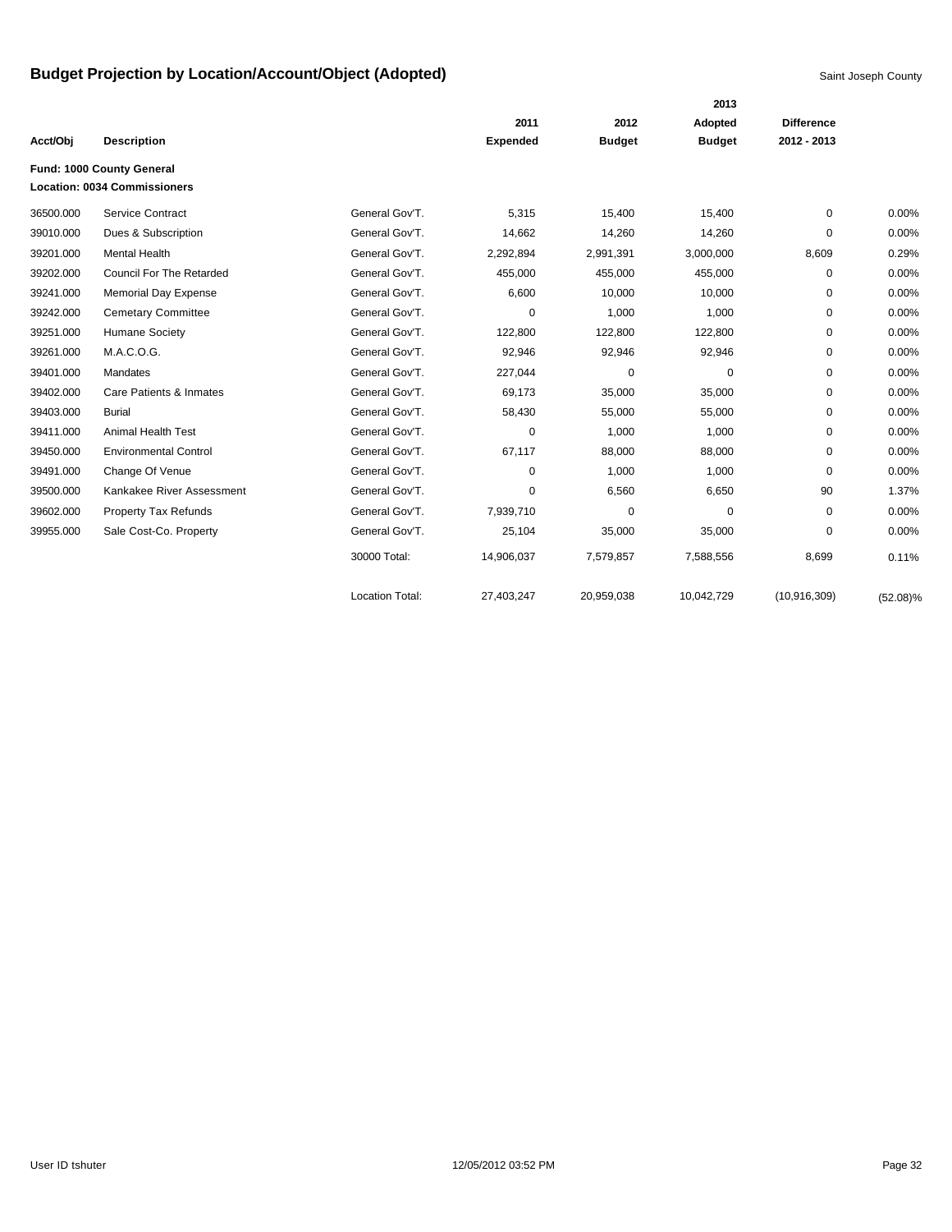# Budget Projection by Location/Account/Object (Adopted)

Saint Joseph County

| Acct/Obj | Description | | 2011 Expended | 2012 Budget | 2013 Adopted Budget | Difference 2012 - 2013 | |
|---|---|---|---|---|---|---|---|
| **Fund: 1000 County General** | | | | | | | |
| **Location: 0034 Commissioners** | | | | | | | |
| 36500.000 | Service Contract | General Gov'T. | 5,315 | 15,400 | 15,400 | 0 | 0.00% |
| 39010.000 | Dues & Subscription | General Gov'T. | 14,662 | 14,260 | 14,260 | 0 | 0.00% |
| 39201.000 | Mental Health | General Gov'T. | 2,292,894 | 2,991,391 | 3,000,000 | 8,609 | 0.29% |
| 39202.000 | Council For The Retarded | General Gov'T. | 455,000 | 455,000 | 455,000 | 0 | 0.00% |
| 39241.000 | Memorial Day Expense | General Gov'T. | 6,600 | 10,000 | 10,000 | 0 | 0.00% |
| 39242.000 | Cemetary Committee | General Gov'T. | 0 | 1,000 | 1,000 | 0 | 0.00% |
| 39251.000 | Humane Society | General Gov'T. | 122,800 | 122,800 | 122,800 | 0 | 0.00% |
| 39261.000 | M.A.C.O.G. | General Gov'T. | 92,946 | 92,946 | 92,946 | 0 | 0.00% |
| 39401.000 | Mandates | General Gov'T. | 227,044 | 0 | 0 | 0 | 0.00% |
| 39402.000 | Care Patients & Inmates | General Gov'T. | 69,173 | 35,000 | 35,000 | 0 | 0.00% |
| 39403.000 | Burial | General Gov'T. | 58,430 | 55,000 | 55,000 | 0 | 0.00% |
| 39411.000 | Animal Health Test | General Gov'T. | 0 | 1,000 | 1,000 | 0 | 0.00% |
| 39450.000 | Environmental Control | General Gov'T. | 67,117 | 88,000 | 88,000 | 0 | 0.00% |
| 39491.000 | Change Of Venue | General Gov'T. | 0 | 1,000 | 1,000 | 0 | 0.00% |
| 39500.000 | Kankakee River Assessment | General Gov'T. | 0 | 6,560 | 6,650 | 90 | 1.37% |
| 39602.000 | Property Tax Refunds | General Gov'T. | 7,939,710 | 0 | 0 | 0 | 0.00% |
| 39955.000 | Sale Cost-Co. Property | General Gov'T. | 25,104 | 35,000 | 35,000 | 0 | 0.00% |
| | | 30000 Total: | 14,906,037 | 7,579,857 | 7,588,556 | 8,699 | 0.11% |
| | | Location Total: | 27,403,247 | 20,959,038 | 10,042,729 | (10,916,309) | (52.08)% |

User ID tshuter 12/05/2012 03:52 PM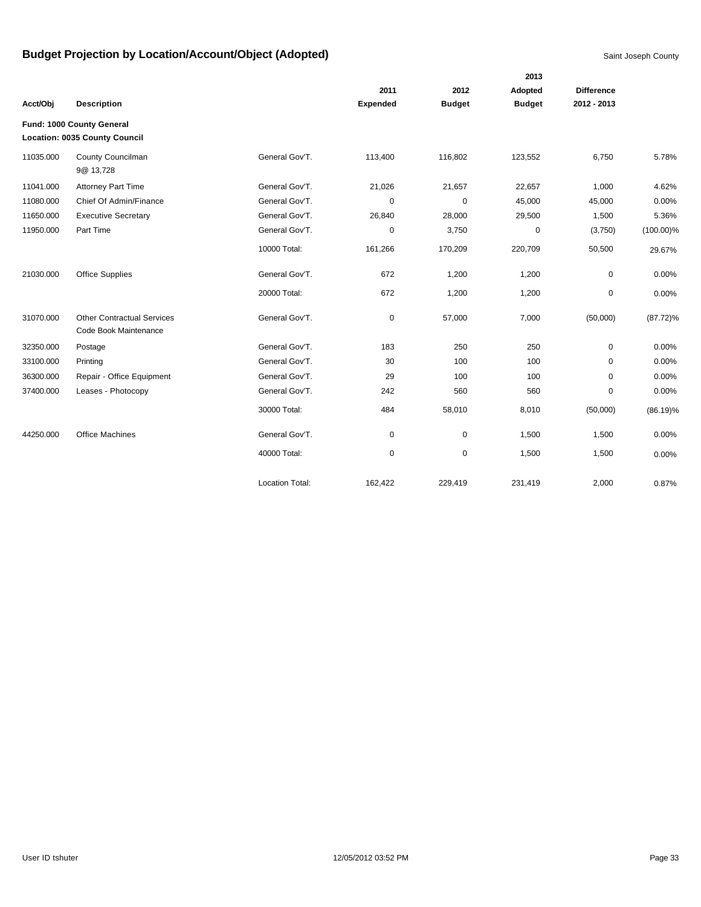# Budget Projection by Location/Account/Object (Adopted)

Saint Joseph County

| Acct/Obj | Description | | 2011 Expended | 2012 Budget | 2013 Adopted Budget | Difference 2012 - 2013 | |
|---|---|---|---|---|---|---|---|
| **Fund: 1000 County General** | | | | | | | |
| **Location: 0035 County Council** | | | | | | | |
| 11035.000 | County Councilman 9@ 13,728 | General Gov'T. | 113,400 | 116,802 | 123,552 | 6,750 | 5.78% |
| 11041.000 | Attorney Part Time | General Gov'T. | 21,026 | 21,657 | 22,657 | 1,000 | 4.62% |
| 11080.000 | Chief Of Admin/Finance | General Gov'T. | 0 | 0 | 45,000 | 45,000 | 0.00% |
| 11650.000 | Executive Secretary | General Gov'T. | 26,840 | 28,000 | 29,500 | 1,500 | 5.36% |
| 11950.000 | Part Time | General Gov'T. | 0 | 3,750 | 0 | (3,750) | (100.00)% |
| | | 10000 Total: | 161,266 | 170,209 | 220,709 | 50,500 | 29.67% |
| 21030.000 | Office Supplies | General Gov'T. | 672 | 1,200 | 1,200 | 0 | 0.00% |
| | | 20000 Total: | 672 | 1,200 | 1,200 | 0 | 0.00% |
| 31070.000 | Other Contractual Services Code Book Maintenance | General Gov'T. | 0 | 57,000 | 7,000 | (50,000) | (87.72)% |
| 32350.000 | Postage | General Gov'T. | 183 | 250 | 250 | 0 | 0.00% |
| 33100.000 | Printing | General Gov'T. | 30 | 100 | 100 | 0 | 0.00% |
| 36300.000 | Repair - Office Equipment | General Gov'T. | 29 | 100 | 100 | 0 | 0.00% |
| 37400.000 | Leases - Photocopy | General Gov'T. | 242 | 560 | 560 | 0 | 0.00% |
| | | 30000 Total: | 484 | 58,010 | 8,010 | (50,000) | (86.19)% |
| 44250.000 | Office Machines | General Gov'T. | 0 | 0 | 1,500 | 1,500 | 0.00% |
| | | 40000 Total: | 0 | 0 | 1,500 | 1,500 | 0.00% |
| | | Location Total: | 162,422 | 229,419 | 231,419 | 2,000 | 0.87% |

User ID tshuter 12/05/2012 03:52 PM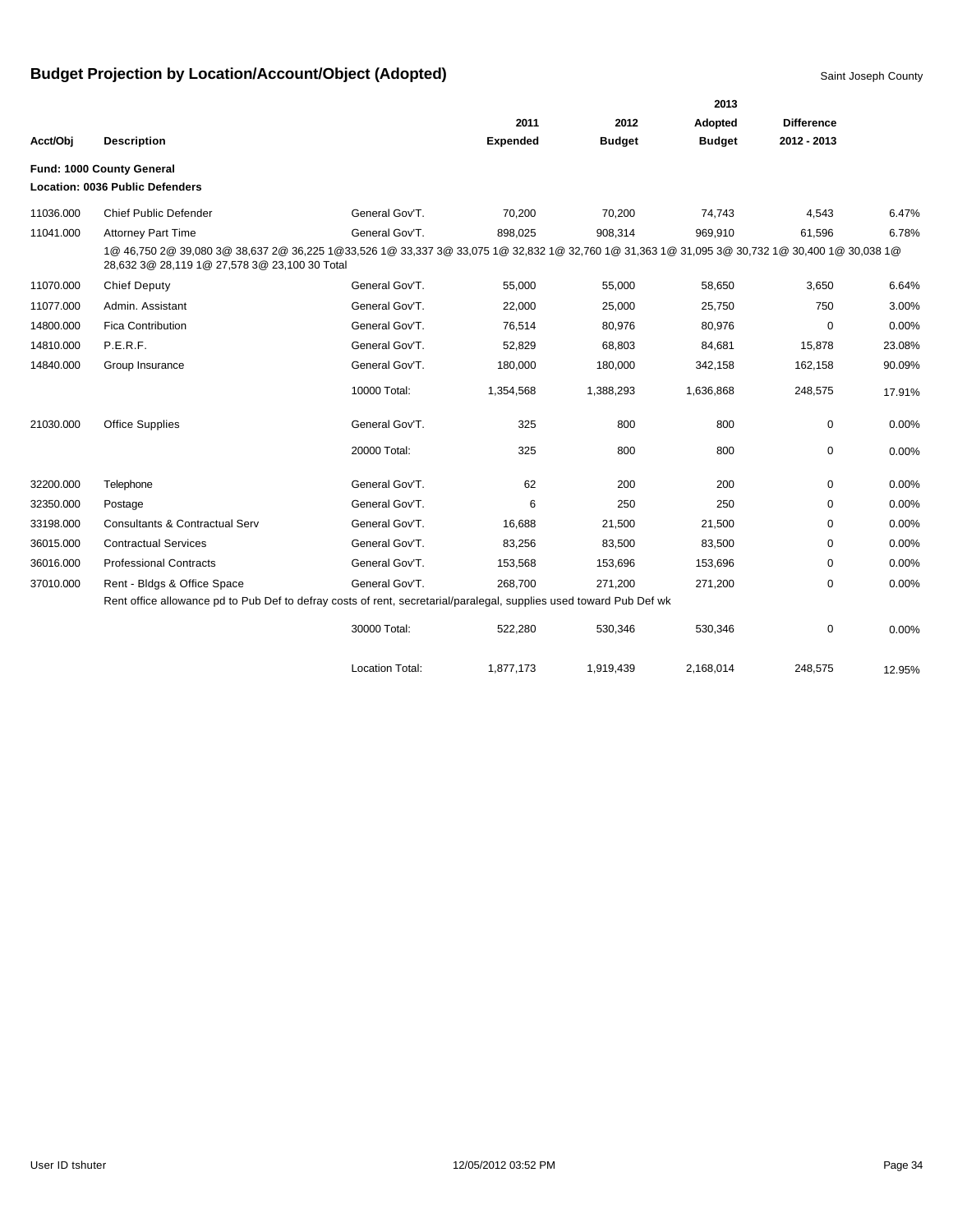# Budget Projection by Location/Account/Object (Adopted)

Saint Joseph County

| Acct/Obj | Description | | 2011 Expended | 2012 Budget | 2013 Adopted Budget | Difference 2012 - 2013 | |
|---|---|---|---|---|---|---|---|
| **Fund: 1000 County General** | | | | | | | |
| **Location: 0036 Public Defenders** | | | | | | | |
| 11036.000 | Chief Public Defender | General Gov'T. | 70,200 | 70,200 | 74,743 | 4,543 | 6.47% |
| 11041.000 | Attorney Part Time | General Gov'T. | 898,025 | 908,314 | 969,910 | 61,596 | 6.78% |
| | 1@ 46,750 2@ 39,080 3@ 38,637 2@ 36,225 1@33,526 1@ 33,337 3@ 33,075 1@ 32,832 1@ 32,760 1@ 31,363 1@ 31,095 3@ 30,732 1@ 30,400 1@ 30,038 1@ 28,632 3@ 28,119 1@ 27,578 3@ 23,100 30 Total | | | | | | |
| 11070.000 | Chief Deputy | General Gov'T. | 55,000 | 55,000 | 58,650 | 3,650 | 6.64% |
| 11077.000 | Admin. Assistant | General Gov'T. | 22,000 | 25,000 | 25,750 | 750 | 3.00% |
| 14800.000 | Fica Contribution | General Gov'T. | 76,514 | 80,976 | 80,976 | 0 | 0.00% |
| 14810.000 | P.E.R.F. | General Gov'T. | 52,829 | 68,803 | 84,681 | 15,878 | 23.08% |
| 14840.000 | Group Insurance | General Gov'T. | 180,000 | 180,000 | 342,158 | 162,158 | 90.09% |
| | | 10000 Total: | 1,354,568 | 1,388,293 | 1,636,868 | 248,575 | 17.91% |
| 21030.000 | Office Supplies | General Gov'T. | 325 | 800 | 800 | 0 | 0.00% |
| | | 20000 Total: | 325 | 800 | 800 | 0 | 0.00% |
| 32200.000 | Telephone | General Gov'T. | 62 | 200 | 200 | 0 | 0.00% |
| 32350.000 | Postage | General Gov'T. | 6 | 250 | 250 | 0 | 0.00% |
| 33198.000 | Consultants & Contractual Serv | General Gov'T. | 16,688 | 21,500 | 21,500 | 0 | 0.00% |
| 36015.000 | Contractual Services | General Gov'T. | 83,256 | 83,500 | 83,500 | 0 | 0.00% |
| 36016.000 | Professional Contracts | General Gov'T. | 153,568 | 153,696 | 153,696 | 0 | 0.00% |
| 37010.000 | Rent - Bldgs & Office Space | General Gov'T. | 268,700 | 271,200 | 271,200 | 0 | 0.00% |
| | Rent office allowance pd to Pub Def to defray costs of rent, secretarial/paralegal, supplies used toward Pub Def wk | | | | | | |
| | | 30000 Total: | 522,280 | 530,346 | 530,346 | 0 | 0.00% |
| | | Location Total: | 1,877,173 | 1,919,439 | 2,168,014 | 248,575 | 12.95% |

User ID tshuter 12/05/2012 03:52 PM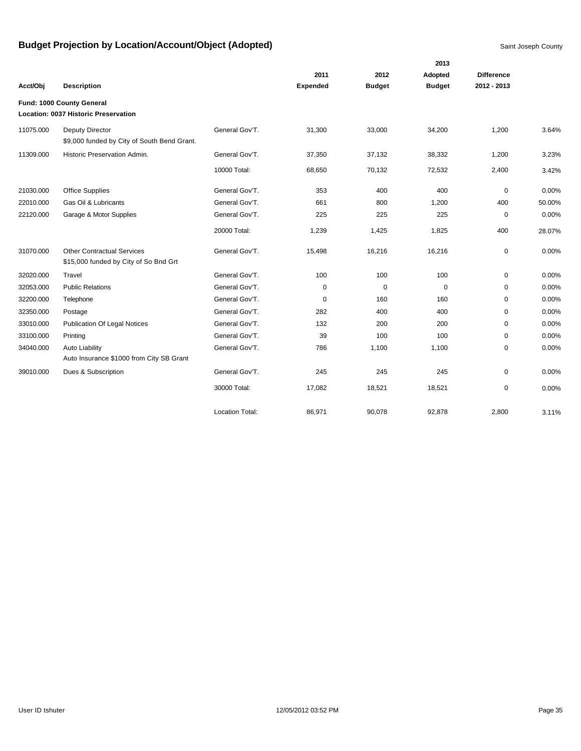# Budget Projection by Location/Account/Object (Adopted)

Saint Joseph County

| Acct/Obj | Description | | 2011 Expended | 2012 Budget | 2013 Adopted Budget | Difference 2012 - 2013 | |
|---|---|---|---|---|---|---|---|
| **Fund: 1000 County General** | | | | | | | |
| **Location: 0037 Historic Preservation** | | | | | | | |
| 11075.000 | Deputy Director<br>$9,000 funded by City of South Bend Grant. | General Gov'T. | 31,300 | 33,000 | 34,200 | 1,200 | 3.64% |
| 11309.000 | Historic Preservation Admin. | General Gov'T. | 37,350 | 37,132 | 38,332 | 1,200 | 3.23% |
| | | 10000 Total: | 68,650 | 70,132 | 72,532 | 2,400 | 3.42% |
| 21030.000 | Office Supplies | General Gov'T. | 353 | 400 | 400 | 0 | 0.00% |
| 22010.000 | Gas Oil & Lubricants | General Gov'T. | 661 | 800 | 1,200 | 400 | 50.00% |
| 22120.000 | Garage & Motor Supplies | General Gov'T. | 225 | 225 | 225 | 0 | 0.00% |
| | | 20000 Total: | 1,239 | 1,425 | 1,825 | 400 | 28.07% |
| 31070.000 | Other Contractual Services<br>$15,000 funded by City of So Bnd Grt | General Gov'T. | 15,498 | 16,216 | 16,216 | 0 | 0.00% |
| 32020.000 | Travel | General Gov'T. | 100 | 100 | 100 | 0 | 0.00% |
| 32053.000 | Public Relations | General Gov'T. | 0 | 0 | 0 | 0 | 0.00% |
| 32200.000 | Telephone | General Gov'T. | 0 | 160 | 160 | 0 | 0.00% |
| 32350.000 | Postage | General Gov'T. | 282 | 400 | 400 | 0 | 0.00% |
| 33010.000 | Publication Of Legal Notices | General Gov'T. | 132 | 200 | 200 | 0 | 0.00% |
| 33100.000 | Printing | General Gov'T. | 39 | 100 | 100 | 0 | 0.00% |
| 34040.000 | Auto Liability<br>Auto Insurance $1000 from City SB Grant | General Gov'T. | 786 | 1,100 | 1,100 | 0 | 0.00% |
| 39010.000 | Dues & Subscription | General Gov'T. | 245 | 245 | 245 | 0 | 0.00% |
| | | 30000 Total: | 17,082 | 18,521 | 18,521 | 0 | 0.00% |
| | | Location Total: | 86,971 | 90,078 | 92,878 | 2,800 | 3.11% |

User ID tshuter 12/05/2012 03:52 PM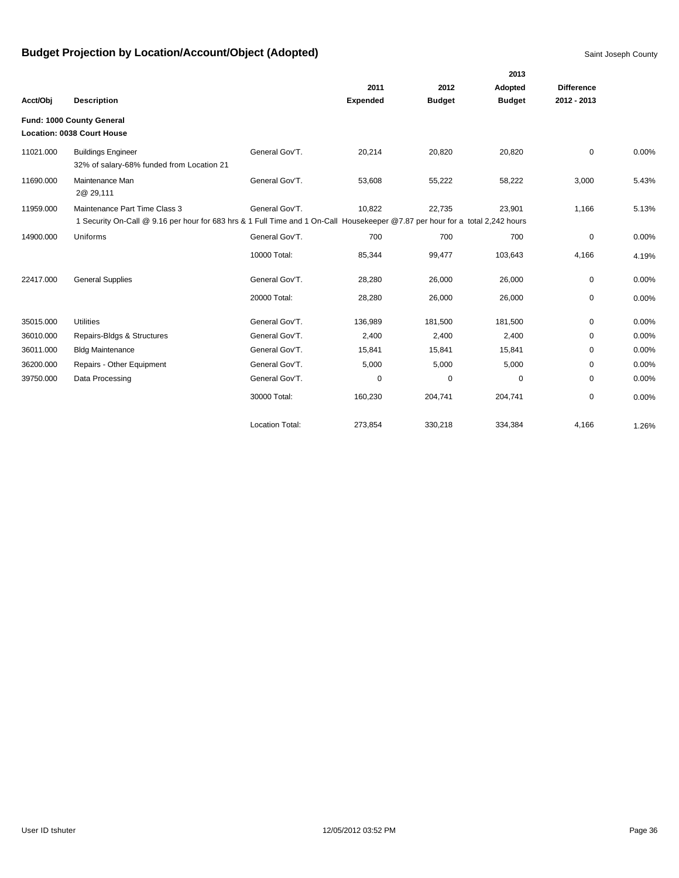# Budget Projection by Location/Account/Object (Adopted)

Saint Joseph County

| Acct/Obj | Description | | 2011 Expended | 2012 Budget | 2013 Adopted Budget | Difference 2012 - 2013 | |
|---|---|---|---|---|---|---|---|
| **Fund: 1000 County General** | | | | | | | |
| **Location: 0038 Court House** | | | | | | | |
| 11021.000 | Buildings Engineer<br>32% of salary-68% funded from Location 21 | General Gov'T. | 20,214 | 20,820 | 20,820 | 0 | 0.00% |
| 11690.000 | Maintenance Man<br>2@ 29,111 | General Gov'T. | 53,608 | 55,222 | 58,222 | 3,000 | 5.43% |
| 11959.000 | Maintenance Part Time Class 3<br>1 Security On-Call @ 9.16 per hour for 683 hrs & 1 Full Time and 1 On-Call Housekeeper @7.87 per hour for a total 2,242 hours | General Gov'T. | 10,822 | 22,735 | 23,901 | 1,166 | 5.13% |
| 14900.000 | Uniforms | General Gov'T. | 700 | 700 | 700 | 0 | 0.00% |
| | | 10000 Total: | 85,344 | 99,477 | 103,643 | 4,166 | 4.19% |
| 22417.000 | General Supplies | General Gov'T. | 28,280 | 26,000 | 26,000 | 0 | 0.00% |
| | | 20000 Total: | 28,280 | 26,000 | 26,000 | 0 | 0.00% |
| 35015.000 | Utilities | General Gov'T. | 136,989 | 181,500 | 181,500 | 0 | 0.00% |
| 36010.000 | Repairs-Bldgs & Structures | General Gov'T. | 2,400 | 2,400 | 2,400 | 0 | 0.00% |
| 36011.000 | Bldg Maintenance | General Gov'T. | 15,841 | 15,841 | 15,841 | 0 | 0.00% |
| 36200.000 | Repairs - Other Equipment | General Gov'T. | 5,000 | 5,000 | 5,000 | 0 | 0.00% |
| 39750.000 | Data Processing | General Gov'T. | 0 | 0 | 0 | 0 | 0.00% |
| | | 30000 Total: | 160,230 | 204,741 | 204,741 | 0 | 0.00% |
| | | Location Total: | 273,854 | 330,218 | 334,384 | 4,166 | 1.26% |

User ID tshuter 12/05/2012 03:52 PM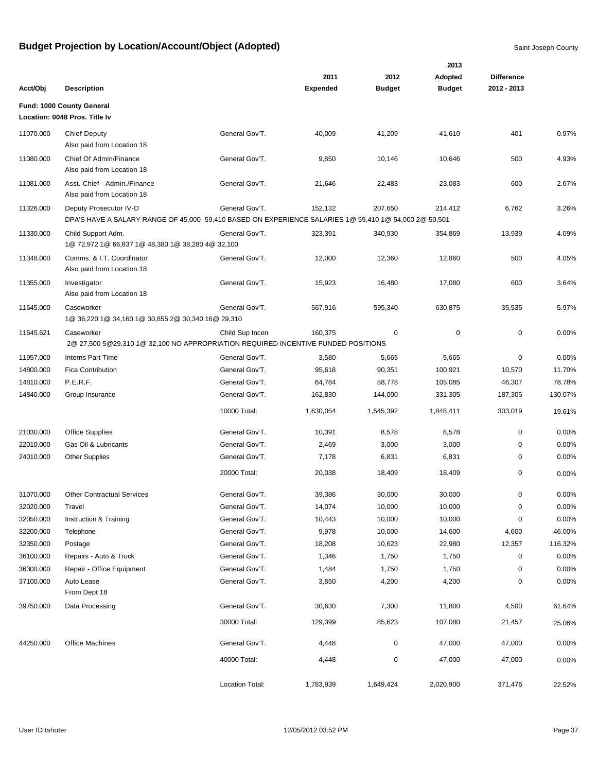# Budget Projection by Location/Account/Object (Adopted)

Saint Joseph County

| Acct/Obj | Description | | 2011 Expended | 2012 Budget | 2013 Adopted Budget | Difference 2012 - 2013 | |
|---|---|---|---|---|---|---|---|
| **Fund: 1000 County General** | | | | | | | |
| **Location: 0048 Pros. Title Iv** | | | | | | | |
| 11070.000 | Chief Deputy<br>Also paid from Location 18 | General Gov'T. | 40,009 | 41,209 | 41,610 | 401 | 0.97% |
| 11080.000 | Chief Of Admin/Finance<br>Also paid from Location 18 | General Gov'T. | 9,850 | 10,146 | 10,646 | 500 | 4.93% |
| 11081.000 | Asst. Chief - Admin./Finance<br>Also paid from Location 18 | General Gov'T. | 21,646 | 22,483 | 23,083 | 600 | 2.67% |
| 11326.000 | Deputy Prosecutor IV-D<br>DPA'S HAVE A SALARY RANGE OF 45,000- 59,410 BASED ON EXPERIENCE SALARIES 1@ 59,410 1@ 54,000 2@ 50,501 | General Gov'T. | 152,132 | 207,650 | 214,412 | 6,762 | 3.26% |
| 11330.000 | Child Support Adm.<br>1@ 72,972 1@ 66,837 1@ 48,380 1@ 38,280 4@ 32,100 | General Gov'T. | 323,391 | 340,930 | 354,869 | 13,939 | 4.09% |
| 11348.000 | Comms. & I.T. Coordinator<br>Also paid from Location 18 | General Gov'T. | 12,000 | 12,360 | 12,860 | 500 | 4.05% |
| 11355.000 | Investigator<br>Also paid from Location 18 | General Gov'T. | 15,923 | 16,480 | 17,080 | 600 | 3.64% |
| 11645.000 | Caseworker<br>1@ 36,220 1@ 34,160 1@ 30,855 2@ 30,340 16@ 29,310 | General Gov'T. | 567,916 | 595,340 | 630,875 | 35,535 | 5.97% |
| 11645.621 | Caseworker<br>2@ 27,500 5@29,310 1@ 32,100 NO APPROPRIATION REQUIRED INCENTIVE FUNDED POSITIONS | Child Sup Incen | 160,375 | 0 | 0 | 0 | 0.00% |
| 11957.000 | Interns Part Time | General Gov'T. | 3,580 | 5,665 | 5,665 | 0 | 0.00% |
| 14800.000 | Fica Contribution | General Gov'T. | 95,618 | 90,351 | 100,921 | 10,570 | 11.70% |
| 14810.000 | P.E.R.F. | General Gov'T. | 64,784 | 58,778 | 105,085 | 46,307 | 78.78% |
| 14840.000 | Group Insurance | General Gov'T. | 162,830 | 144,000 | 331,305 | 187,305 | 130.07% |
| | | 10000 Total: | 1,630,054 | 1,545,392 | 1,848,411 | 303,019 | 19.61% |
| 21030.000 | Office Supplies | General Gov'T. | 10,391 | 8,578 | 8,578 | 0 | 0.00% |
| 22010.000 | Gas Oil & Lubricants | General Gov'T. | 2,469 | 3,000 | 3,000 | 0 | 0.00% |
| 24010.000 | Other Supplies | General Gov'T. | 7,178 | 6,831 | 6,831 | 0 | 0.00% |
| | | 20000 Total: | 20,038 | 18,409 | 18,409 | 0 | 0.00% |
| 31070.000 | Other Contractual Services | General Gov'T. | 39,386 | 30,000 | 30,000 | 0 | 0.00% |
| 32020.000 | Travel | General Gov'T. | 14,074 | 10,000 | 10,000 | 0 | 0.00% |
| 32050.000 | Instruction & Training | General Gov'T. | 10,443 | 10,000 | 10,000 | 0 | 0.00% |
| 32200.000 | Telephone | General Gov'T. | 9,978 | 10,000 | 14,600 | 4,600 | 46.00% |
| 32350.000 | Postage | General Gov'T. | 18,208 | 10,623 | 22,980 | 12,357 | 116.32% |
| 36100.000 | Repairs - Auto & Truck | General Gov'T. | 1,346 | 1,750 | 1,750 | 0 | 0.00% |
| 36300.000 | Repair - Office Equipment | General Gov'T. | 1,484 | 1,750 | 1,750 | 0 | 0.00% |
| 37100.000 | Auto Lease<br>From Dept 18 | General Gov'T. | 3,850 | 4,200 | 4,200 | 0 | 0.00% |
| 39750.000 | Data Processing | General Gov'T. | 30,630 | 7,300 | 11,800 | 4,500 | 61.64% |
| | | 30000 Total: | 129,399 | 85,623 | 107,080 | 21,457 | 25.06% |
| 44250.000 | Office Machines | General Gov'T. | 4,448 | 0 | 47,000 | 47,000 | 0.00% |
| | | 40000 Total: | 4,448 | 0 | 47,000 | 47,000 | 0.00% |
| | | Location Total: | 1,783,939 | 1,649,424 | 2,020,900 | 371,476 | 22.52% |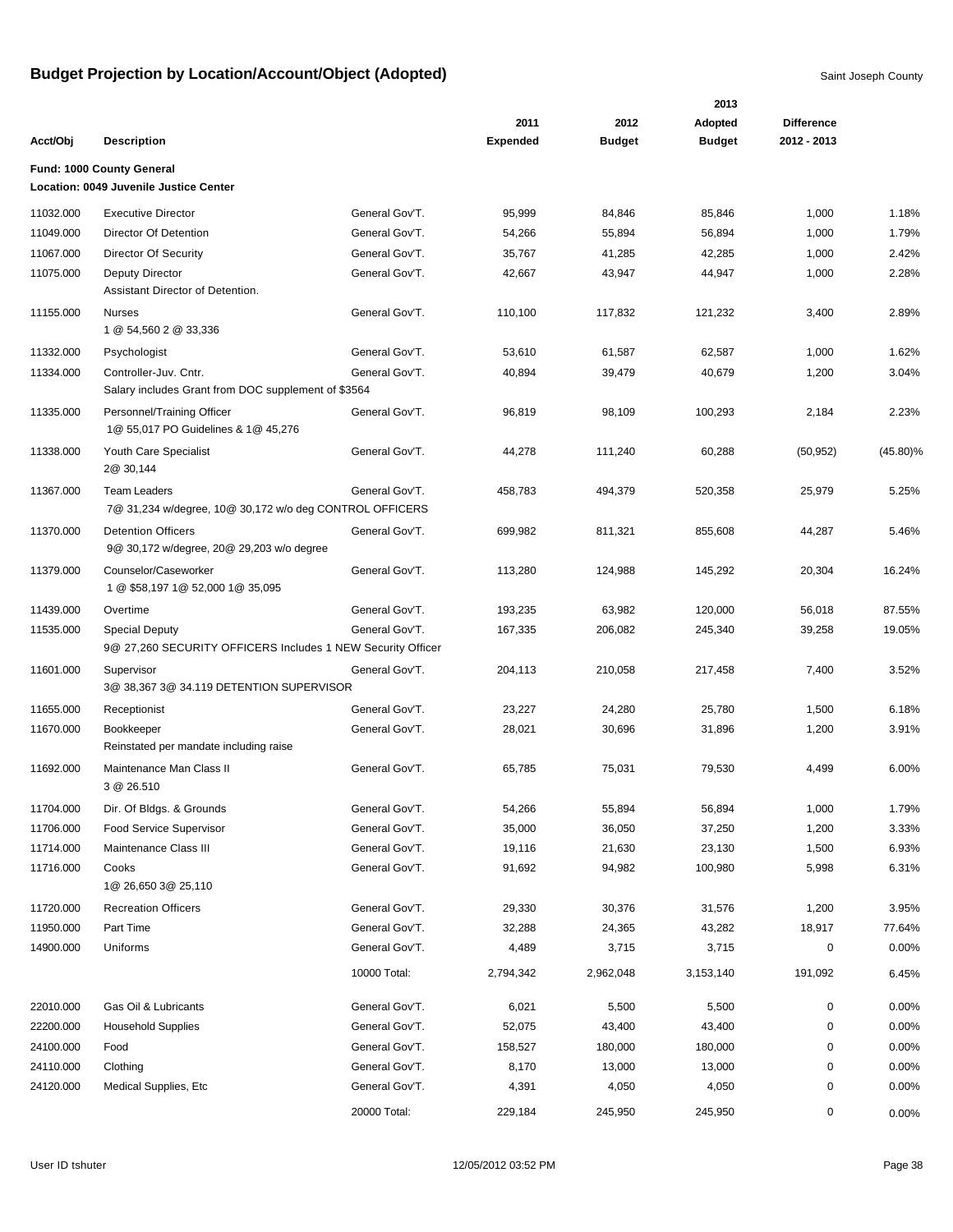# Budget Projection by Location/Account/Object (Adopted)

Saint Joseph County

| Acct/Obj | Description | | 2011 Expended | 2012 Budget | 2013 Adopted Budget | Difference 2012 - 2013 | |
|---|---|---|---|---|---|---|---|
| **Fund: 1000 County General** | | | | | | | |
| **Location: 0049 Juvenile Justice Center** | | | | | | | |
| 11032.000 | Executive Director | General Gov'T. | 95,999 | 84,846 | 85,846 | 1,000 | 1.18% |
| 11049.000 | Director Of Detention | General Gov'T. | 54,266 | 55,894 | 56,894 | 1,000 | 1.79% |
| 11067.000 | Director Of Security | General Gov'T. | 35,767 | 41,285 | 42,285 | 1,000 | 2.42% |
| 11075.000 | Deputy Director<br>Assistant Director of Detention. | General Gov'T. | 42,667 | 43,947 | 44,947 | 1,000 | 2.28% |
| 11155.000 | Nurses<br>1 @ 54,560 2 @ 33,336 | General Gov'T. | 110,100 | 117,832 | 121,232 | 3,400 | 2.89% |
| 11332.000 | Psychologist | General Gov'T. | 53,610 | 61,587 | 62,587 | 1,000 | 1.62% |
| 11334.000 | Controller-Juv. Cntr.<br>Salary includes Grant from DOC supplement of $3564 | General Gov'T. | 40,894 | 39,479 | 40,679 | 1,200 | 3.04% |
| 11335.000 | Personnel/Training Officer<br>1@ 55,017 PO Guidelines & 1@ 45,276 | General Gov'T. | 96,819 | 98,109 | 100,293 | 2,184 | 2.23% |
| 11338.000 | Youth Care Specialist<br>2@ 30,144 | General Gov'T. | 44,278 | 111,240 | 60,288 | (50,952) | (45.80)% |
| 11367.000 | Team Leaders<br>7@ 31,234 w/degree, 10@ 30,172 w/o deg CONTROL OFFICERS | General Gov'T. | 458,783 | 494,379 | 520,358 | 25,979 | 5.25% |
| 11370.000 | Detention Officers<br>9@ 30,172 w/degree, 20@ 29,203 w/o degree | General Gov'T. | 699,982 | 811,321 | 855,608 | 44,287 | 5.46% |
| 11379.000 | Counselor/Caseworker<br>1 @ $58,197 1@ 52,000 1@ 35,095 | General Gov'T. | 113,280 | 124,988 | 145,292 | 20,304 | 16.24% |
| 11439.000 | Overtime | General Gov'T. | 193,235 | 63,982 | 120,000 | 56,018 | 87.55% |
| 11535.000 | Special Deputy<br>9@ 27,260 SECURITY OFFICERS Includes 1 NEW Security Officer | General Gov'T. | 167,335 | 206,082 | 245,340 | 39,258 | 19.05% |
| 11601.000 | Supervisor<br>3@ 38,367 3@ 34.119 DETENTION SUPERVISOR | General Gov'T. | 204,113 | 210,058 | 217,458 | 7,400 | 3.52% |
| 11655.000 | Receptionist | General Gov'T. | 23,227 | 24,280 | 25,780 | 1,500 | 6.18% |
| 11670.000 | Bookkeeper<br>Reinstated per mandate including raise | General Gov'T. | 28,021 | 30,696 | 31,896 | 1,200 | 3.91% |
| 11692.000 | Maintenance Man Class II<br>3 @ 26.510 | General Gov'T. | 65,785 | 75,031 | 79,530 | 4,499 | 6.00% |
| 11704.000 | Dir. Of Bldgs. & Grounds | General Gov'T. | 54,266 | 55,894 | 56,894 | 1,000 | 1.79% |
| 11706.000 | Food Service Supervisor | General Gov'T. | 35,000 | 36,050 | 37,250 | 1,200 | 3.33% |
| 11714.000 | Maintenance Class III | General Gov'T. | 19,116 | 21,630 | 23,130 | 1,500 | 6.93% |
| 11716.000 | Cooks<br>1@ 26,650 3@ 25,110 | General Gov'T. | 91,692 | 94,982 | 100,980 | 5,998 | 6.31% |
| 11720.000 | Recreation Officers | General Gov'T. | 29,330 | 30,376 | 31,576 | 1,200 | 3.95% |
| 11950.000 | Part Time | General Gov'T. | 32,288 | 24,365 | 43,282 | 18,917 | 77.64% |
| 14900.000 | Uniforms | General Gov'T. | 4,489 | 3,715 | 3,715 | 0 | 0.00% |
| | | 10000 Total: | 2,794,342 | 2,962,048 | 3,153,140 | 191,092 | 6.45% |
| 22010.000 | Gas Oil & Lubricants | General Gov'T. | 6,021 | 5,500 | 5,500 | 0 | 0.00% |
| 22200.000 | Household Supplies | General Gov'T. | 52,075 | 43,400 | 43,400 | 0 | 0.00% |
| 24100.000 | Food | General Gov'T. | 158,527 | 180,000 | 180,000 | 0 | 0.00% |
| 24110.000 | Clothing | General Gov'T. | 8,170 | 13,000 | 13,000 | 0 | 0.00% |
| 24120.000 | Medical Supplies, Etc | General Gov'T. | 4,391 | 4,050 | 4,050 | 0 | 0.00% |
| | | 20000 Total: | 229,184 | 245,950 | 245,950 | 0 | 0.00% |

User ID tshuter 12/05/2012 03:52 PM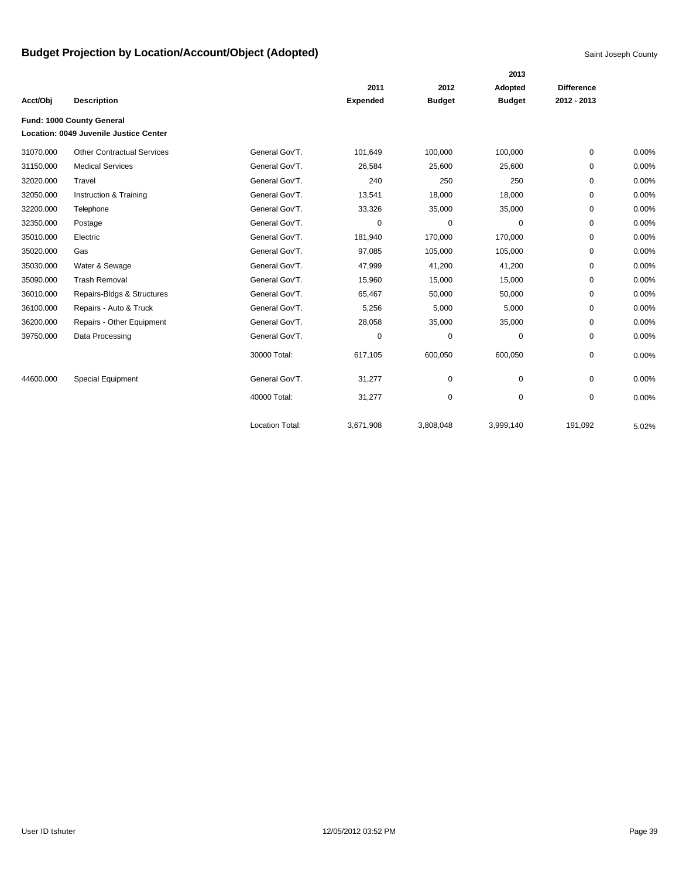# Budget Projection by Location/Account/Object (Adopted)

Saint Joseph County

| Acct/Obj | Description | | 2011 Expended | 2012 Budget | 2013 Adopted Budget | Difference 2012 - 2013 | |
|---|---|---|---|---|---|---|---|
| **Fund: 1000 County General** | | | | | | | |
| **Location: 0049 Juvenile Justice Center** | | | | | | | |
| 31070.000 | Other Contractual Services | General Gov'T. | 101,649 | 100,000 | 100,000 | 0 | 0.00% |
| 31150.000 | Medical Services | General Gov'T. | 26,584 | 25,600 | 25,600 | 0 | 0.00% |
| 32020.000 | Travel | General Gov'T. | 240 | 250 | 250 | 0 | 0.00% |
| 32050.000 | Instruction & Training | General Gov'T. | 13,541 | 18,000 | 18,000 | 0 | 0.00% |
| 32200.000 | Telephone | General Gov'T. | 33,326 | 35,000 | 35,000 | 0 | 0.00% |
| 32350.000 | Postage | General Gov'T. | 0 | 0 | 0 | 0 | 0.00% |
| 35010.000 | Electric | General Gov'T. | 181,940 | 170,000 | 170,000 | 0 | 0.00% |
| 35020.000 | Gas | General Gov'T. | 97,085 | 105,000 | 105,000 | 0 | 0.00% |
| 35030.000 | Water & Sewage | General Gov'T. | 47,999 | 41,200 | 41,200 | 0 | 0.00% |
| 35090.000 | Trash Removal | General Gov'T. | 15,960 | 15,000 | 15,000 | 0 | 0.00% |
| 36010.000 | Repairs-Bldgs & Structures | General Gov'T. | 65,467 | 50,000 | 50,000 | 0 | 0.00% |
| 36100.000 | Repairs - Auto & Truck | General Gov'T. | 5,256 | 5,000 | 5,000 | 0 | 0.00% |
| 36200.000 | Repairs - Other Equipment | General Gov'T. | 28,058 | 35,000 | 35,000 | 0 | 0.00% |
| 39750.000 | Data Processing | General Gov'T. | 0 | 0 | 0 | 0 | 0.00% |
| | | 30000 Total: | 617,105 | 600,050 | 600,050 | 0 | 0.00% |
| 44600.000 | Special Equipment | General Gov'T. | 31,277 | 0 | 0 | 0 | 0.00% |
| | | 40000 Total: | 31,277 | 0 | 0 | 0 | 0.00% |
| | | Location Total: | 3,671,908 | 3,808,048 | 3,999,140 | 191,092 | 5.02% |

User ID tshuter 12/05/2012 03:52 PM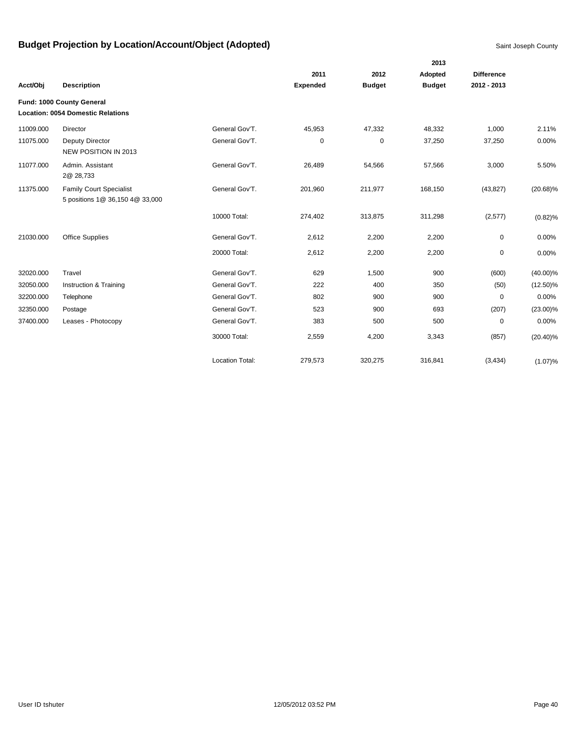# Budget Projection by Location/Account/Object (Adopted)

Saint Joseph County

| Acct/Obj | Description | | 2011 Expended | 2012 Budget | 2013 Adopted Budget | Difference 2012 - 2013 | |
|---|---|---|---|---|---|---|---|
| **Fund: 1000 County General** | | | | | | | |
| **Location: 0054 Domestic Relations** | | | | | | | |
| 11009.000 | Director | General Gov'T. | 45,953 | 47,332 | 48,332 | 1,000 | 2.11% |
| 11075.000 | Deputy Director<br>NEW POSITION IN 2013 | General Gov'T. | 0 | 0 | 37,250 | 37,250 | 0.00% |
| 11077.000 | Admin. Assistant<br>2@ 28,733 | General Gov'T. | 26,489 | 54,566 | 57,566 | 3,000 | 5.50% |
| 11375.000 | Family Court Specialist<br>5 positions 1@ 36,150 4@ 33,000 | General Gov'T. | 201,960 | 211,977 | 168,150 | (43,827) | (20.68)% |
| | | 10000 Total: | 274,402 | 313,875 | 311,298 | (2,577) | (0.82)% |
| 21030.000 | Office Supplies | General Gov'T. | 2,612 | 2,200 | 2,200 | 0 | 0.00% |
| | | 20000 Total: | 2,612 | 2,200 | 2,200 | 0 | 0.00% |
| 32020.000 | Travel | General Gov'T. | 629 | 1,500 | 900 | (600) | (40.00)% |
| 32050.000 | Instruction & Training | General Gov'T. | 222 | 400 | 350 | (50) | (12.50)% |
| 32200.000 | Telephone | General Gov'T. | 802 | 900 | 900 | 0 | 0.00% |
| 32350.000 | Postage | General Gov'T. | 523 | 900 | 693 | (207) | (23.00)% |
| 37400.000 | Leases - Photocopy | General Gov'T. | 383 | 500 | 500 | 0 | 0.00% |
| | | 30000 Total: | 2,559 | 4,200 | 3,343 | (857) | (20.40)% |
| | | Location Total: | 279,573 | 320,275 | 316,841 | (3,434) | (1.07)% |

User ID tshuter 12/05/2012 03:52 PM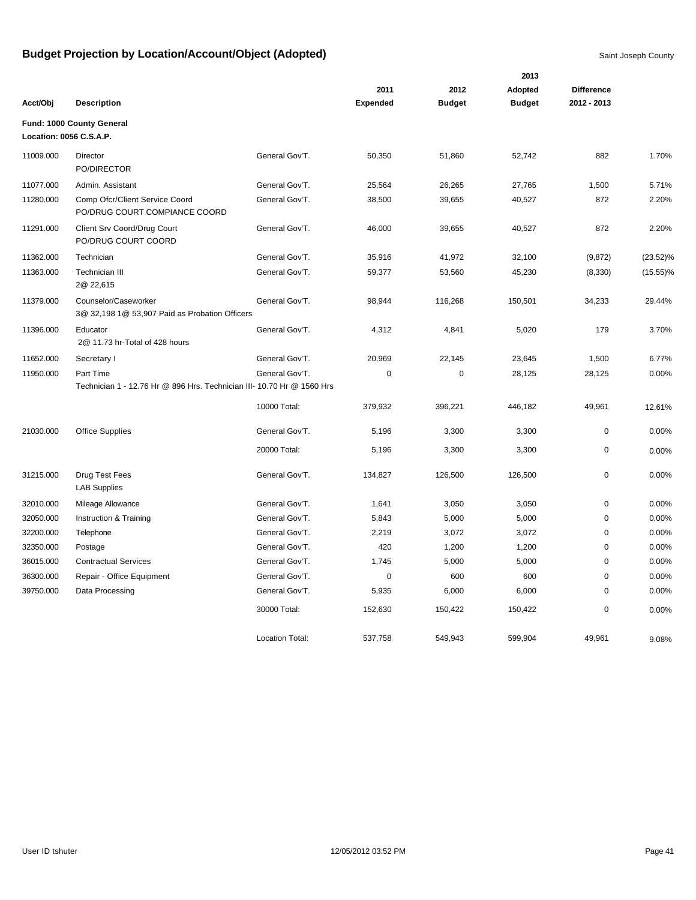# Budget Projection by Location/Account/Object (Adopted)

Saint Joseph County

| Acct/Obj | Description | | 2011 Expended | 2012 Budget | 2013 Adopted Budget | Difference 2012 - 2013 | |
|---|---|---|---|---|---|---|---|
| **Fund: 1000 County General** | | | | | | | |
| **Location: 0056 C.S.A.P.** | | | | | | | |
| 11009.000 | Director<br>PO/DIRECTOR | General Gov'T. | 50,350 | 51,860 | 52,742 | 882 | 1.70% |
| 11077.000 | Admin. Assistant | General Gov'T. | 25,564 | 26,265 | 27,765 | 1,500 | 5.71% |
| 11280.000 | Comp Ofcr/Client Service Coord<br>PO/DRUG COURT COMPIANCE COORD | General Gov'T. | 38,500 | 39,655 | 40,527 | 872 | 2.20% |
| 11291.000 | Client Srv Coord/Drug Court<br>PO/DRUG COURT COORD | General Gov'T. | 46,000 | 39,655 | 40,527 | 872 | 2.20% |
| 11362.000 | Technician | General Gov'T. | 35,916 | 41,972 | 32,100 | (9,872) | (23.52)% |
| 11363.000 | Technician III<br>2@ 22,615 | General Gov'T. | 59,377 | 53,560 | 45,230 | (8,330) | (15.55)% |
| 11379.000 | Counselor/Caseworker<br>3@ 32,198 1@ 53,907 Paid as Probation Officers | General Gov'T. | 98,944 | 116,268 | 150,501 | 34,233 | 29.44% |
| 11396.000 | Educator<br>2@ 11.73 hr-Total of 428 hours | General Gov'T. | 4,312 | 4,841 | 5,020 | 179 | 3.70% |
| 11652.000 | Secretary I | General Gov'T. | 20,969 | 22,145 | 23,645 | 1,500 | 6.77% |
| 11950.000 | Part Time<br>Technician 1 - 12.76 Hr @ 896 Hrs. Technician III- 10.70 Hr @ 1560 Hrs | General Gov'T. | 0 | 0 | 28,125 | 28,125 | 0.00% |
| | | 10000 Total: | 379,932 | 396,221 | 446,182 | 49,961 | 12.61% |
| 21030.000 | Office Supplies | General Gov'T. | 5,196 | 3,300 | 3,300 | 0 | 0.00% |
| | | 20000 Total: | 5,196 | 3,300 | 3,300 | 0 | 0.00% |
| 31215.000 | Drug Test Fees<br>LAB Supplies | General Gov'T. | 134,827 | 126,500 | 126,500 | 0 | 0.00% |
| 32010.000 | Mileage Allowance | General Gov'T. | 1,641 | 3,050 | 3,050 | 0 | 0.00% |
| 32050.000 | Instruction & Training | General Gov'T. | 5,843 | 5,000 | 5,000 | 0 | 0.00% |
| 32200.000 | Telephone | General Gov'T. | 2,219 | 3,072 | 3,072 | 0 | 0.00% |
| 32350.000 | Postage | General Gov'T. | 420 | 1,200 | 1,200 | 0 | 0.00% |
| 36015.000 | Contractual Services | General Gov'T. | 1,745 | 5,000 | 5,000 | 0 | 0.00% |
| 36300.000 | Repair - Office Equipment | General Gov'T. | 0 | 600 | 600 | 0 | 0.00% |
| 39750.000 | Data Processing | General Gov'T. | 5,935 | 6,000 | 6,000 | 0 | 0.00% |
| | | 30000 Total: | 152,630 | 150,422 | 150,422 | 0 | 0.00% |
| | | Location Total: | 537,758 | 549,943 | 599,904 | 49,961 | 9.08% |

User ID tshuter 12/05/2012 03:52 PM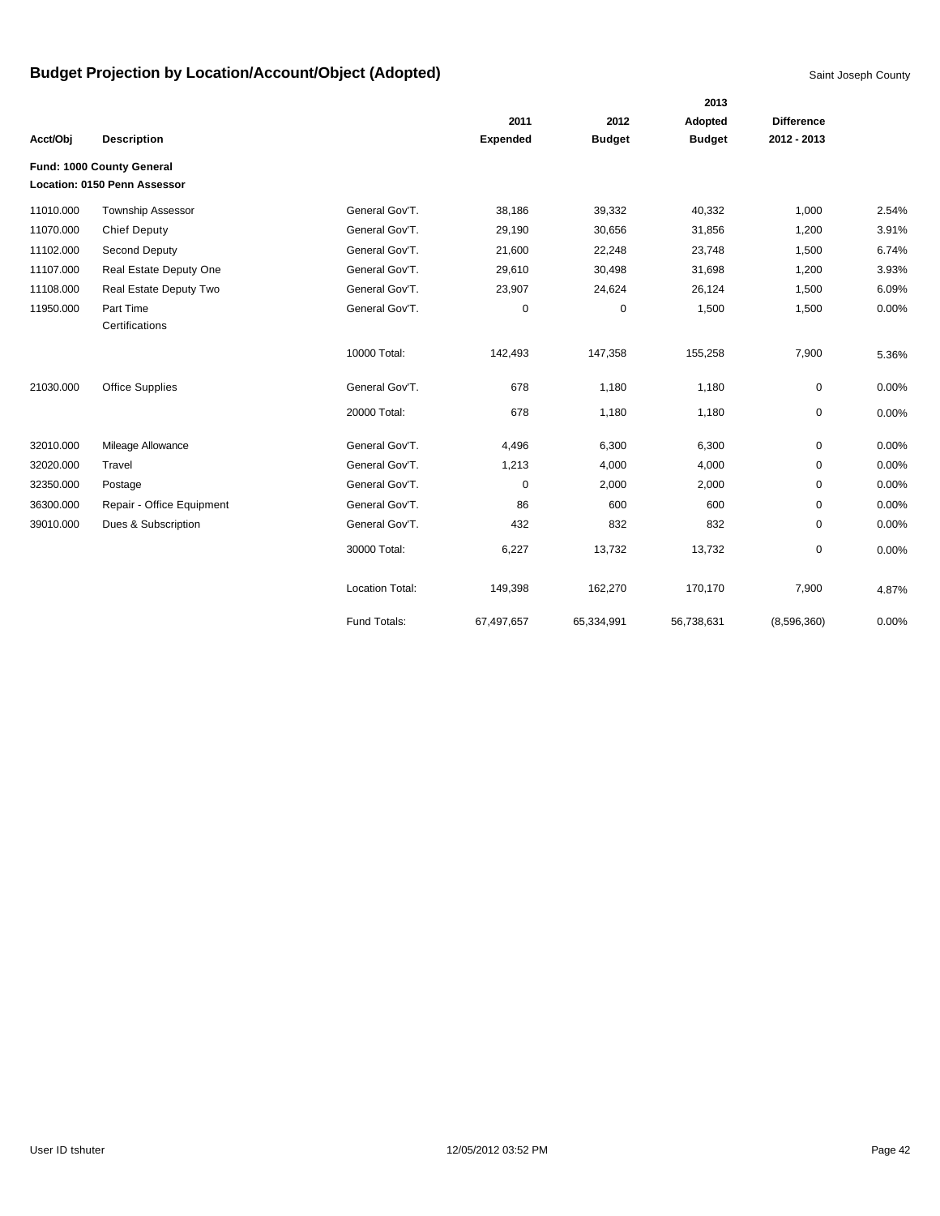# Budget Projection by Location/Account/Object (Adopted)

Saint Joseph County

| Acct/Obj | Description | | 2011 Expended | 2012 Budget | 2013 Adopted Budget | Difference 2012 - 2013 | |
|---|---|---|---|---|---|---|---|
| **Fund: 1000 County General** | | | | | | | |
| **Location: 0150 Penn Assessor** | | | | | | | |
| 11010.000 | Township Assessor | General Gov'T. | 38,186 | 39,332 | 40,332 | 1,000 | 2.54% |
| 11070.000 | Chief Deputy | General Gov'T. | 29,190 | 30,656 | 31,856 | 1,200 | 3.91% |
| 11102.000 | Second Deputy | General Gov'T. | 21,600 | 22,248 | 23,748 | 1,500 | 6.74% |
| 11107.000 | Real Estate Deputy One | General Gov'T. | 29,610 | 30,498 | 31,698 | 1,200 | 3.93% |
| 11108.000 | Real Estate Deputy Two | General Gov'T. | 23,907 | 24,624 | 26,124 | 1,500 | 6.09% |
| 11950.000 | Part Time Certifications | General Gov'T. | 0 | 0 | 1,500 | 1,500 | 0.00% |
| | | 10000 Total: | 142,493 | 147,358 | 155,258 | 7,900 | 5.36% |
| 21030.000 | Office Supplies | General Gov'T. | 678 | 1,180 | 1,180 | 0 | 0.00% |
| | | 20000 Total: | 678 | 1,180 | 1,180 | 0 | 0.00% |
| 32010.000 | Mileage Allowance | General Gov'T. | 4,496 | 6,300 | 6,300 | 0 | 0.00% |
| 32020.000 | Travel | General Gov'T. | 1,213 | 4,000 | 4,000 | 0 | 0.00% |
| 32350.000 | Postage | General Gov'T. | 0 | 2,000 | 2,000 | 0 | 0.00% |
| 36300.000 | Repair - Office Equipment | General Gov'T. | 86 | 600 | 600 | 0 | 0.00% |
| 39010.000 | Dues & Subscription | General Gov'T. | 432 | 832 | 832 | 0 | 0.00% |
| | | 30000 Total: | 6,227 | 13,732 | 13,732 | 0 | 0.00% |
| | | Location Total: | 149,398 | 162,270 | 170,170 | 7,900 | 4.87% |
| | | Fund Totals: | 67,497,657 | 65,334,991 | 56,738,631 | (8,596,360) | 0.00% |

User ID tshuter 12/05/2012 03:52 PM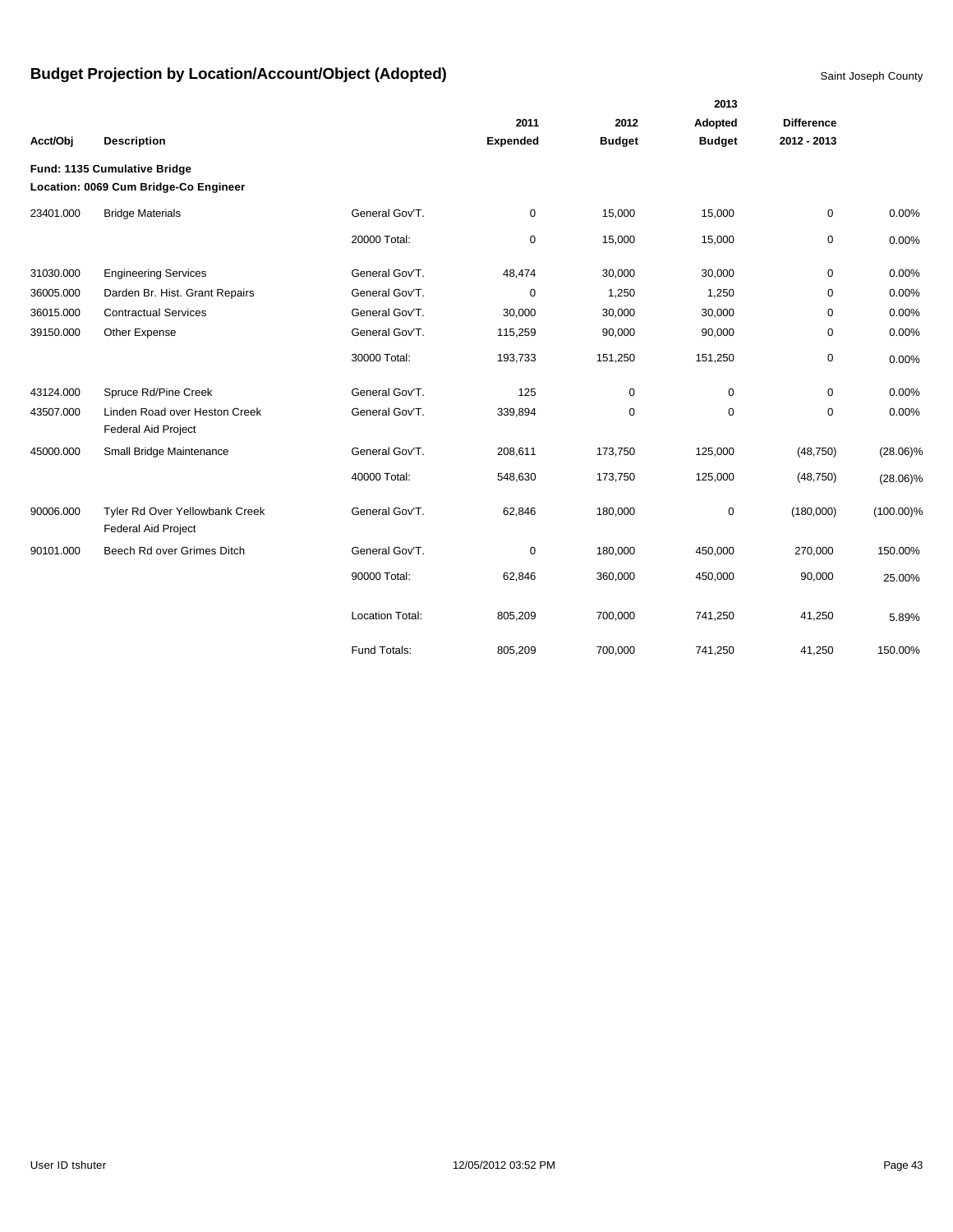# Budget Projection by Location/Account/Object (Adopted)

Saint Joseph County

| Acct/Obj | Description | | 2011 Expended | 2012 Budget | 2013 Adopted Budget | Difference 2012 - 2013 | |
|---|---|---|---|---|---|---|---|
| **Fund: 1135 Cumulative Bridge** | | | | | | | |
| **Location: 0069 Cum Bridge-Co Engineer** | | | | | | | |
| 23401.000 | Bridge Materials | General Gov'T. | 0 | 15,000 | 15,000 | 0 | 0.00% |
| | | 20000 Total: | 0 | 15,000 | 15,000 | 0 | 0.00% |
| 31030.000 | Engineering Services | General Gov'T. | 48,474 | 30,000 | 30,000 | 0 | 0.00% |
| 36005.000 | Darden Br. Hist. Grant Repairs | General Gov'T. | 0 | 1,250 | 1,250 | 0 | 0.00% |
| 36015.000 | Contractual Services | General Gov'T. | 30,000 | 30,000 | 30,000 | 0 | 0.00% |
| 39150.000 | Other Expense | General Gov'T. | 115,259 | 90,000 | 90,000 | 0 | 0.00% |
| | | 30000 Total: | 193,733 | 151,250 | 151,250 | 0 | 0.00% |
| 43124.000 | Spruce Rd/Pine Creek | General Gov'T. | 125 | 0 | 0 | 0 | 0.00% |
| 43507.000 | Linden Road over Heston Creek Federal Aid Project | General Gov'T. | 339,894 | 0 | 0 | 0 | 0.00% |
| 45000.000 | Small Bridge Maintenance | General Gov'T. | 208,611 | 173,750 | 125,000 | (48,750) | (28.06)% |
| | | 40000 Total: | 548,630 | 173,750 | 125,000 | (48,750) | (28.06)% |
| 90006.000 | Tyler Rd Over Yellowbank Creek Federal Aid Project | General Gov'T. | 62,846 | 180,000 | 0 | (180,000) | (100.00)% |
| 90101.000 | Beech Rd over Grimes Ditch | General Gov'T. | 0 | 180,000 | 450,000 | 270,000 | 150.00% |
| | | 90000 Total: | 62,846 | 360,000 | 450,000 | 90,000 | 25.00% |
| | | Location Total: | 805,209 | 700,000 | 741,250 | 41,250 | 5.89% |
| | | Fund Totals: | 805,209 | 700,000 | 741,250 | 41,250 | 150.00% |

User ID tshuter 12/05/2012 03:52 PM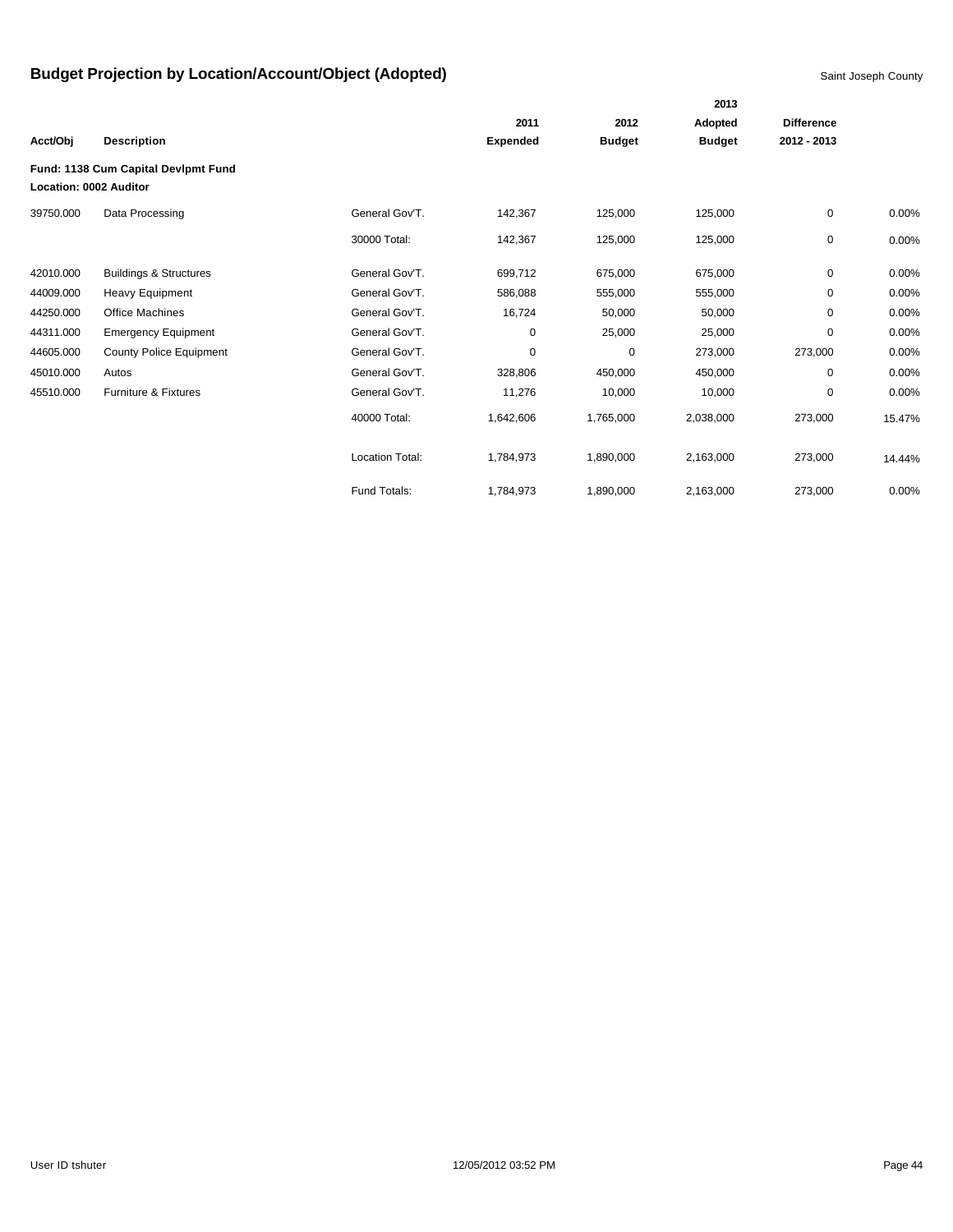# Budget Projection by Location/Account/Object (Adopted)

Saint Joseph County

| Acct/Obj | Description | | 2011 Expended | 2012 Budget | 2013 Adopted Budget | Difference 2012 - 2013 | |
|---|---|---|---|---|---|---|---|
| **Fund: 1138 Cum Capital Devlpmt Fund** | | | | | | | |
| **Location: 0002 Auditor** | | | | | | | |
| 39750.000 | Data Processing | General Gov'T. | 142,367 | 125,000 | 125,000 | 0 | 0.00% |
| | | 30000 Total: | 142,367 | 125,000 | 125,000 | 0 | 0.00% |
| 42010.000 | Buildings & Structures | General Gov'T. | 699,712 | 675,000 | 675,000 | 0 | 0.00% |
| 44009.000 | Heavy Equipment | General Gov'T. | 586,088 | 555,000 | 555,000 | 0 | 0.00% |
| 44250.000 | Office Machines | General Gov'T. | 16,724 | 50,000 | 50,000 | 0 | 0.00% |
| 44311.000 | Emergency Equipment | General Gov'T. | 0 | 25,000 | 25,000 | 0 | 0.00% |
| 44605.000 | County Police Equipment | General Gov'T. | 0 | 0 | 273,000 | 273,000 | 0.00% |
| 45010.000 | Autos | General Gov'T. | 328,806 | 450,000 | 450,000 | 0 | 0.00% |
| 45510.000 | Furniture & Fixtures | General Gov'T. | 11,276 | 10,000 | 10,000 | 0 | 0.00% |
| | | 40000 Total: | 1,642,606 | 1,765,000 | 2,038,000 | 273,000 | 15.47% |
| | | Location Total: | 1,784,973 | 1,890,000 | 2,163,000 | 273,000 | 14.44% |
| | | Fund Totals: | 1,784,973 | 1,890,000 | 2,163,000 | 273,000 | 0.00% |

User ID tshuter 12/05/2012 03:52 PM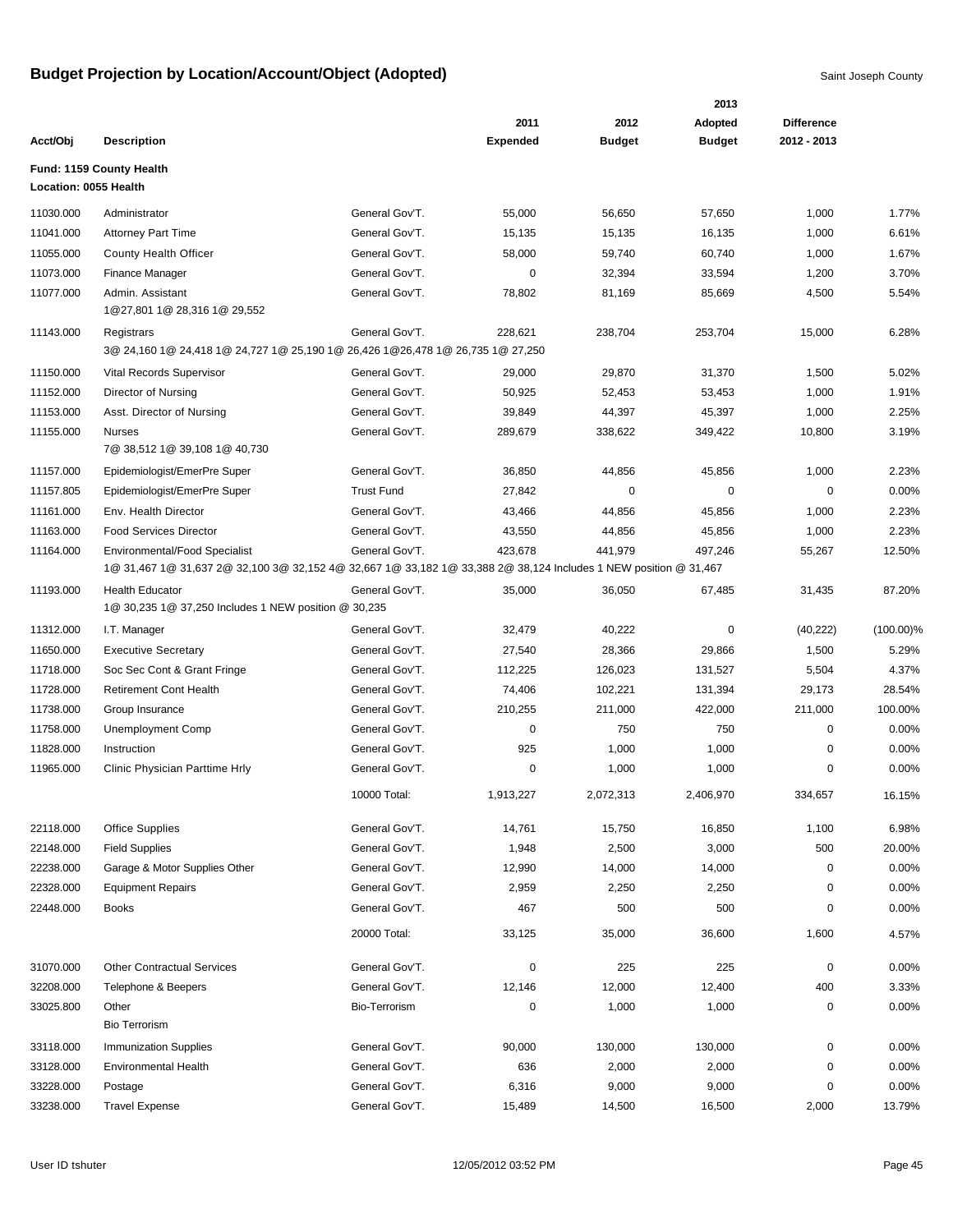# Budget Projection by Location/Account/Object (Adopted)

Saint Joseph County

**Fund: 1159 County Health**
**Location: 0055 Health**

| Acct/Obj | Description | | 2011 Expended | 2012 Budget | 2013 Adopted Budget | Difference 2012 - 2013 | |
|---|---|---|---|---|---|---|---|
| 11030.000 | Administrator | General Gov'T. | 55,000 | 56,650 | 57,650 | 1,000 | 1.77% |
| 11041.000 | Attorney Part Time | General Gov'T. | 15,135 | 15,135 | 16,135 | 1,000 | 6.61% |
| 11055.000 | County Health Officer | General Gov'T. | 58,000 | 59,740 | 60,740 | 1,000 | 1.67% |
| 11073.000 | Finance Manager | General Gov'T. | 0 | 32,394 | 33,594 | 1,200 | 3.70% |
| 11077.000 | Admin. Assistant<br>1@27,801 1@ 28,316 1@ 29,552 | General Gov'T. | 78,802 | 81,169 | 85,669 | 4,500 | 5.54% |
| 11143.000 | Registrars<br>3@ 24,160 1@ 24,418 1@ 24,727 1@ 25,190 1@ 26,426 1@26,478 1@ 26,735 1@ 27,250 | General Gov'T. | 228,621 | 238,704 | 253,704 | 15,000 | 6.28% |
| 11150.000 | Vital Records Supervisor | General Gov'T. | 29,000 | 29,870 | 31,370 | 1,500 | 5.02% |
| 11152.000 | Director of Nursing | General Gov'T. | 50,925 | 52,453 | 53,453 | 1,000 | 1.91% |
| 11153.000 | Asst. Director of Nursing | General Gov'T. | 39,849 | 44,397 | 45,397 | 1,000 | 2.25% |
| 11155.000 | Nurses<br>7@ 38,512 1@ 39,108 1@ 40,730 | General Gov'T. | 289,679 | 338,622 | 349,422 | 10,800 | 3.19% |
| 11157.000 | Epidemiologist/EmerPre Super | General Gov'T. | 36,850 | 44,856 | 45,856 | 1,000 | 2.23% |
| 11157.805 | Epidemiologist/EmerPre Super | Trust Fund | 27,842 | 0 | 0 | 0 | 0.00% |
| 11161.000 | Env. Health Director | General Gov'T. | 43,466 | 44,856 | 45,856 | 1,000 | 2.23% |
| 11163.000 | Food Services Director | General Gov'T. | 43,550 | 44,856 | 45,856 | 1,000 | 2.23% |
| 11164.000 | Environmental/Food Specialist<br>1@ 31,467 1@ 31,637 2@ 32,100 3@ 32,152 4@ 32,667 1@ 33,182 1@ 33,388 2@ 38,124 Includes 1 NEW position @ 31,467 | General Gov'T. | 423,678 | 441,979 | 497,246 | 55,267 | 12.50% |
| 11193.000 | Health Educator<br>1@ 30,235 1@ 37,250 Includes 1 NEW position @ 30,235 | General Gov'T. | 35,000 | 36,050 | 67,485 | 31,435 | 87.20% |
| 11312.000 | I.T. Manager | General Gov'T. | 32,479 | 40,222 | 0 | (40,222) | (100.00)% |
| 11650.000 | Executive Secretary | General Gov'T. | 27,540 | 28,366 | 29,866 | 1,500 | 5.29% |
| 11718.000 | Soc Sec Cont & Grant Fringe | General Gov'T. | 112,225 | 126,023 | 131,527 | 5,504 | 4.37% |
| 11728.000 | Retirement Cont Health | General Gov'T. | 74,406 | 102,221 | 131,394 | 29,173 | 28.54% |
| 11738.000 | Group Insurance | General Gov'T. | 210,255 | 211,000 | 422,000 | 211,000 | 100.00% |
| 11758.000 | Unemployment Comp | General Gov'T. | 0 | 750 | 750 | 0 | 0.00% |
| 11828.000 | Instruction | General Gov'T. | 925 | 1,000 | 1,000 | 0 | 0.00% |
| 11965.000 | Clinic Physician Parttime Hrly | General Gov'T. | 0 | 1,000 | 1,000 | 0 | 0.00% |
| | | 10000 Total: | 1,913,227 | 2,072,313 | 2,406,970 | 334,657 | 16.15% |
| 22118.000 | Office Supplies | General Gov'T. | 14,761 | 15,750 | 16,850 | 1,100 | 6.98% |
| 22148.000 | Field Supplies | General Gov'T. | 1,948 | 2,500 | 3,000 | 500 | 20.00% |
| 22238.000 | Garage & Motor Supplies Other | General Gov'T. | 12,990 | 14,000 | 14,000 | 0 | 0.00% |
| 22328.000 | Equipment Repairs | General Gov'T. | 2,959 | 2,250 | 2,250 | 0 | 0.00% |
| 22448.000 | Books | General Gov'T. | 467 | 500 | 500 | 0 | 0.00% |
| | | 20000 Total: | 33,125 | 35,000 | 36,600 | 1,600 | 4.57% |
| 31070.000 | Other Contractual Services | General Gov'T. | 0 | 225 | 225 | 0 | 0.00% |
| 32208.000 | Telephone & Beepers | General Gov'T. | 12,146 | 12,000 | 12,400 | 400 | 3.33% |
| 33025.800 | Other<br>Bio Terrorism | Bio-Terrorism | 0 | 1,000 | 1,000 | 0 | 0.00% |
| 33118.000 | Immunization Supplies | General Gov'T. | 90,000 | 130,000 | 130,000 | 0 | 0.00% |
| 33128.000 | Environmental Health | General Gov'T. | 636 | 2,000 | 2,000 | 0 | 0.00% |
| 33228.000 | Postage | General Gov'T. | 6,316 | 9,000 | 9,000 | 0 | 0.00% |
| 33238.000 | Travel Expense | General Gov'T. | 15,489 | 14,500 | 16,500 | 2,000 | 13.79% |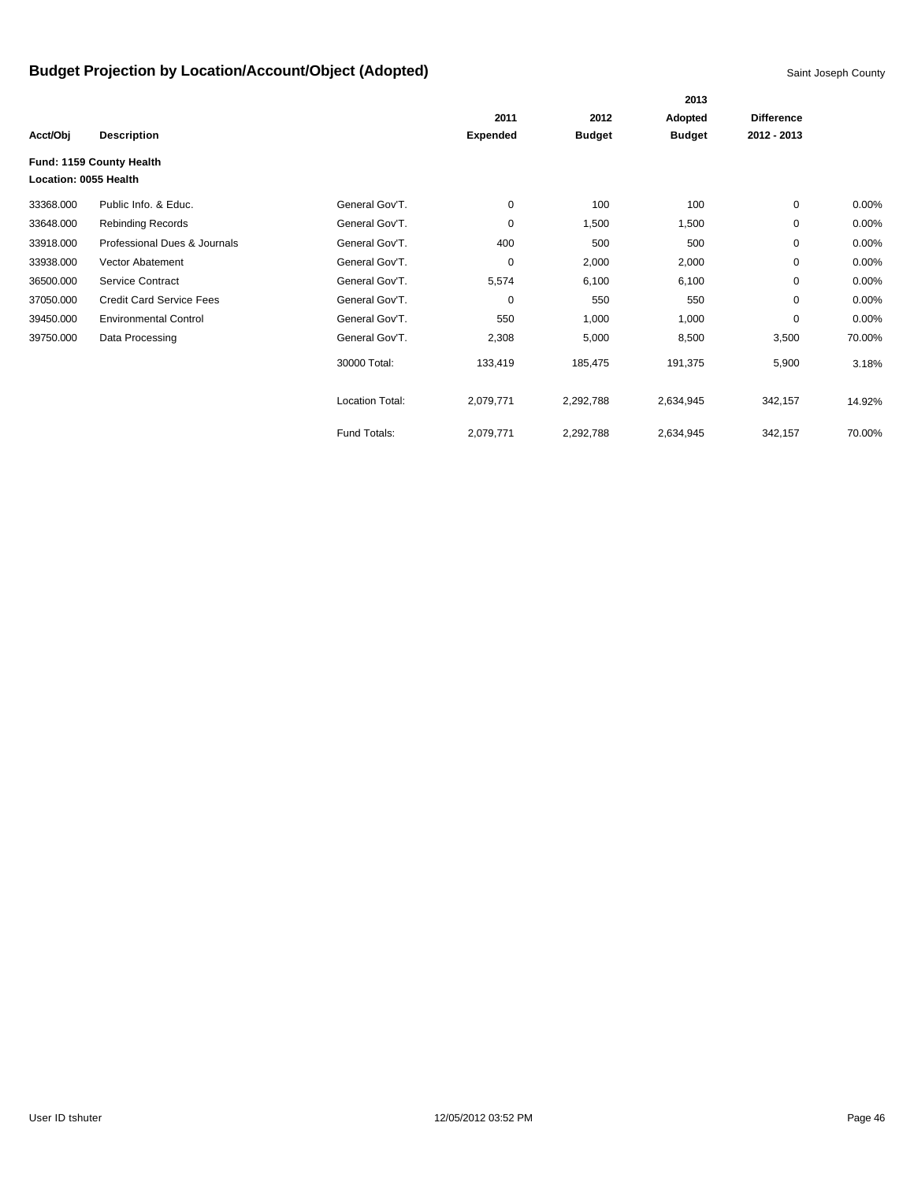# Budget Projection by Location/Account/Object (Adopted)

Saint Joseph County

| Acct/Obj | Description | | 2011 Expended | 2012 Budget | 2013 Adopted Budget | Difference 2012 - 2013 | |
|---|---|---|---|---|---|---|---|
| **Fund: 1159 County Health** | | | | | | | |
| **Location: 0055 Health** | | | | | | | |
| 33368.000 | Public Info. & Educ. | General Gov'T. | 0 | 100 | 100 | 0 | 0.00% |
| 33648.000 | Rebinding Records | General Gov'T. | 0 | 1,500 | 1,500 | 0 | 0.00% |
| 33918.000 | Professional Dues & Journals | General Gov'T. | 400 | 500 | 500 | 0 | 0.00% |
| 33938.000 | Vector Abatement | General Gov'T. | 0 | 2,000 | 2,000 | 0 | 0.00% |
| 36500.000 | Service Contract | General Gov'T. | 5,574 | 6,100 | 6,100 | 0 | 0.00% |
| 37050.000 | Credit Card Service Fees | General Gov'T. | 0 | 550 | 550 | 0 | 0.00% |
| 39450.000 | Environmental Control | General Gov'T. | 550 | 1,000 | 1,000 | 0 | 0.00% |
| 39750.000 | Data Processing | General Gov'T. | 2,308 | 5,000 | 8,500 | 3,500 | 70.00% |
| | | 30000 Total: | 133,419 | 185,475 | 191,375 | 5,900 | 3.18% |
| | | Location Total: | 2,079,771 | 2,292,788 | 2,634,945 | 342,157 | 14.92% |
| | | Fund Totals: | 2,079,771 | 2,292,788 | 2,634,945 | 342,157 | 70.00% |

User ID tshuter 12/05/2012 03:52 PM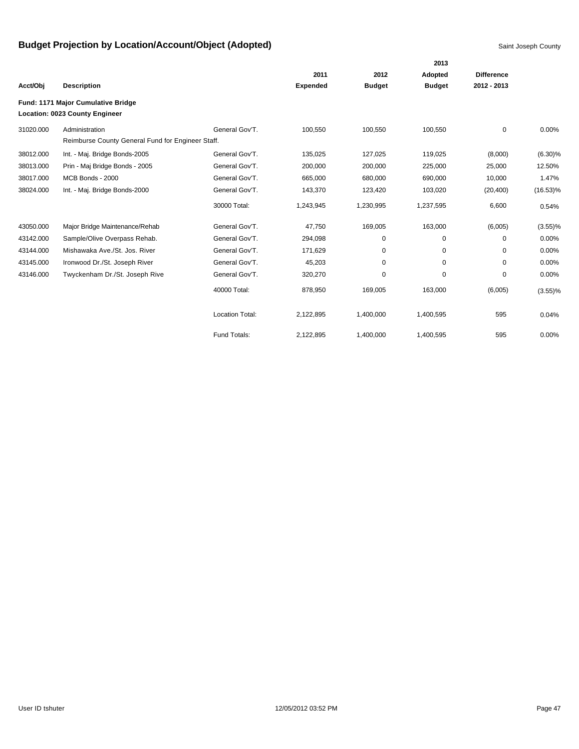# Budget Projection by Location/Account/Object (Adopted)

Saint Joseph County

| Acct/Obj | Description | | 2011 Expended | 2012 Budget | 2013 Adopted Budget | Difference 2012 - 2013 | |
|---|---|---|---|---|---|---|---|
| **Fund: 1171 Major Cumulative Bridge** | | | | | | | |
| **Location: 0023 County Engineer** | | | | | | | |
| 31020.000 | Administration | General Gov'T. | 100,550 | 100,550 | 100,550 | 0 | 0.00% |
| | Reimburse County General Fund for Engineer Staff. | | | | | | |
| 38012.000 | Int. - Maj. Bridge Bonds-2005 | General Gov'T. | 135,025 | 127,025 | 119,025 | (8,000) | (6.30)% |
| 38013.000 | Prin - Maj Bridge Bonds - 2005 | General Gov'T. | 200,000 | 200,000 | 225,000 | 25,000 | 12.50% |
| 38017.000 | MCB Bonds - 2000 | General Gov'T. | 665,000 | 680,000 | 690,000 | 10,000 | 1.47% |
| 38024.000 | Int. - Maj. Bridge Bonds-2000 | General Gov'T. | 143,370 | 123,420 | 103,020 | (20,400) | (16.53)% |
| | | 30000 Total: | 1,243,945 | 1,230,995 | 1,237,595 | 6,600 | 0.54% |
| 43050.000 | Major Bridge Maintenance/Rehab | General Gov'T. | 47,750 | 169,005 | 163,000 | (6,005) | (3.55)% |
| 43142.000 | Sample/Olive Overpass Rehab. | General Gov'T. | 294,098 | 0 | 0 | 0 | 0.00% |
| 43144.000 | Mishawaka Ave./St. Jos. River | General Gov'T. | 171,629 | 0 | 0 | 0 | 0.00% |
| 43145.000 | Ironwood Dr./St. Joseph River | General Gov'T. | 45,203 | 0 | 0 | 0 | 0.00% |
| 43146.000 | Twyckenham Dr./St. Joseph Rive | General Gov'T. | 320,270 | 0 | 0 | 0 | 0.00% |
| | | 40000 Total: | 878,950 | 169,005 | 163,000 | (6,005) | (3.55)% |
| | | Location Total: | 2,122,895 | 1,400,000 | 1,400,595 | 595 | 0.04% |
| | | Fund Totals: | 2,122,895 | 1,400,000 | 1,400,595 | 595 | 0.00% |

User ID tshuter 12/05/2012 03:52 PM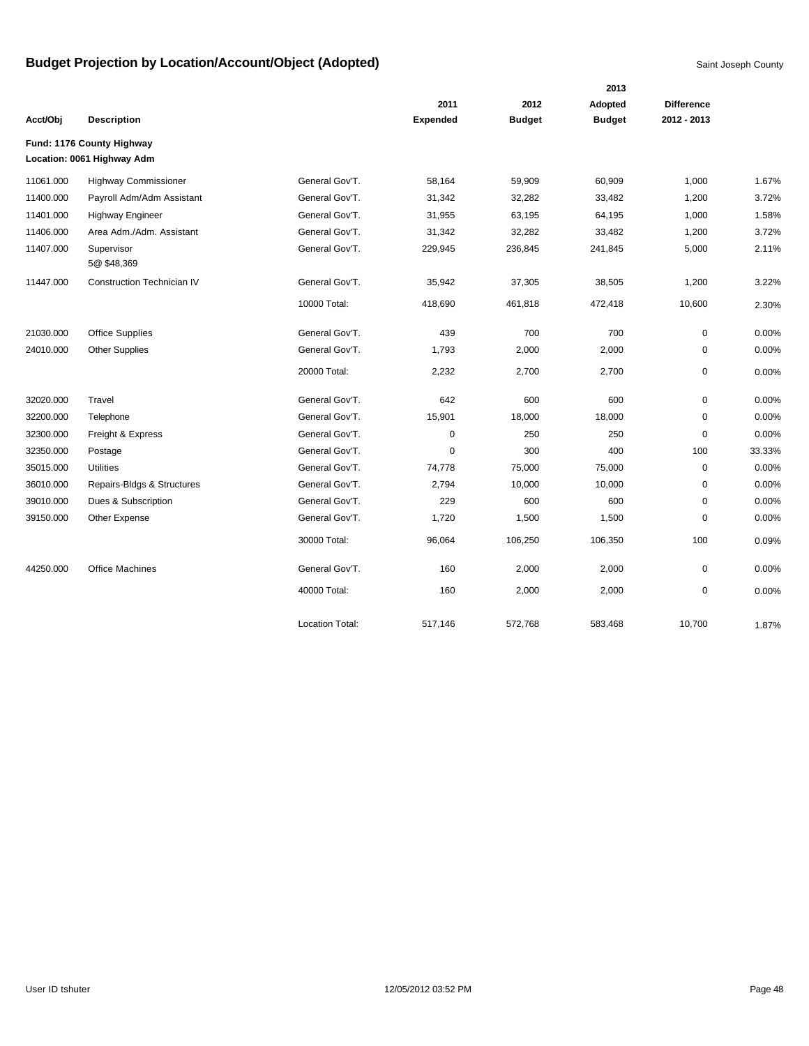# Budget Projection by Location/Account/Object (Adopted)

Saint Joseph County

**Fund: 1176 County Highway**
**Location: 0061 Highway Adm**

| Acct/Obj | Description | | 2011 Expended | 2012 Budget | 2013 Adopted Budget | Difference 2012 - 2013 | |
|---|---|---|---|---|---|---|---|
| 11061.000 | Highway Commissioner | General Gov'T. | 58,164 | 59,909 | 60,909 | 1,000 | 1.67% |
| 11400.000 | Payroll Adm/Adm Assistant | General Gov'T. | 31,342 | 32,282 | 33,482 | 1,200 | 3.72% |
| 11401.000 | Highway Engineer | General Gov'T. | 31,955 | 63,195 | 64,195 | 1,000 | 1.58% |
| 11406.000 | Area Adm./Adm. Assistant | General Gov'T. | 31,342 | 32,282 | 33,482 | 1,200 | 3.72% |
| 11407.000 | Supervisor 5@ $48,369 | General Gov'T. | 229,945 | 236,845 | 241,845 | 5,000 | 2.11% |
| 11447.000 | Construction Technician IV | General Gov'T. | 35,942 | 37,305 | 38,505 | 1,200 | 3.22% |
| | | 10000 Total: | 418,690 | 461,818 | 472,418 | 10,600 | 2.30% |
| 21030.000 | Office Supplies | General Gov'T. | 439 | 700 | 700 | 0 | 0.00% |
| 24010.000 | Other Supplies | General Gov'T. | 1,793 | 2,000 | 2,000 | 0 | 0.00% |
| | | 20000 Total: | 2,232 | 2,700 | 2,700 | 0 | 0.00% |
| 32020.000 | Travel | General Gov'T. | 642 | 600 | 600 | 0 | 0.00% |
| 32200.000 | Telephone | General Gov'T. | 15,901 | 18,000 | 18,000 | 0 | 0.00% |
| 32300.000 | Freight & Express | General Gov'T. | 0 | 250 | 250 | 0 | 0.00% |
| 32350.000 | Postage | General Gov'T. | 0 | 300 | 400 | 100 | 33.33% |
| 35015.000 | Utilities | General Gov'T. | 74,778 | 75,000 | 75,000 | 0 | 0.00% |
| 36010.000 | Repairs-Bldgs & Structures | General Gov'T. | 2,794 | 10,000 | 10,000 | 0 | 0.00% |
| 39010.000 | Dues & Subscription | General Gov'T. | 229 | 600 | 600 | 0 | 0.00% |
| 39150.000 | Other Expense | General Gov'T. | 1,720 | 1,500 | 1,500 | 0 | 0.00% |
| | | 30000 Total: | 96,064 | 106,250 | 106,350 | 100 | 0.09% |
| 44250.000 | Office Machines | General Gov'T. | 160 | 2,000 | 2,000 | 0 | 0.00% |
| | | 40000 Total: | 160 | 2,000 | 2,000 | 0 | 0.00% |
| | | Location Total: | 517,146 | 572,768 | 583,468 | 10,700 | 1.87% |

User ID tshuter 12/05/2012 03:52 PM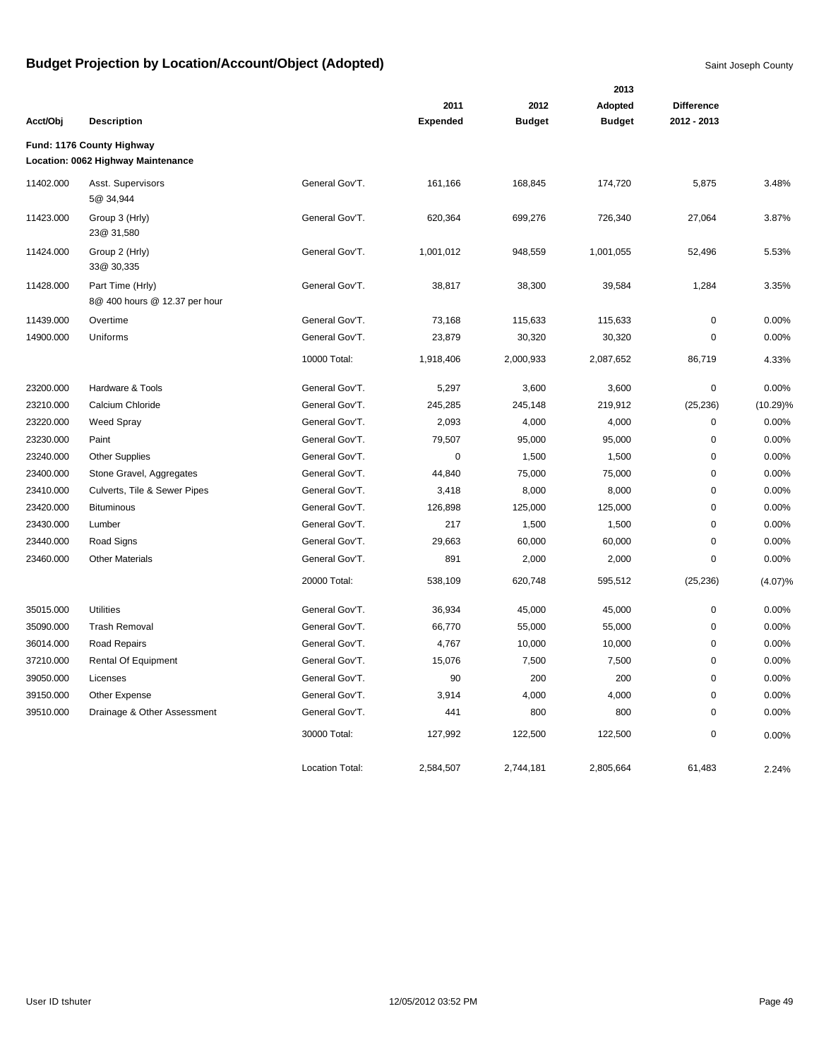# Budget Projection by Location/Account/Object (Adopted)

Saint Joseph County

| Acct/Obj | Description | | 2011 Expended | 2012 Budget | 2013 Adopted Budget | Difference 2012 - 2013 | |
|---|---|---|---|---|---|---|---|
| **Fund: 1176 County Highway** | | | | | | | |
| **Location: 0062 Highway Maintenance** | | | | | | | |
| 11402.000 | Asst. Supervisors 5@ 34,944 | General Gov'T. | 161,166 | 168,845 | 174,720 | 5,875 | 3.48% |
| 11423.000 | Group 3 (Hrly) 23@ 31,580 | General Gov'T. | 620,364 | 699,276 | 726,340 | 27,064 | 3.87% |
| 11424.000 | Group 2 (Hrly) 33@ 30,335 | General Gov'T. | 1,001,012 | 948,559 | 1,001,055 | 52,496 | 5.53% |
| 11428.000 | Part Time (Hrly) 8@ 400 hours @ 12.37 per hour | General Gov'T. | 38,817 | 38,300 | 39,584 | 1,284 | 3.35% |
| 11439.000 | Overtime | General Gov'T. | 73,168 | 115,633 | 115,633 | 0 | 0.00% |
| 14900.000 | Uniforms | General Gov'T. | 23,879 | 30,320 | 30,320 | 0 | 0.00% |
| | | 10000 Total: | 1,918,406 | 2,000,933 | 2,087,652 | 86,719 | 4.33% |
| 23200.000 | Hardware & Tools | General Gov'T. | 5,297 | 3,600 | 3,600 | 0 | 0.00% |
| 23210.000 | Calcium Chloride | General Gov'T. | 245,285 | 245,148 | 219,912 | (25,236) | (10.29)% |
| 23220.000 | Weed Spray | General Gov'T. | 2,093 | 4,000 | 4,000 | 0 | 0.00% |
| 23230.000 | Paint | General Gov'T. | 79,507 | 95,000 | 95,000 | 0 | 0.00% |
| 23240.000 | Other Supplies | General Gov'T. | 0 | 1,500 | 1,500 | 0 | 0.00% |
| 23400.000 | Stone Gravel, Aggregates | General Gov'T. | 44,840 | 75,000 | 75,000 | 0 | 0.00% |
| 23410.000 | Culverts, Tile & Sewer Pipes | General Gov'T. | 3,418 | 8,000 | 8,000 | 0 | 0.00% |
| 23420.000 | Bituminous | General Gov'T. | 126,898 | 125,000 | 125,000 | 0 | 0.00% |
| 23430.000 | Lumber | General Gov'T. | 217 | 1,500 | 1,500 | 0 | 0.00% |
| 23440.000 | Road Signs | General Gov'T. | 29,663 | 60,000 | 60,000 | 0 | 0.00% |
| 23460.000 | Other Materials | General Gov'T. | 891 | 2,000 | 2,000 | 0 | 0.00% |
| | | 20000 Total: | 538,109 | 620,748 | 595,512 | (25,236) | (4.07)% |
| 35015.000 | Utilities | General Gov'T. | 36,934 | 45,000 | 45,000 | 0 | 0.00% |
| 35090.000 | Trash Removal | General Gov'T. | 66,770 | 55,000 | 55,000 | 0 | 0.00% |
| 36014.000 | Road Repairs | General Gov'T. | 4,767 | 10,000 | 10,000 | 0 | 0.00% |
| 37210.000 | Rental Of Equipment | General Gov'T. | 15,076 | 7,500 | 7,500 | 0 | 0.00% |
| 39050.000 | Licenses | General Gov'T. | 90 | 200 | 200 | 0 | 0.00% |
| 39150.000 | Other Expense | General Gov'T. | 3,914 | 4,000 | 4,000 | 0 | 0.00% |
| 39510.000 | Drainage & Other Assessment | General Gov'T. | 441 | 800 | 800 | 0 | 0.00% |
| | | 30000 Total: | 127,992 | 122,500 | 122,500 | 0 | 0.00% |
| | | Location Total: | 2,584,507 | 2,744,181 | 2,805,664 | 61,483 | 2.24% |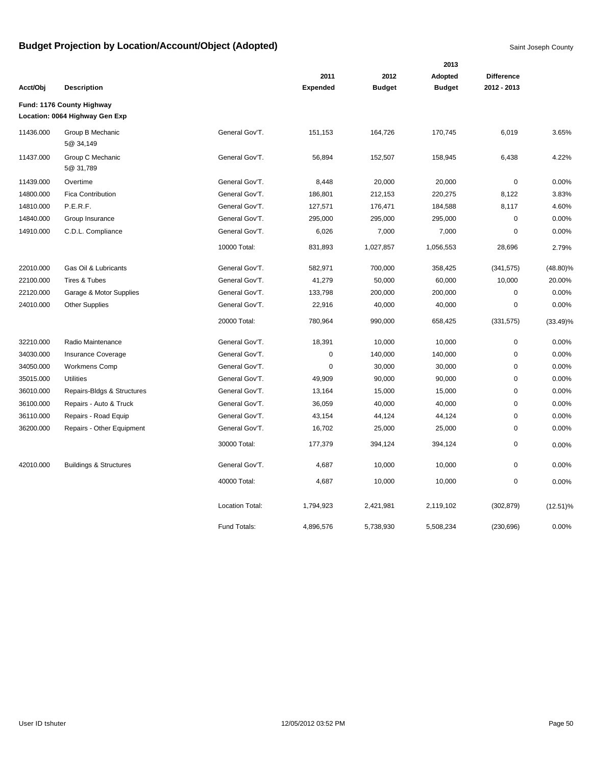# Budget Projection by Location/Account/Object (Adopted)

Saint Joseph County

| Acct/Obj | Description | | 2011 Expended | 2012 Budget | 2013 Adopted Budget | Difference 2012 - 2013 | |
|---|---|---|---|---|---|---|---|
| **Fund: 1176 County Highway** | | | | | | | |
| **Location: 0064 Highway Gen Exp** | | | | | | | |
| 11436.000 | Group B Mechanic 5@ 34,149 | General Gov'T. | 151,153 | 164,726 | 170,745 | 6,019 | 3.65% |
| 11437.000 | Group C Mechanic 5@ 31,789 | General Gov'T. | 56,894 | 152,507 | 158,945 | 6,438 | 4.22% |
| 11439.000 | Overtime | General Gov'T. | 8,448 | 20,000 | 20,000 | 0 | 0.00% |
| 14800.000 | Fica Contribution | General Gov'T. | 186,801 | 212,153 | 220,275 | 8,122 | 3.83% |
| 14810.000 | P.E.R.F. | General Gov'T. | 127,571 | 176,471 | 184,588 | 8,117 | 4.60% |
| 14840.000 | Group Insurance | General Gov'T. | 295,000 | 295,000 | 295,000 | 0 | 0.00% |
| 14910.000 | C.D.L. Compliance | General Gov'T. | 6,026 | 7,000 | 7,000 | 0 | 0.00% |
| | | 10000 Total: | 831,893 | 1,027,857 | 1,056,553 | 28,696 | 2.79% |
| 22010.000 | Gas Oil & Lubricants | General Gov'T. | 582,971 | 700,000 | 358,425 | (341,575) | (48.80)% |
| 22100.000 | Tires & Tubes | General Gov'T. | 41,279 | 50,000 | 60,000 | 10,000 | 20.00% |
| 22120.000 | Garage & Motor Supplies | General Gov'T. | 133,798 | 200,000 | 200,000 | 0 | 0.00% |
| 24010.000 | Other Supplies | General Gov'T. | 22,916 | 40,000 | 40,000 | 0 | 0.00% |
| | | 20000 Total: | 780,964 | 990,000 | 658,425 | (331,575) | (33.49)% |
| 32210.000 | Radio Maintenance | General Gov'T. | 18,391 | 10,000 | 10,000 | 0 | 0.00% |
| 34030.000 | Insurance Coverage | General Gov'T. | 0 | 140,000 | 140,000 | 0 | 0.00% |
| 34050.000 | Workmens Comp | General Gov'T. | 0 | 30,000 | 30,000 | 0 | 0.00% |
| 35015.000 | Utilities | General Gov'T. | 49,909 | 90,000 | 90,000 | 0 | 0.00% |
| 36010.000 | Repairs-Bldgs & Structures | General Gov'T. | 13,164 | 15,000 | 15,000 | 0 | 0.00% |
| 36100.000 | Repairs - Auto & Truck | General Gov'T. | 36,059 | 40,000 | 40,000 | 0 | 0.00% |
| 36110.000 | Repairs - Road Equip | General Gov'T. | 43,154 | 44,124 | 44,124 | 0 | 0.00% |
| 36200.000 | Repairs - Other Equipment | General Gov'T. | 16,702 | 25,000 | 25,000 | 0 | 0.00% |
| | | 30000 Total: | 177,379 | 394,124 | 394,124 | 0 | 0.00% |
| 42010.000 | Buildings & Structures | General Gov'T. | 4,687 | 10,000 | 10,000 | 0 | 0.00% |
| | | 40000 Total: | 4,687 | 10,000 | 10,000 | 0 | 0.00% |
| | | Location Total: | 1,794,923 | 2,421,981 | 2,119,102 | (302,879) | (12.51)% |
| | | Fund Totals: | 4,896,576 | 5,738,930 | 5,508,234 | (230,696) | 0.00% |

User ID tshuter 12/05/2012 03:52 PM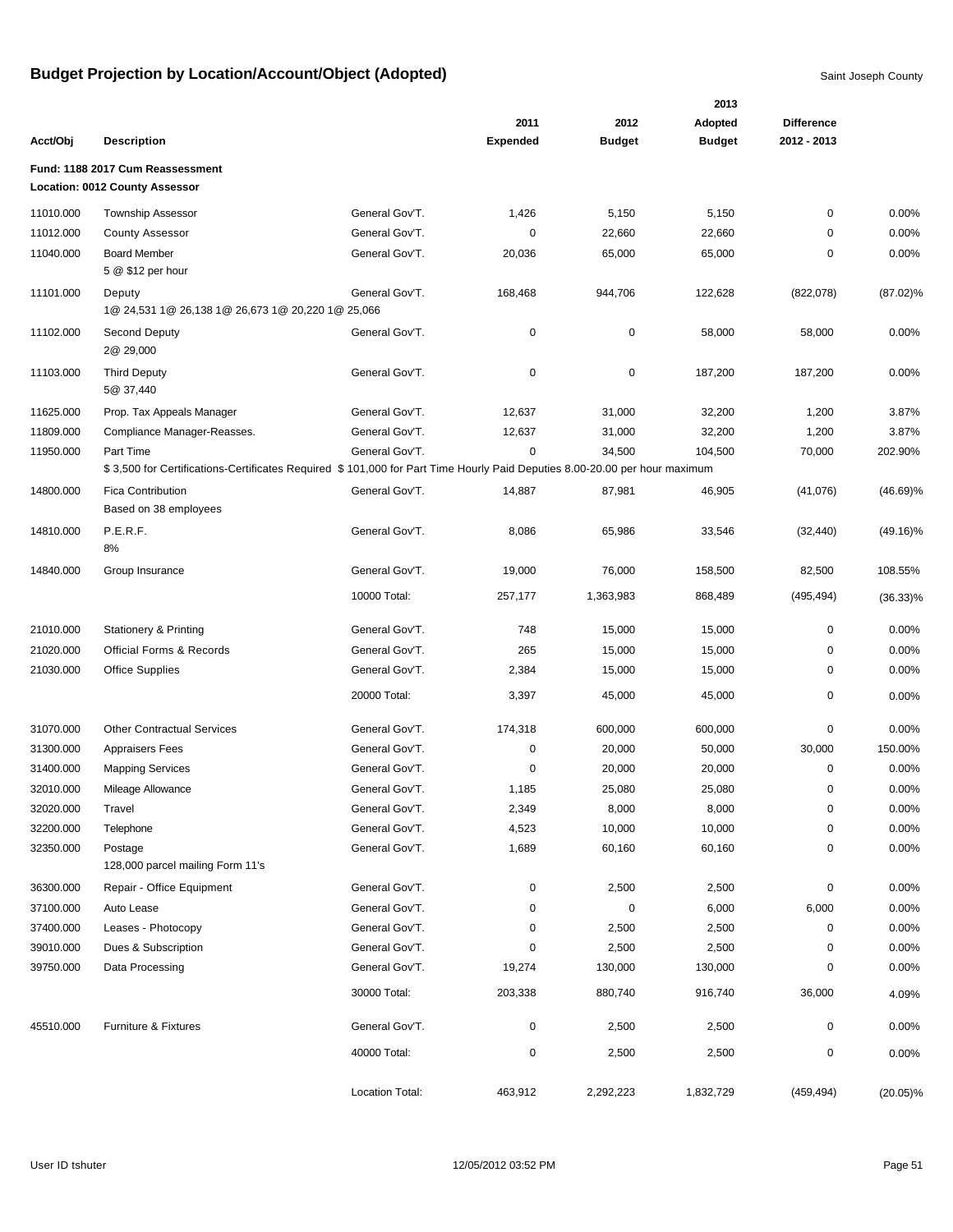# Budget Projection by Location/Account/Object (Adopted)

Saint Joseph County

| Acct/Obj | Description | | 2011 Expended | 2012 Budget | 2013 Adopted Budget | Difference 2012 - 2013 | |
|---|---|---|---|---|---|---|---|
| **Fund: 1188 2017 Cum Reassessment** | | | | | | | |
| **Location: 0012 County Assessor** | | | | | | | |
| 11010.000 | Township Assessor | General Gov'T. | 1,426 | 5,150 | 5,150 | 0 | 0.00% |
| 11012.000 | County Assessor | General Gov'T. | 0 | 22,660 | 22,660 | 0 | 0.00% |
| 11040.000 | Board Member<br>5 @ $12 per hour | General Gov'T. | 20,036 | 65,000 | 65,000 | 0 | 0.00% |
| 11101.000 | Deputy<br>1@ 24,531 1@ 26,138 1@ 26,673 1@ 20,220 1@ 25,066 | General Gov'T. | 168,468 | 944,706 | 122,628 | (822,078) | (87.02)% |
| 11102.000 | Second Deputy<br>2@ 29,000 | General Gov'T. | 0 | 0 | 58,000 | 58,000 | 0.00% |
| 11103.000 | Third Deputy<br>5@ 37,440 | General Gov'T. | 0 | 0 | 187,200 | 187,200 | 0.00% |
| 11625.000 | Prop. Tax Appeals Manager | General Gov'T. | 12,637 | 31,000 | 32,200 | 1,200 | 3.87% |
| 11809.000 | Compliance Manager-Reasses. | General Gov'T. | 12,637 | 31,000 | 32,200 | 1,200 | 3.87% |
| 11950.000 | Part Time<br>$ 3,500 for Certifications-Certificates Required $ 101,000 for Part Time Hourly Paid Deputies 8.00-20.00 per hour maximum | General Gov'T. | 0 | 34,500 | 104,500 | 70,000 | 202.90% |
| 14800.000 | Fica Contribution<br>Based on 38 employees | General Gov'T. | 14,887 | 87,981 | 46,905 | (41,076) | (46.69)% |
| 14810.000 | P.E.R.F.<br>8% | General Gov'T. | 8,086 | 65,986 | 33,546 | (32,440) | (49.16)% |
| 14840.000 | Group Insurance | General Gov'T. | 19,000 | 76,000 | 158,500 | 82,500 | 108.55% |
| | | 10000 Total: | 257,177 | 1,363,983 | 868,489 | (495,494) | (36.33)% |
| 21010.000 | Stationery & Printing | General Gov'T. | 748 | 15,000 | 15,000 | 0 | 0.00% |
| 21020.000 | Official Forms & Records | General Gov'T. | 265 | 15,000 | 15,000 | 0 | 0.00% |
| 21030.000 | Office Supplies | General Gov'T. | 2,384 | 15,000 | 15,000 | 0 | 0.00% |
| | | 20000 Total: | 3,397 | 45,000 | 45,000 | 0 | 0.00% |
| 31070.000 | Other Contractual Services | General Gov'T. | 174,318 | 600,000 | 600,000 | 0 | 0.00% |
| 31300.000 | Appraisers Fees | General Gov'T. | 0 | 20,000 | 50,000 | 30,000 | 150.00% |
| 31400.000 | Mapping Services | General Gov'T. | 0 | 20,000 | 20,000 | 0 | 0.00% |
| 32010.000 | Mileage Allowance | General Gov'T. | 1,185 | 25,080 | 25,080 | 0 | 0.00% |
| 32020.000 | Travel | General Gov'T. | 2,349 | 8,000 | 8,000 | 0 | 0.00% |
| 32200.000 | Telephone | General Gov'T. | 4,523 | 10,000 | 10,000 | 0 | 0.00% |
| 32350.000 | Postage<br>128,000 parcel mailing Form 11's | General Gov'T. | 1,689 | 60,160 | 60,160 | 0 | 0.00% |
| 36300.000 | Repair - Office Equipment | General Gov'T. | 0 | 2,500 | 2,500 | 0 | 0.00% |
| 37100.000 | Auto Lease | General Gov'T. | 0 | 0 | 6,000 | 6,000 | 0.00% |
| 37400.000 | Leases - Photocopy | General Gov'T. | 0 | 2,500 | 2,500 | 0 | 0.00% |
| 39010.000 | Dues & Subscription | General Gov'T. | 0 | 2,500 | 2,500 | 0 | 0.00% |
| 39750.000 | Data Processing | General Gov'T. | 19,274 | 130,000 | 130,000 | 0 | 0.00% |
| | | 30000 Total: | 203,338 | 880,740 | 916,740 | 36,000 | 4.09% |
| 45510.000 | Furniture & Fixtures | General Gov'T. | 0 | 2,500 | 2,500 | 0 | 0.00% |
| | | 40000 Total: | 0 | 2,500 | 2,500 | 0 | 0.00% |
| | | Location Total: | 463,912 | 2,292,223 | 1,832,729 | (459,494) | (20.05)% |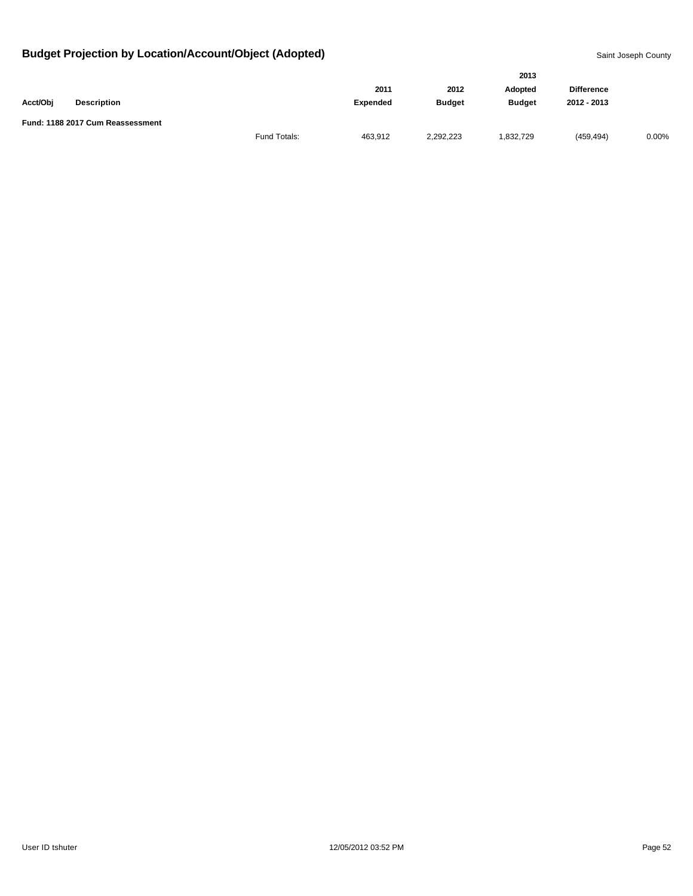# Budget Projection by Location/Account/Object (Adopted)

Saint Joseph County

| Acct/Obj | Description | | 2011 Expended | 2012 Budget | 2013 Adopted Budget | Difference 2012 - 2013 | |
|---|---|---|---|---|---|---|---|
| **Fund: 1188 2017 Cum Reassessment** | | | | | | | |
| | | Fund Totals: | 463,912 | 2,292,223 | 1,832,729 | (459,494) | 0.00% |

User ID tshuter 12/05/2012 03:52 PM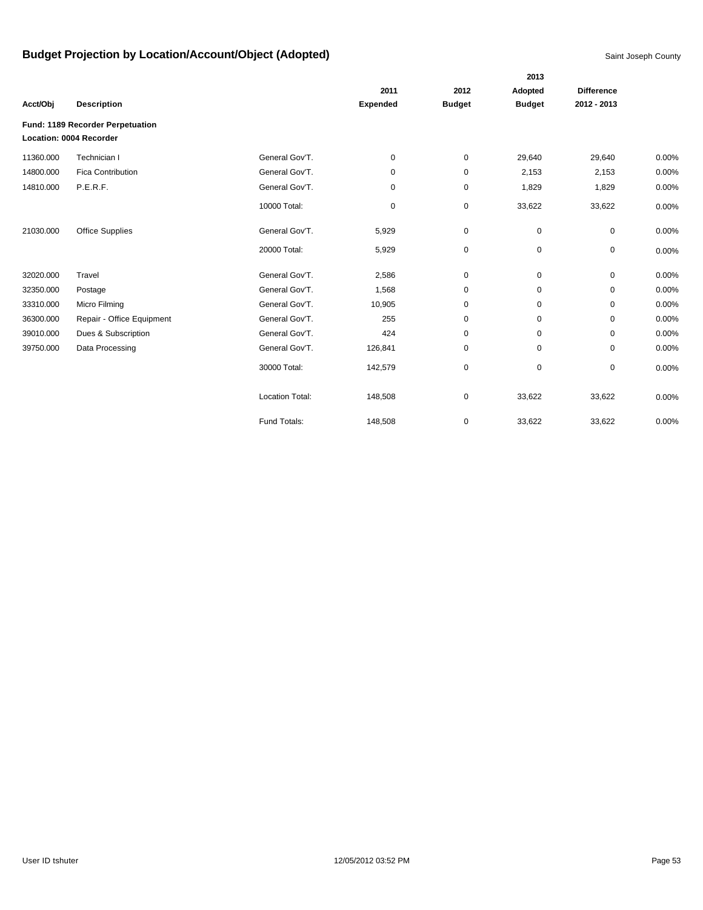# Budget Projection by Location/Account/Object (Adopted)

Saint Joseph County

| Acct/Obj | Description | | 2011 Expended | 2012 Budget | 2013 Adopted Budget | Difference 2012 - 2013 | |
|---|---|---|---|---|---|---|---|
| **Fund: 1189 Recorder Perpetuation** | | | | | | | |
| **Location: 0004 Recorder** | | | | | | | |
| 11360.000 | Technician I | General Gov'T. | 0 | 0 | 29,640 | 29,640 | 0.00% |
| 14800.000 | Fica Contribution | General Gov'T. | 0 | 0 | 2,153 | 2,153 | 0.00% |
| 14810.000 | P.E.R.F. | General Gov'T. | 0 | 0 | 1,829 | 1,829 | 0.00% |
| | | 10000 Total: | 0 | 0 | 33,622 | 33,622 | 0.00% |
| 21030.000 | Office Supplies | General Gov'T. | 5,929 | 0 | 0 | 0 | 0.00% |
| | | 20000 Total: | 5,929 | 0 | 0 | 0 | 0.00% |
| 32020.000 | Travel | General Gov'T. | 2,586 | 0 | 0 | 0 | 0.00% |
| 32350.000 | Postage | General Gov'T. | 1,568 | 0 | 0 | 0 | 0.00% |
| 33310.000 | Micro Filming | General Gov'T. | 10,905 | 0 | 0 | 0 | 0.00% |
| 36300.000 | Repair - Office Equipment | General Gov'T. | 255 | 0 | 0 | 0 | 0.00% |
| 39010.000 | Dues & Subscription | General Gov'T. | 424 | 0 | 0 | 0 | 0.00% |
| 39750.000 | Data Processing | General Gov'T. | 126,841 | 0 | 0 | 0 | 0.00% |
| | | 30000 Total: | 142,579 | 0 | 0 | 0 | 0.00% |
| | | Location Total: | 148,508 | 0 | 33,622 | 33,622 | 0.00% |
| | | Fund Totals: | 148,508 | 0 | 33,622 | 33,622 | 0.00% |

User ID tshuter 12/05/2012 03:52 PM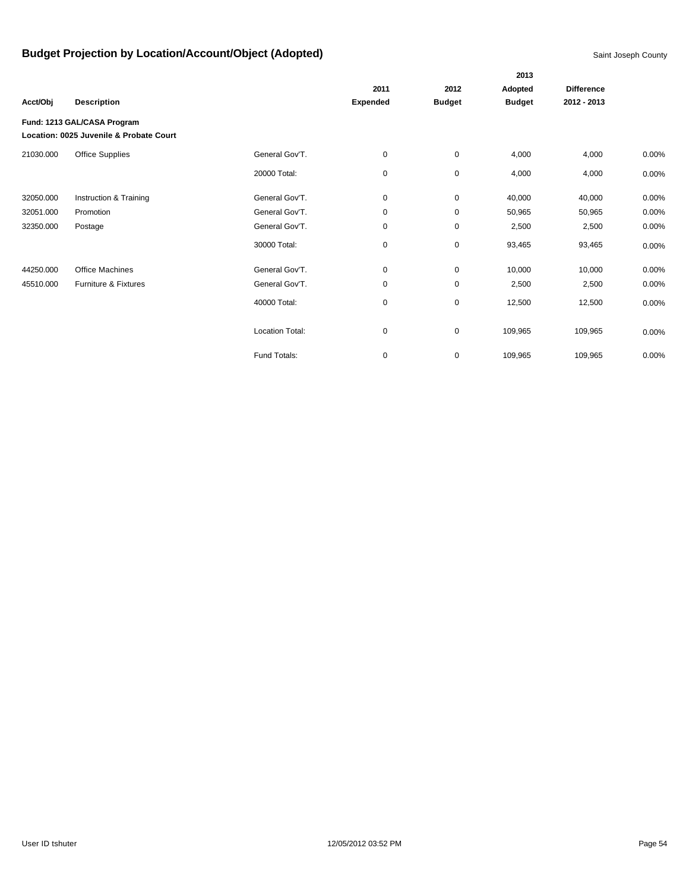# Budget Projection by Location/Account/Object (Adopted)

Saint Joseph County

| Acct/Obj | Description | | 2011 Expended | 2012 Budget | 2013 Adopted Budget | Difference 2012 - 2013 | |
|---|---|---|---|---|---|---|---|
| **Fund: 1213 GAL/CASA Program** | | | | | | | |
| **Location: 0025 Juvenile & Probate Court** | | | | | | | |
| 21030.000 | Office Supplies | General Gov'T. | 0 | 0 | 4,000 | 4,000 | 0.00% |
| | | 20000 Total: | 0 | 0 | 4,000 | 4,000 | 0.00% |
| 32050.000 | Instruction & Training | General Gov'T. | 0 | 0 | 40,000 | 40,000 | 0.00% |
| 32051.000 | Promotion | General Gov'T. | 0 | 0 | 50,965 | 50,965 | 0.00% |
| 32350.000 | Postage | General Gov'T. | 0 | 0 | 2,500 | 2,500 | 0.00% |
| | | 30000 Total: | 0 | 0 | 93,465 | 93,465 | 0.00% |
| 44250.000 | Office Machines | General Gov'T. | 0 | 0 | 10,000 | 10,000 | 0.00% |
| 45510.000 | Furniture & Fixtures | General Gov'T. | 0 | 0 | 2,500 | 2,500 | 0.00% |
| | | 40000 Total: | 0 | 0 | 12,500 | 12,500 | 0.00% |
| | | Location Total: | 0 | 0 | 109,965 | 109,965 | 0.00% |
| | | Fund Totals: | 0 | 0 | 109,965 | 109,965 | 0.00% |

User ID tshuter 12/05/2012 03:52 PM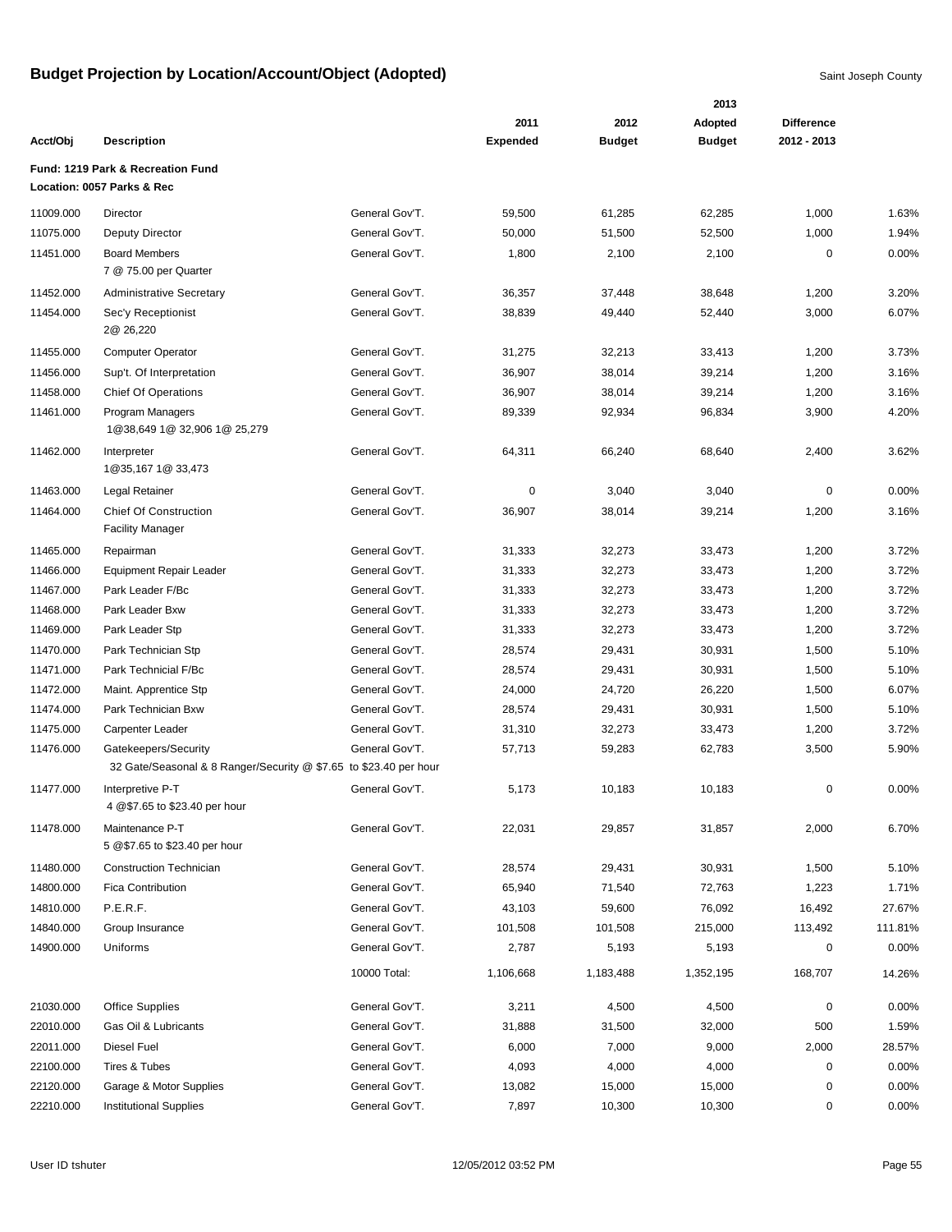# Budget Projection by Location/Account/Object (Adopted)

Saint Joseph County

| Acct/Obj | Description | | 2011 Expended | 2012 Budget | 2013 Adopted Budget | Difference 2012 - 2013 | |
|---|---|---|---|---|---|---|---|
| **Fund: 1219 Park & Recreation Fund** | | | | | | | |
| **Location: 0057 Parks & Rec** | | | | | | | |
| 11009.000 | Director | General Gov'T. | 59,500 | 61,285 | 62,285 | 1,000 | 1.63% |
| 11075.000 | Deputy Director | General Gov'T. | 50,000 | 51,500 | 52,500 | 1,000 | 1.94% |
| 11451.000 | Board Members<br>7 @ 75.00 per Quarter | General Gov'T. | 1,800 | 2,100 | 2,100 | 0 | 0.00% |
| 11452.000 | Administrative Secretary | General Gov'T. | 36,357 | 37,448 | 38,648 | 1,200 | 3.20% |
| 11454.000 | Sec'y Receptionist<br>2@ 26,220 | General Gov'T. | 38,839 | 49,440 | 52,440 | 3,000 | 6.07% |
| 11455.000 | Computer Operator | General Gov'T. | 31,275 | 32,213 | 33,413 | 1,200 | 3.73% |
| 11456.000 | Sup't. Of Interpretation | General Gov'T. | 36,907 | 38,014 | 39,214 | 1,200 | 3.16% |
| 11458.000 | Chief Of Operations | General Gov'T. | 36,907 | 38,014 | 39,214 | 1,200 | 3.16% |
| 11461.000 | Program Managers<br>1@38,649 1@ 32,906 1@ 25,279 | General Gov'T. | 89,339 | 92,934 | 96,834 | 3,900 | 4.20% |
| 11462.000 | Interpreter<br>1@35,167 1@ 33,473 | General Gov'T. | 64,311 | 66,240 | 68,640 | 2,400 | 3.62% |
| 11463.000 | Legal Retainer | General Gov'T. | 0 | 3,040 | 3,040 | 0 | 0.00% |
| 11464.000 | Chief Of Construction<br>Facility Manager | General Gov'T. | 36,907 | 38,014 | 39,214 | 1,200 | 3.16% |
| 11465.000 | Repairman | General Gov'T. | 31,333 | 32,273 | 33,473 | 1,200 | 3.72% |
| 11466.000 | Equipment Repair Leader | General Gov'T. | 31,333 | 32,273 | 33,473 | 1,200 | 3.72% |
| 11467.000 | Park Leader F/Bc | General Gov'T. | 31,333 | 32,273 | 33,473 | 1,200 | 3.72% |
| 11468.000 | Park Leader Bxw | General Gov'T. | 31,333 | 32,273 | 33,473 | 1,200 | 3.72% |
| 11469.000 | Park Leader Stp | General Gov'T. | 31,333 | 32,273 | 33,473 | 1,200 | 3.72% |
| 11470.000 | Park Technician Stp | General Gov'T. | 28,574 | 29,431 | 30,931 | 1,500 | 5.10% |
| 11471.000 | Park Technicial F/Bc | General Gov'T. | 28,574 | 29,431 | 30,931 | 1,500 | 5.10% |
| 11472.000 | Maint. Apprentice Stp | General Gov'T. | 24,000 | 24,720 | 26,220 | 1,500 | 6.07% |
| 11474.000 | Park Technician Bxw | General Gov'T. | 28,574 | 29,431 | 30,931 | 1,500 | 5.10% |
| 11475.000 | Carpenter Leader | General Gov'T. | 31,310 | 32,273 | 33,473 | 1,200 | 3.72% |
| 11476.000 | Gatekeepers/Security<br>32 Gate/Seasonal & 8 Ranger/Security @ $7.65 to $23.40 per hour | General Gov'T. | 57,713 | 59,283 | 62,783 | 3,500 | 5.90% |
| 11477.000 | Interpretive P-T<br>4 @$7.65 to $23.40 per hour | General Gov'T. | 5,173 | 10,183 | 10,183 | 0 | 0.00% |
| 11478.000 | Maintenance P-T<br>5 @$7.65 to $23.40 per hour | General Gov'T. | 22,031 | 29,857 | 31,857 | 2,000 | 6.70% |
| 11480.000 | Construction Technician | General Gov'T. | 28,574 | 29,431 | 30,931 | 1,500 | 5.10% |
| 14800.000 | Fica Contribution | General Gov'T. | 65,940 | 71,540 | 72,763 | 1,223 | 1.71% |
| 14810.000 | P.E.R.F. | General Gov'T. | 43,103 | 59,600 | 76,092 | 16,492 | 27.67% |
| 14840.000 | Group Insurance | General Gov'T. | 101,508 | 101,508 | 215,000 | 113,492 | 111.81% |
| 14900.000 | Uniforms | General Gov'T. | 2,787 | 5,193 | 5,193 | 0 | 0.00% |
| | | 10000 Total: | 1,106,668 | 1,183,488 | 1,352,195 | 168,707 | 14.26% |
| 21030.000 | Office Supplies | General Gov'T. | 3,211 | 4,500 | 4,500 | 0 | 0.00% |
| 22010.000 | Gas Oil & Lubricants | General Gov'T. | 31,888 | 31,500 | 32,000 | 500 | 1.59% |
| 22011.000 | Diesel Fuel | General Gov'T. | 6,000 | 7,000 | 9,000 | 2,000 | 28.57% |
| 22100.000 | Tires & Tubes | General Gov'T. | 4,093 | 4,000 | 4,000 | 0 | 0.00% |
| 22120.000 | Garage & Motor Supplies | General Gov'T. | 13,082 | 15,000 | 15,000 | 0 | 0.00% |
| 22210.000 | Institutional Supplies | General Gov'T. | 7,897 | 10,300 | 10,300 | 0 | 0.00% |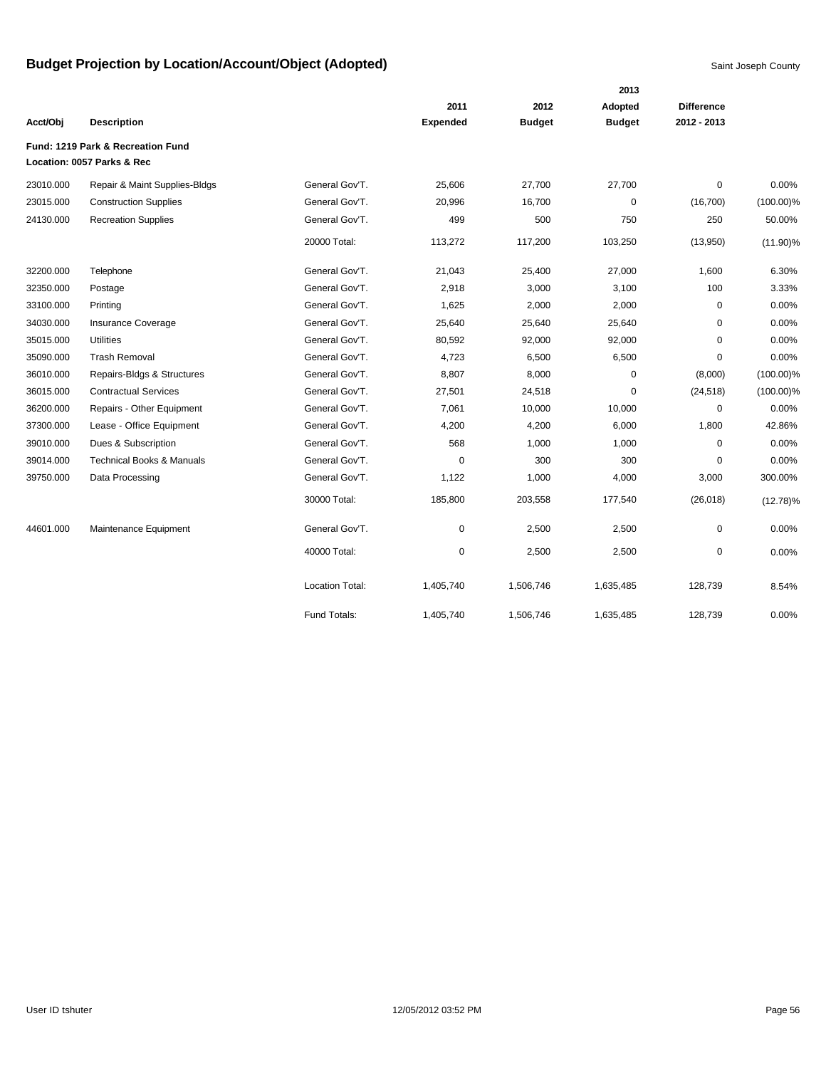# Budget Projection by Location/Account/Object (Adopted)

Saint Joseph County

| Acct/Obj | Description | | 2011 Expended | 2012 Budget | 2013 Adopted Budget | Difference 2012 - 2013 | |
|---|---|---|---|---|---|---|---|
| **Fund: 1219 Park & Recreation Fund** | | | | | | | |
| **Location: 0057 Parks & Rec** | | | | | | | |
| 23010.000 | Repair & Maint Supplies-Bldgs | General Gov'T. | 25,606 | 27,700 | 27,700 | 0 | 0.00% |
| 23015.000 | Construction Supplies | General Gov'T. | 20,996 | 16,700 | 0 | (16,700) | (100.00)% |
| 24130.000 | Recreation Supplies | General Gov'T. | 499 | 500 | 750 | 250 | 50.00% |
| | | 20000 Total: | 113,272 | 117,200 | 103,250 | (13,950) | (11.90)% |
| 32200.000 | Telephone | General Gov'T. | 21,043 | 25,400 | 27,000 | 1,600 | 6.30% |
| 32350.000 | Postage | General Gov'T. | 2,918 | 3,000 | 3,100 | 100 | 3.33% |
| 33100.000 | Printing | General Gov'T. | 1,625 | 2,000 | 2,000 | 0 | 0.00% |
| 34030.000 | Insurance Coverage | General Gov'T. | 25,640 | 25,640 | 25,640 | 0 | 0.00% |
| 35015.000 | Utilities | General Gov'T. | 80,592 | 92,000 | 92,000 | 0 | 0.00% |
| 35090.000 | Trash Removal | General Gov'T. | 4,723 | 6,500 | 6,500 | 0 | 0.00% |
| 36010.000 | Repairs-Bldgs & Structures | General Gov'T. | 8,807 | 8,000 | 0 | (8,000) | (100.00)% |
| 36015.000 | Contractual Services | General Gov'T. | 27,501 | 24,518 | 0 | (24,518) | (100.00)% |
| 36200.000 | Repairs - Other Equipment | General Gov'T. | 7,061 | 10,000 | 10,000 | 0 | 0.00% |
| 37300.000 | Lease - Office Equipment | General Gov'T. | 4,200 | 4,200 | 6,000 | 1,800 | 42.86% |
| 39010.000 | Dues & Subscription | General Gov'T. | 568 | 1,000 | 1,000 | 0 | 0.00% |
| 39014.000 | Technical Books & Manuals | General Gov'T. | 0 | 300 | 300 | 0 | 0.00% |
| 39750.000 | Data Processing | General Gov'T. | 1,122 | 1,000 | 4,000 | 3,000 | 300.00% |
| | | 30000 Total: | 185,800 | 203,558 | 177,540 | (26,018) | (12.78)% |
| 44601.000 | Maintenance Equipment | General Gov'T. | 0 | 2,500 | 2,500 | 0 | 0.00% |
| | | 40000 Total: | 0 | 2,500 | 2,500 | 0 | 0.00% |
| | | Location Total: | 1,405,740 | 1,506,746 | 1,635,485 | 128,739 | 8.54% |
| | | Fund Totals: | 1,405,740 | 1,506,746 | 1,635,485 | 128,739 | 0.00% |

User ID tshuter    12/05/2012 03:52 PM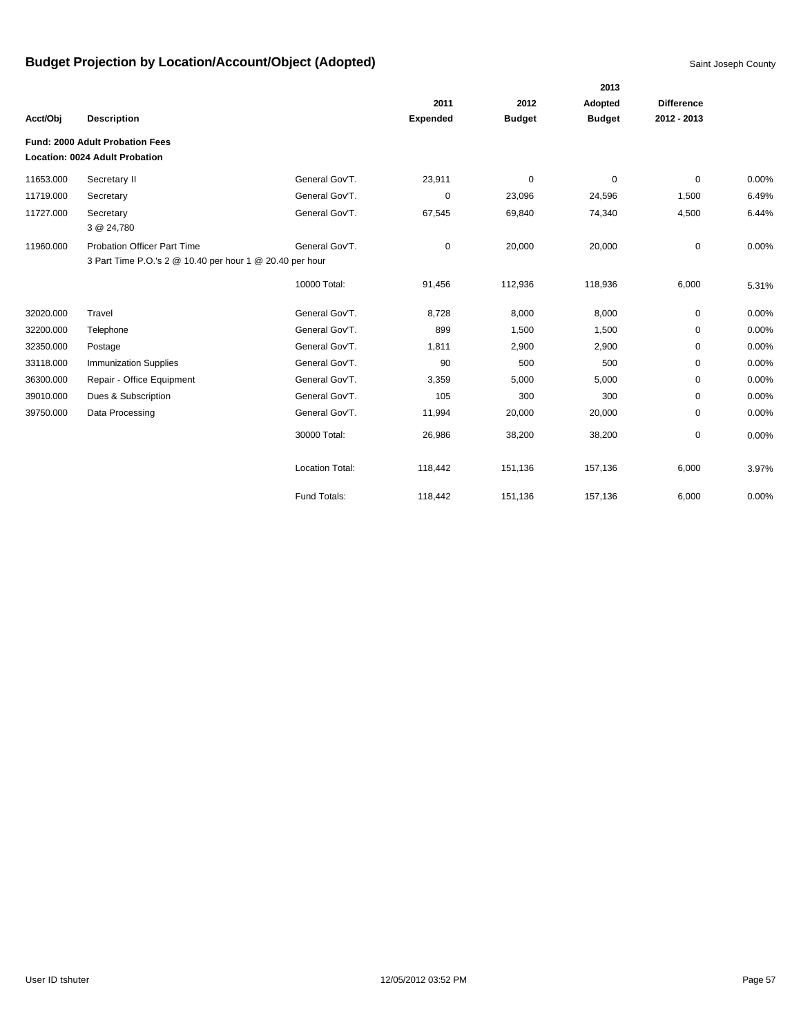# Budget Projection by Location/Account/Object (Adopted)

Saint Joseph County

| Acct/Obj | Description | | 2011 Expended | 2012 Budget | 2013 Adopted Budget | Difference 2012 - 2013 | |
|---|---|---|---|---|---|---|---|
| **Fund: 2000 Adult Probation Fees** | | | | | | | |
| **Location: 0024 Adult Probation** | | | | | | | |
| 11653.000 | Secretary II | General Gov'T. | 23,911 | 0 | 0 | 0 | 0.00% |
| 11719.000 | Secretary | General Gov'T. | 0 | 23,096 | 24,596 | 1,500 | 6.49% |
| 11727.000 | Secretary<br>3 @ 24,780 | General Gov'T. | 67,545 | 69,840 | 74,340 | 4,500 | 6.44% |
| 11960.000 | Probation Officer Part Time<br>3 Part Time P.O.'s 2 @ 10.40 per hour 1 @ 20.40 per hour | General Gov'T. | 0 | 20,000 | 20,000 | 0 | 0.00% |
| | | 10000 Total: | 91,456 | 112,936 | 118,936 | 6,000 | 5.31% |
| 32020.000 | Travel | General Gov'T. | 8,728 | 8,000 | 8,000 | 0 | 0.00% |
| 32200.000 | Telephone | General Gov'T. | 899 | 1,500 | 1,500 | 0 | 0.00% |
| 32350.000 | Postage | General Gov'T. | 1,811 | 2,900 | 2,900 | 0 | 0.00% |
| 33118.000 | Immunization Supplies | General Gov'T. | 90 | 500 | 500 | 0 | 0.00% |
| 36300.000 | Repair - Office Equipment | General Gov'T. | 3,359 | 5,000 | 5,000 | 0 | 0.00% |
| 39010.000 | Dues & Subscription | General Gov'T. | 105 | 300 | 300 | 0 | 0.00% |
| 39750.000 | Data Processing | General Gov'T. | 11,994 | 20,000 | 20,000 | 0 | 0.00% |
| | | 30000 Total: | 26,986 | 38,200 | 38,200 | 0 | 0.00% |
| | | Location Total: | 118,442 | 151,136 | 157,136 | 6,000 | 3.97% |
| | | Fund Totals: | 118,442 | 151,136 | 157,136 | 6,000 | 0.00% |

User ID tshuter 12/05/2012 03:52 PM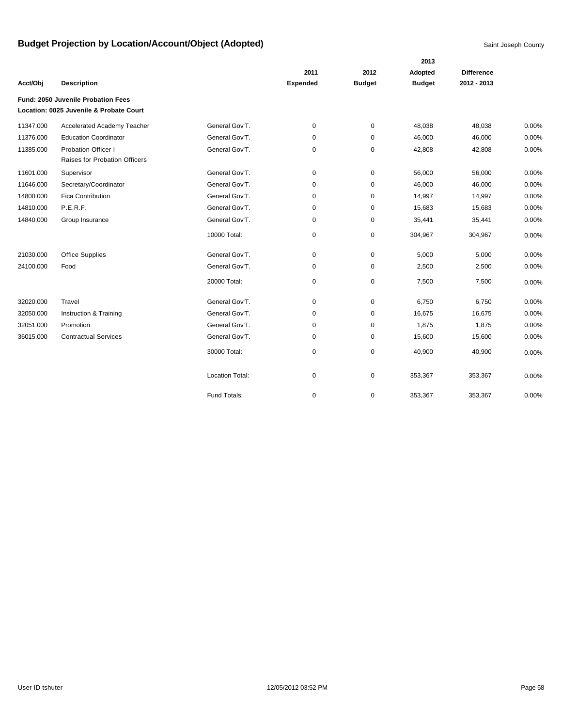# Budget Projection by Location/Account/Object (Adopted)

Saint Joseph County

| Acct/Obj | Description | | 2011 Expended | 2012 Budget | 2013 Adopted Budget | Difference 2012 - 2013 | |
|---|---|---|---|---|---|---|---|
| **Fund: 2050 Juvenile Probation Fees** | | | | | | | |
| **Location: 0025 Juvenile & Probate Court** | | | | | | | |
| 11347.000 | Accelerated Academy Teacher | General Gov'T. | 0 | 0 | 48,038 | 48,038 | 0.00% |
| 11376.000 | Education Coordinator | General Gov'T. | 0 | 0 | 46,000 | 46,000 | 0.00% |
| 11385.000 | Probation Officer I<br>Raises for Probation Officers | General Gov'T. | 0 | 0 | 42,808 | 42,808 | 0.00% |
| 11601.000 | Supervisor | General Gov'T. | 0 | 0 | 56,000 | 56,000 | 0.00% |
| 11646.000 | Secretary/Coordinator | General Gov'T. | 0 | 0 | 46,000 | 46,000 | 0.00% |
| 14800.000 | Fica Contribution | General Gov'T. | 0 | 0 | 14,997 | 14,997 | 0.00% |
| 14810.000 | P.E.R.F. | General Gov'T. | 0 | 0 | 15,683 | 15,683 | 0.00% |
| 14840.000 | Group Insurance | General Gov'T. | 0 | 0 | 35,441 | 35,441 | 0.00% |
| | | 10000 Total: | 0 | 0 | 304,967 | 304,967 | 0.00% |
| 21030.000 | Office Supplies | General Gov'T. | 0 | 0 | 5,000 | 5,000 | 0.00% |
| 24100.000 | Food | General Gov'T. | 0 | 0 | 2,500 | 2,500 | 0.00% |
| | | 20000 Total: | 0 | 0 | 7,500 | 7,500 | 0.00% |
| 32020.000 | Travel | General Gov'T. | 0 | 0 | 6,750 | 6,750 | 0.00% |
| 32050.000 | Instruction & Training | General Gov'T. | 0 | 0 | 16,675 | 16,675 | 0.00% |
| 32051.000 | Promotion | General Gov'T. | 0 | 0 | 1,875 | 1,875 | 0.00% |
| 36015.000 | Contractual Services | General Gov'T. | 0 | 0 | 15,600 | 15,600 | 0.00% |
| | | 30000 Total: | 0 | 0 | 40,900 | 40,900 | 0.00% |
| | | Location Total: | 0 | 0 | 353,367 | 353,367 | 0.00% |
| | | Fund Totals: | 0 | 0 | 353,367 | 353,367 | 0.00% |

User ID tshuter 12/05/2012 03:52 PM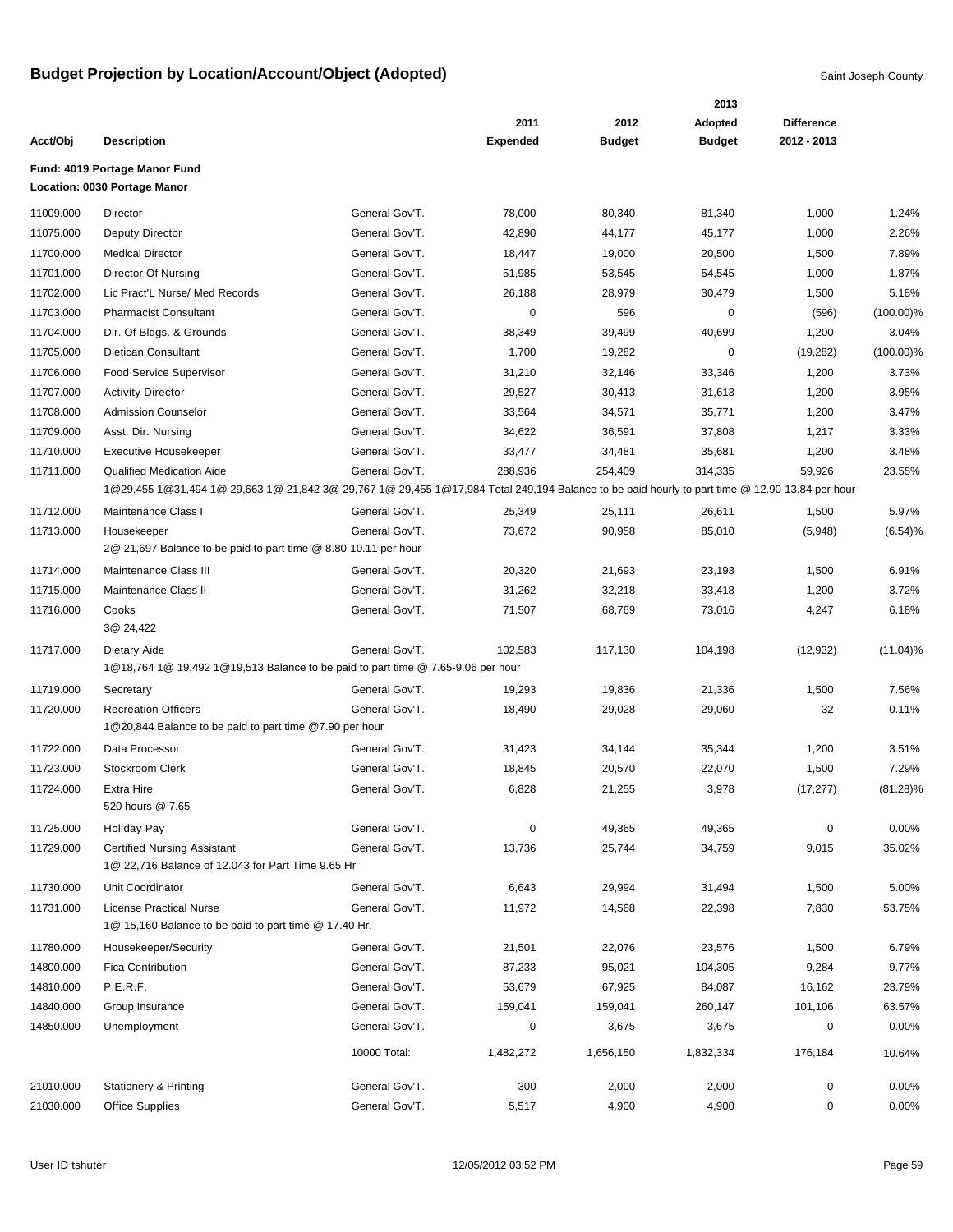# Budget Projection by Location/Account/Object (Adopted)

Saint Joseph County

| Acct/Obj | Description | | 2011 Expended | 2012 Budget | 2013 Adopted Budget | Difference 2012 - 2013 | |
|---|---|---|---|---|---|---|---|
| **Fund: 4019 Portage Manor Fund** | | | | | | | |
| **Location: 0030 Portage Manor** | | | | | | | |
| 11009.000 | Director | General Gov'T. | 78,000 | 80,340 | 81,340 | 1,000 | 1.24% |
| 11075.000 | Deputy Director | General Gov'T. | 42,890 | 44,177 | 45,177 | 1,000 | 2.26% |
| 11700.000 | Medical Director | General Gov'T. | 18,447 | 19,000 | 20,500 | 1,500 | 7.89% |
| 11701.000 | Director Of Nursing | General Gov'T. | 51,985 | 53,545 | 54,545 | 1,000 | 1.87% |
| 11702.000 | Lic Pract'L Nurse/ Med Records | General Gov'T. | 26,188 | 28,979 | 30,479 | 1,500 | 5.18% |
| 11703.000 | Pharmacist Consultant | General Gov'T. | 0 | 596 | 0 | (596) | (100.00)% |
| 11704.000 | Dir. Of Bldgs. & Grounds | General Gov'T. | 38,349 | 39,499 | 40,699 | 1,200 | 3.04% |
| 11705.000 | Dietican Consultant | General Gov'T. | 1,700 | 19,282 | 0 | (19,282) | (100.00)% |
| 11706.000 | Food Service Supervisor | General Gov'T. | 31,210 | 32,146 | 33,346 | 1,200 | 3.73% |
| 11707.000 | Activity Director | General Gov'T. | 29,527 | 30,413 | 31,613 | 1,200 | 3.95% |
| 11708.000 | Admission Counselor | General Gov'T. | 33,564 | 34,571 | 35,771 | 1,200 | 3.47% |
| 11709.000 | Asst. Dir. Nursing | General Gov'T. | 34,622 | 36,591 | 37,808 | 1,217 | 3.33% |
| 11710.000 | Executive Housekeeper | General Gov'T. | 33,477 | 34,481 | 35,681 | 1,200 | 3.48% |
| 11711.000 | Qualified Medication Aide | General Gov'T. | 288,936 | 254,409 | 314,335 | 59,926 | 23.55% |
| | 1@29,455 1@31,494 1@ 29,663 1@ 21,842 3@ 29,767 1@ 29,455 1@17,984 Total 249,194 Balance to be paid hourly to part time @ 12.90-13.84 per hour | | | | | | |
| 11712.000 | Maintenance Class I | General Gov'T. | 25,349 | 25,111 | 26,611 | 1,500 | 5.97% |
| 11713.000 | Housekeeper | General Gov'T. | 73,672 | 90,958 | 85,010 | (5,948) | (6.54)% |
| | 2@ 21,697 Balance to be paid to part time @ 8.80-10.11 per hour | | | | | | |
| 11714.000 | Maintenance Class III | General Gov'T. | 20,320 | 21,693 | 23,193 | 1,500 | 6.91% |
| 11715.000 | Maintenance Class II | General Gov'T. | 31,262 | 32,218 | 33,418 | 1,200 | 3.72% |
| 11716.000 | Cooks | General Gov'T. | 71,507 | 68,769 | 73,016 | 4,247 | 6.18% |
| | 3@ 24,422 | | | | | | |
| 11717.000 | Dietary Aide | General Gov'T. | 102,583 | 117,130 | 104,198 | (12,932) | (11.04)% |
| | 1@18,764 1@ 19,492 1@19,513 Balance to be paid to part time @ 7.65-9.06 per hour | | | | | | |
| 11719.000 | Secretary | General Gov'T. | 19,293 | 19,836 | 21,336 | 1,500 | 7.56% |
| 11720.000 | Recreation Officers | General Gov'T. | 18,490 | 29,028 | 29,060 | 32 | 0.11% |
| | 1@20,844 Balance to be paid to part time @7.90 per hour | | | | | | |
| 11722.000 | Data Processor | General Gov'T. | 31,423 | 34,144 | 35,344 | 1,200 | 3.51% |
| 11723.000 | Stockroom Clerk | General Gov'T. | 18,845 | 20,570 | 22,070 | 1,500 | 7.29% |
| 11724.000 | Extra Hire | General Gov'T. | 6,828 | 21,255 | 3,978 | (17,277) | (81.28)% |
| | 520 hours @ 7.65 | | | | | | |
| 11725.000 | Holiday Pay | General Gov'T. | 0 | 49,365 | 49,365 | 0 | 0.00% |
| 11729.000 | Certified Nursing Assistant | General Gov'T. | 13,736 | 25,744 | 34,759 | 9,015 | 35.02% |
| | 1@ 22,716 Balance of 12.043 for Part Time 9.65 Hr | | | | | | |
| 11730.000 | Unit Coordinator | General Gov'T. | 6,643 | 29,994 | 31,494 | 1,500 | 5.00% |
| 11731.000 | License Practical Nurse | General Gov'T. | 11,972 | 14,568 | 22,398 | 7,830 | 53.75% |
| | 1@ 15,160 Balance to be paid to part time @ 17.40 Hr. | | | | | | |
| 11780.000 | Housekeeper/Security | General Gov'T. | 21,501 | 22,076 | 23,576 | 1,500 | 6.79% |
| 14800.000 | Fica Contribution | General Gov'T. | 87,233 | 95,021 | 104,305 | 9,284 | 9.77% |
| 14810.000 | P.E.R.F. | General Gov'T. | 53,679 | 67,925 | 84,087 | 16,162 | 23.79% |
| 14840.000 | Group Insurance | General Gov'T. | 159,041 | 159,041 | 260,147 | 101,106 | 63.57% |
| 14850.000 | Unemployment | General Gov'T. | 0 | 3,675 | 3,675 | 0 | 0.00% |
| | | 10000 Total: | 1,482,272 | 1,656,150 | 1,832,334 | 176,184 | 10.64% |
| 21010.000 | Stationery & Printing | General Gov'T. | 300 | 2,000 | 2,000 | 0 | 0.00% |
| 21030.000 | Office Supplies | General Gov'T. | 5,517 | 4,900 | 4,900 | 0 | 0.00% |

User ID tshuter — 12/05/2012 03:52 PM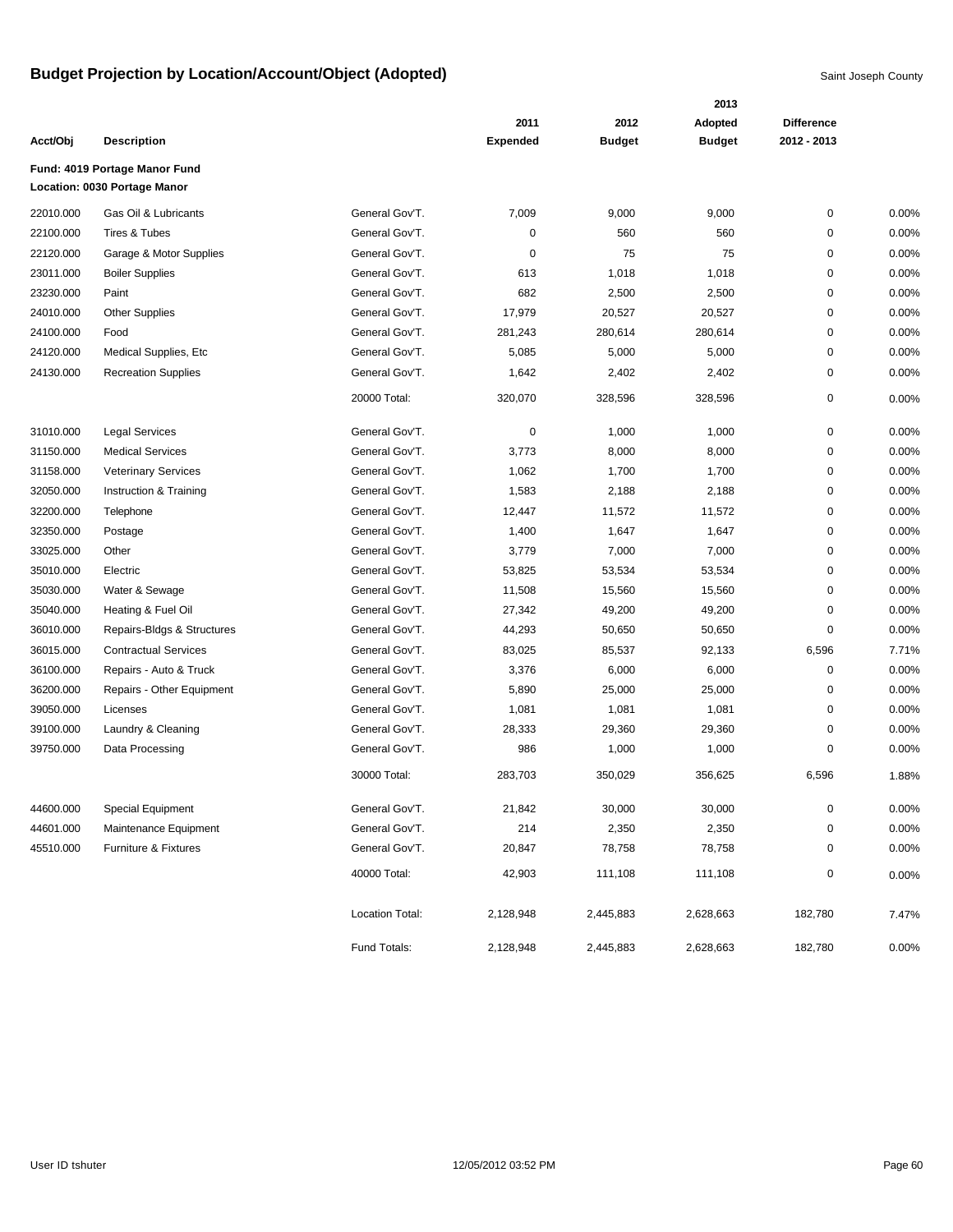# Budget Projection by Location/Account/Object (Adopted)

Saint Joseph County

| Acct/Obj | Description | | 2011 Expended | 2012 Budget | 2013 Adopted Budget | Difference 2012 - 2013 | |
|---|---|---|---|---|---|---|---|
| **Fund: 4019 Portage Manor Fund** | | | | | | | |
| **Location: 0030 Portage Manor** | | | | | | | |
| 22010.000 | Gas Oil & Lubricants | General Gov'T. | 7,009 | 9,000 | 9,000 | 0 | 0.00% |
| 22100.000 | Tires & Tubes | General Gov'T. | 0 | 560 | 560 | 0 | 0.00% |
| 22120.000 | Garage & Motor Supplies | General Gov'T. | 0 | 75 | 75 | 0 | 0.00% |
| 23011.000 | Boiler Supplies | General Gov'T. | 613 | 1,018 | 1,018 | 0 | 0.00% |
| 23230.000 | Paint | General Gov'T. | 682 | 2,500 | 2,500 | 0 | 0.00% |
| 24010.000 | Other Supplies | General Gov'T. | 17,979 | 20,527 | 20,527 | 0 | 0.00% |
| 24100.000 | Food | General Gov'T. | 281,243 | 280,614 | 280,614 | 0 | 0.00% |
| 24120.000 | Medical Supplies, Etc | General Gov'T. | 5,085 | 5,000 | 5,000 | 0 | 0.00% |
| 24130.000 | Recreation Supplies | General Gov'T. | 1,642 | 2,402 | 2,402 | 0 | 0.00% |
| | | 20000 Total: | 320,070 | 328,596 | 328,596 | 0 | 0.00% |
| 31010.000 | Legal Services | General Gov'T. | 0 | 1,000 | 1,000 | 0 | 0.00% |
| 31150.000 | Medical Services | General Gov'T. | 3,773 | 8,000 | 8,000 | 0 | 0.00% |
| 31158.000 | Veterinary Services | General Gov'T. | 1,062 | 1,700 | 1,700 | 0 | 0.00% |
| 32050.000 | Instruction & Training | General Gov'T. | 1,583 | 2,188 | 2,188 | 0 | 0.00% |
| 32200.000 | Telephone | General Gov'T. | 12,447 | 11,572 | 11,572 | 0 | 0.00% |
| 32350.000 | Postage | General Gov'T. | 1,400 | 1,647 | 1,647 | 0 | 0.00% |
| 33025.000 | Other | General Gov'T. | 3,779 | 7,000 | 7,000 | 0 | 0.00% |
| 35010.000 | Electric | General Gov'T. | 53,825 | 53,534 | 53,534 | 0 | 0.00% |
| 35030.000 | Water & Sewage | General Gov'T. | 11,508 | 15,560 | 15,560 | 0 | 0.00% |
| 35040.000 | Heating & Fuel Oil | General Gov'T. | 27,342 | 49,200 | 49,200 | 0 | 0.00% |
| 36010.000 | Repairs-Bldgs & Structures | General Gov'T. | 44,293 | 50,650 | 50,650 | 0 | 0.00% |
| 36015.000 | Contractual Services | General Gov'T. | 83,025 | 85,537 | 92,133 | 6,596 | 7.71% |
| 36100.000 | Repairs - Auto & Truck | General Gov'T. | 3,376 | 6,000 | 6,000 | 0 | 0.00% |
| 36200.000 | Repairs - Other Equipment | General Gov'T. | 5,890 | 25,000 | 25,000 | 0 | 0.00% |
| 39050.000 | Licenses | General Gov'T. | 1,081 | 1,081 | 1,081 | 0 | 0.00% |
| 39100.000 | Laundry & Cleaning | General Gov'T. | 28,333 | 29,360 | 29,360 | 0 | 0.00% |
| 39750.000 | Data Processing | General Gov'T. | 986 | 1,000 | 1,000 | 0 | 0.00% |
| | | 30000 Total: | 283,703 | 350,029 | 356,625 | 6,596 | 1.88% |
| 44600.000 | Special Equipment | General Gov'T. | 21,842 | 30,000 | 30,000 | 0 | 0.00% |
| 44601.000 | Maintenance Equipment | General Gov'T. | 214 | 2,350 | 2,350 | 0 | 0.00% |
| 45510.000 | Furniture & Fixtures | General Gov'T. | 20,847 | 78,758 | 78,758 | 0 | 0.00% |
| | | 40000 Total: | 42,903 | 111,108 | 111,108 | 0 | 0.00% |
| | | Location Total: | 2,128,948 | 2,445,883 | 2,628,663 | 182,780 | 7.47% |
| | | Fund Totals: | 2,128,948 | 2,445,883 | 2,628,663 | 182,780 | 0.00% |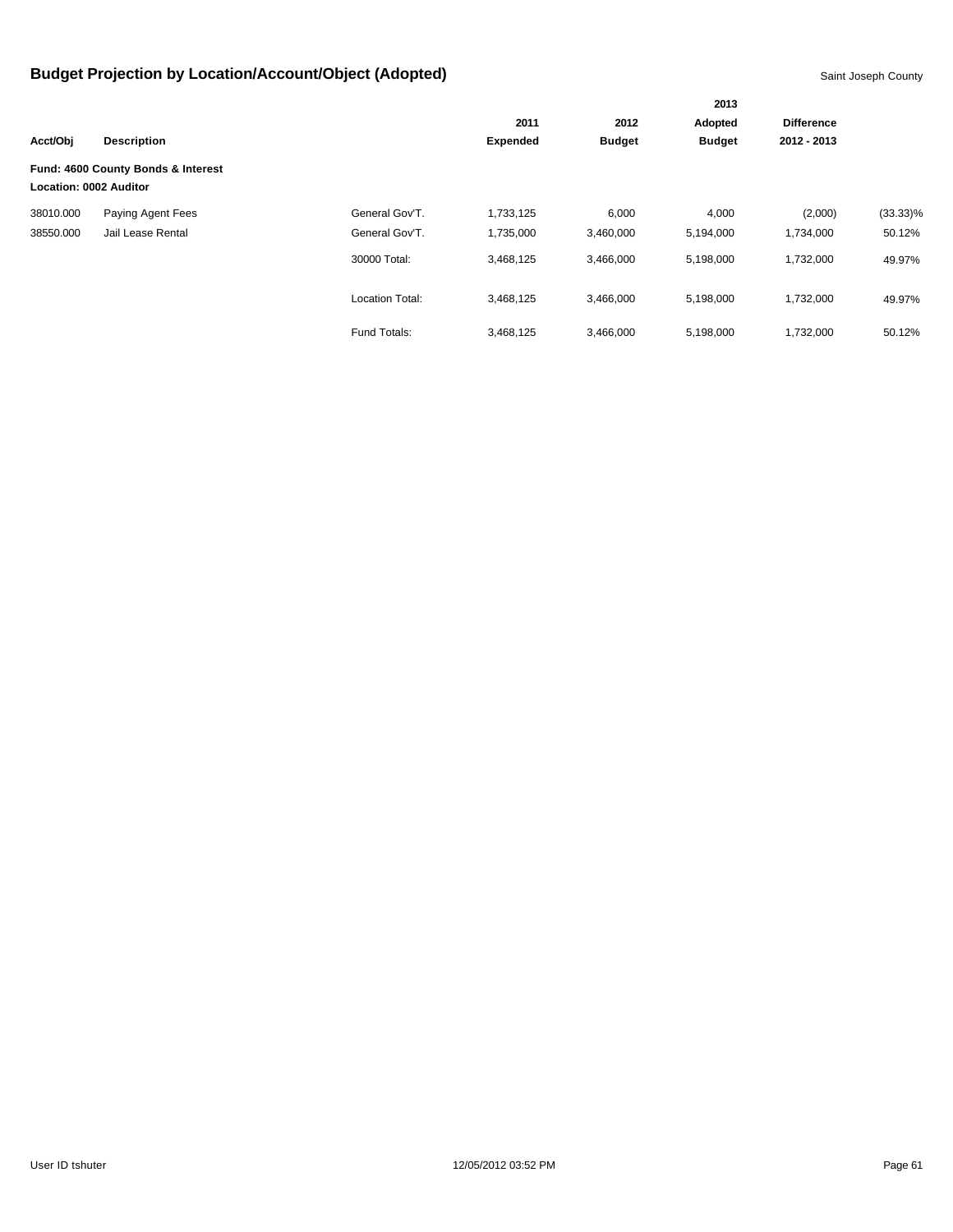# Budget Projection by Location/Account/Object (Adopted)

Saint Joseph County

| Acct/Obj | Description | | 2011 Expended | 2012 Budget | 2013 Adopted Budget | Difference 2012 - 2013 | |
|---|---|---|---|---|---|---|---|
| **Fund: 4600 County Bonds & Interest** | | | | | | | |
| **Location: 0002 Auditor** | | | | | | | |
| 38010.000 | Paying Agent Fees | General Gov'T. | 1,733,125 | 6,000 | 4,000 | (2,000) | (33.33)% |
| 38550.000 | Jail Lease Rental | General Gov'T. | 1,735,000 | 3,460,000 | 5,194,000 | 1,734,000 | 50.12% |
| | | 30000 Total: | 3,468,125 | 3,466,000 | 5,198,000 | 1,732,000 | 49.97% |
| | | Location Total: | 3,468,125 | 3,466,000 | 5,198,000 | 1,732,000 | 49.97% |
| | | Fund Totals: | 3,468,125 | 3,466,000 | 5,198,000 | 1,732,000 | 50.12% |

User ID tshuter 12/05/2012 03:52 PM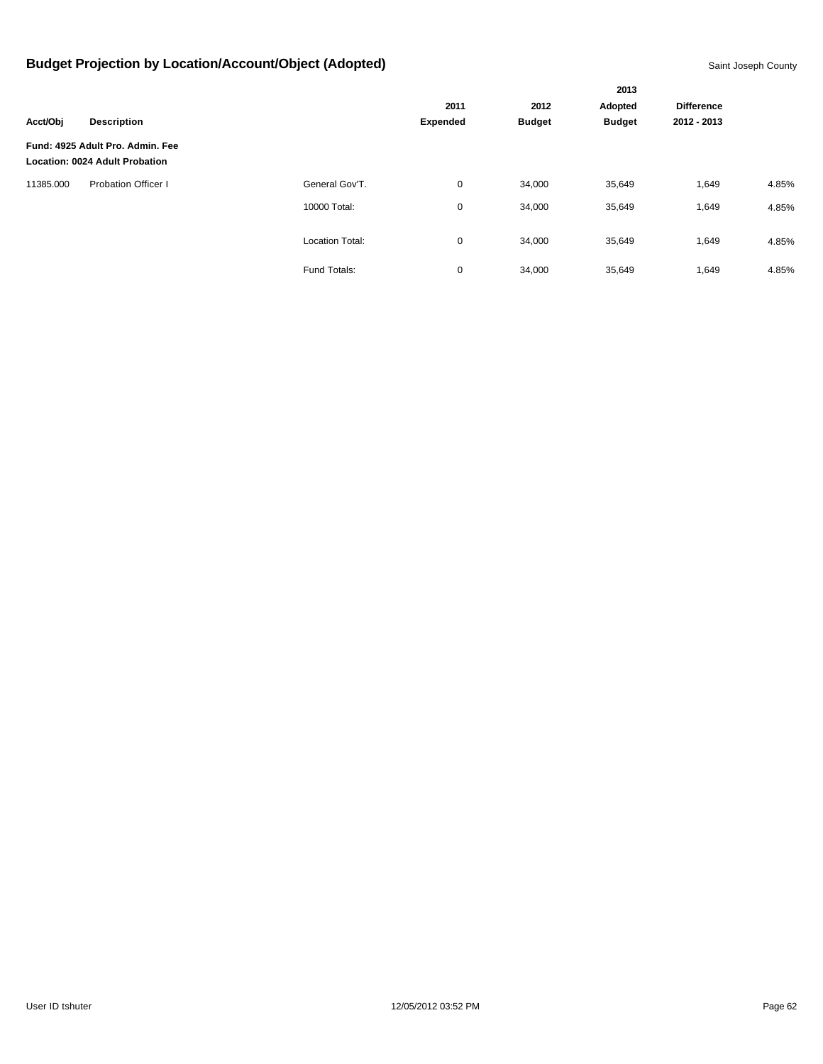# Budget Projection by Location/Account/Object (Adopted)

Saint Joseph County

| Acct/Obj | Description | | 2011 Expended | 2012 Budget | 2013 Adopted Budget | Difference 2012 - 2013 | |
|---|---|---|---|---|---|---|---|
| **Fund: 4925 Adult Pro. Admin. Fee** | | | | | | | |
| **Location: 0024 Adult Probation** | | | | | | | |
| 11385.000 | Probation Officer I | General Gov'T. | 0 | 34,000 | 35,649 | 1,649 | 4.85% |
| | | 10000 Total: | 0 | 34,000 | 35,649 | 1,649 | 4.85% |
| | | Location Total: | 0 | 34,000 | 35,649 | 1,649 | 4.85% |
| | | Fund Totals: | 0 | 34,000 | 35,649 | 1,649 | 4.85% |

User ID tshuter 12/05/2012 03:52 PM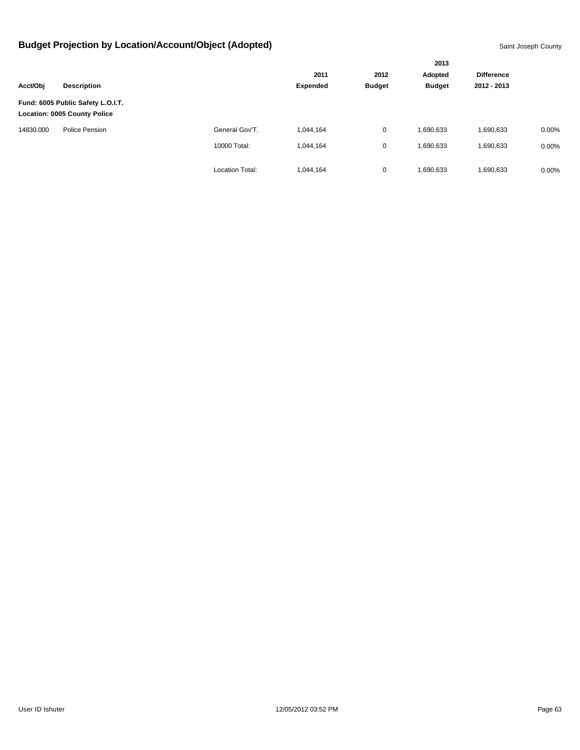# Budget Projection by Location/Account/Object (Adopted)

Saint Joseph County

| Acct/Obj | Description | | 2011 Expended | 2012 Budget | 2013 Adopted Budget | Difference 2012 - 2013 | |
|---|---|---|---|---|---|---|---|
| **Fund: 6005 Public Safety L.O.I.T.** | | | | | | | |
| **Location: 0005 County Police** | | | | | | | |
| 14830.000 | Police Pension | General Gov'T. | 1,044,164 | 0 | 1,690,633 | 1,690,633 | 0.00% |
| | | 10000 Total: | 1,044,164 | 0 | 1,690,633 | 1,690,633 | 0.00% |
| | | Location Total: | 1,044,164 | 0 | 1,690,633 | 1,690,633 | 0.00% |

User ID tshuter 12/05/2012 03:52 PM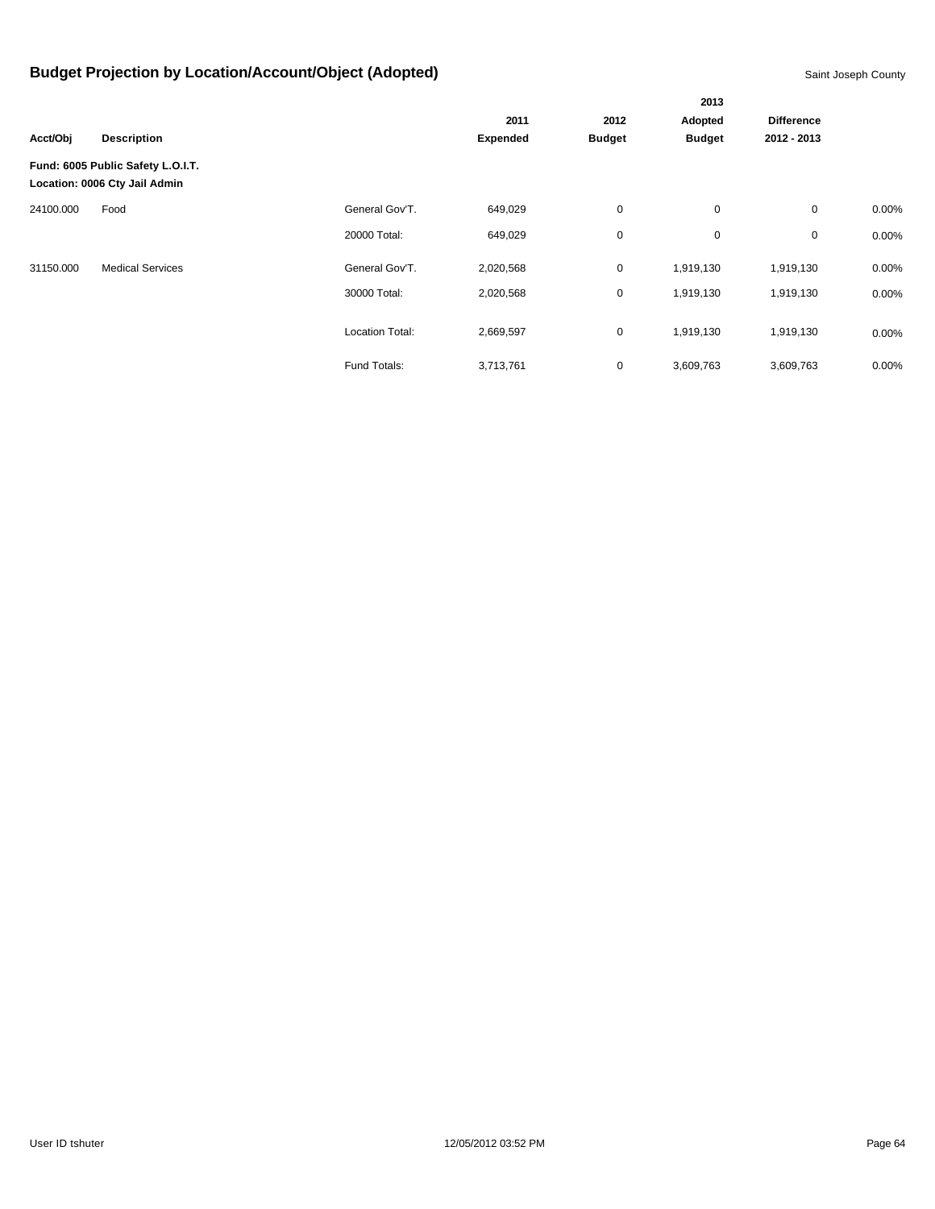# Budget Projection by Location/Account/Object (Adopted)

Saint Joseph County

| Acct/Obj | Description | | 2011 Expended | 2012 Budget | 2013 Adopted Budget | Difference 2012 - 2013 | |
|---|---|---|---|---|---|---|---|
| **Fund: 6005 Public Safety L.O.I.T.** | | | | | | | |
| **Location: 0006 Cty Jail Admin** | | | | | | | |
| 24100.000 | Food | General Gov'T. | 649,029 | 0 | 0 | 0 | 0.00% |
| | | 20000 Total: | 649,029 | 0 | 0 | 0 | 0.00% |
| 31150.000 | Medical Services | General Gov'T. | 2,020,568 | 0 | 1,919,130 | 1,919,130 | 0.00% |
| | | 30000 Total: | 2,020,568 | 0 | 1,919,130 | 1,919,130 | 0.00% |
| | | Location Total: | 2,669,597 | 0 | 1,919,130 | 1,919,130 | 0.00% |
| | | Fund Totals: | 3,713,761 | 0 | 3,609,763 | 3,609,763 | 0.00% |

User ID tshuter 12/05/2012 03:52 PM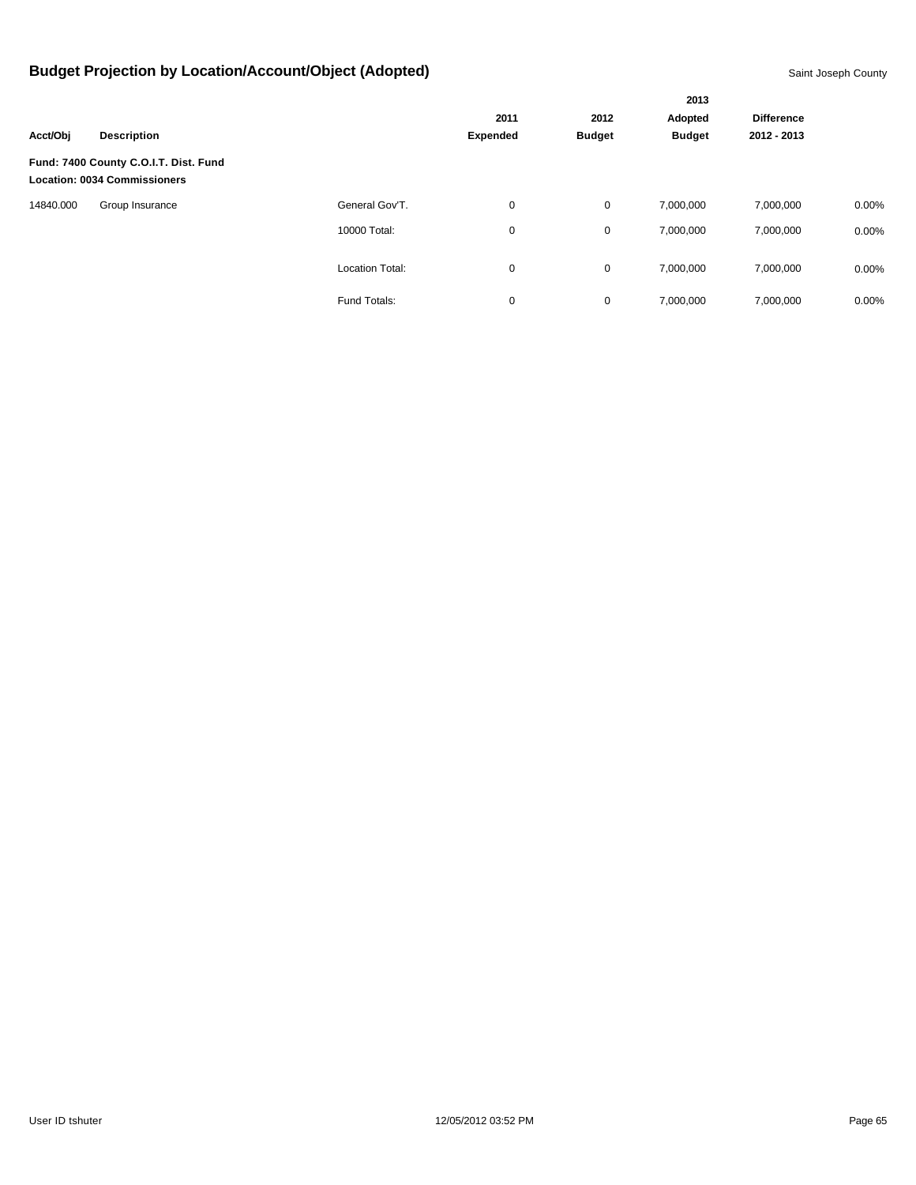# Budget Projection by Location/Account/Object (Adopted)

Saint Joseph County

| Acct/Obj | Description | | 2011 Expended | 2012 Budget | 2013 Adopted Budget | Difference 2012 - 2013 | |
|---|---|---|---|---|---|---|---|
| **Fund: 7400 County C.O.I.T. Dist. Fund** | | | | | | | |
| **Location: 0034 Commissioners** | | | | | | | |
| 14840.000 | Group Insurance | General Gov'T. | 0 | 0 | 7,000,000 | 7,000,000 | 0.00% |
| | | 10000 Total: | 0 | 0 | 7,000,000 | 7,000,000 | 0.00% |
| | | Location Total: | 0 | 0 | 7,000,000 | 7,000,000 | 0.00% |
| | | Fund Totals: | 0 | 0 | 7,000,000 | 7,000,000 | 0.00% |

User ID tshuter 12/05/2012 03:52 PM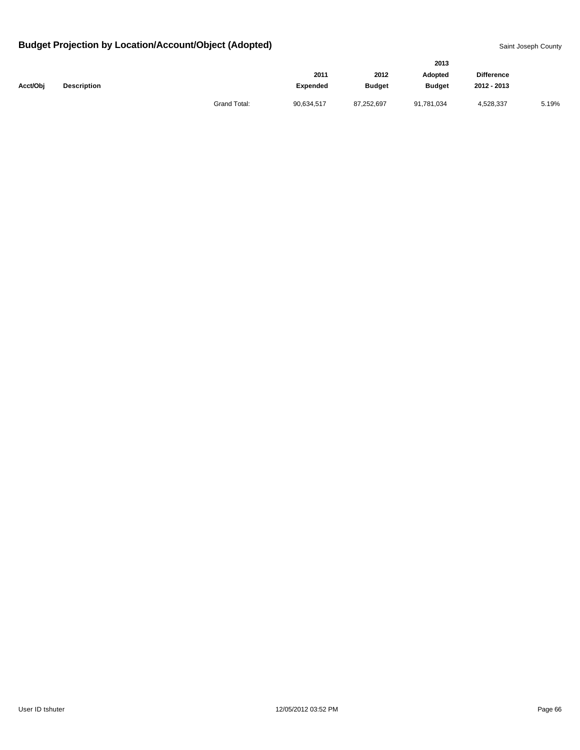## Budget Projection by Location/Account/Object (Adopted)

Saint Joseph County

| Acct/Obj | Description | | 2011 Expended | 2012 Budget | 2013 Adopted Budget | Difference 2012 - 2013 | |
|---|---|---|---|---|---|---|---|
| | | Grand Total: | 90,634,517 | 87,252,697 | 91,781,034 | 4,528,337 | 5.19% |

User ID tshuter 12/05/2012 03:52 PM